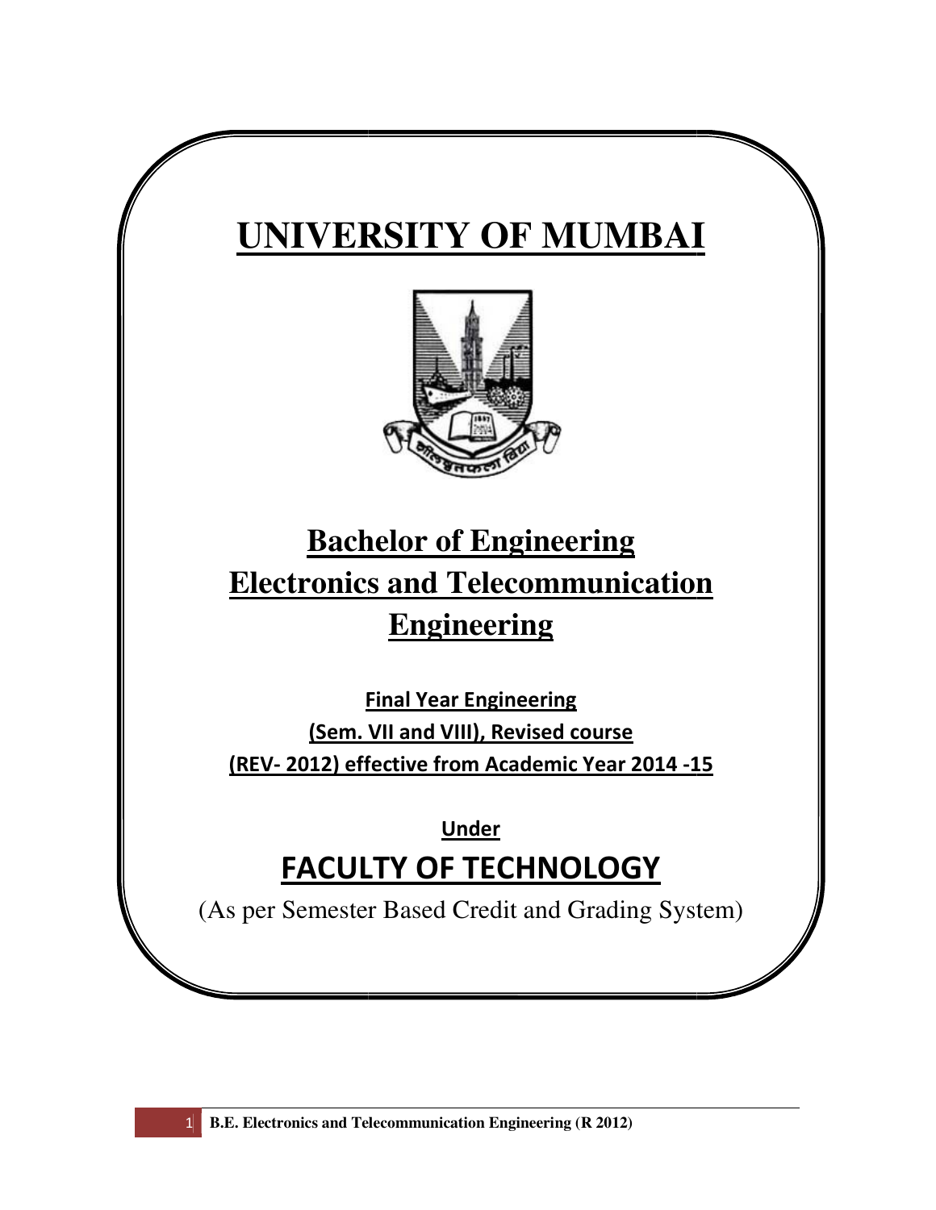# UNIVERSITY OF MUMBAI

## Bachelor of Engineering
## Electronics and Telecommunication Engineering

**Final Year Engineering**

**(Sem. VII and VIII), Revised course**

**(REV- 2012) effective from Academic Year 2014 -15**

**Under**

## FACULTY OF TECHNOLOGY

(As per Semester Based Credit and Grading System)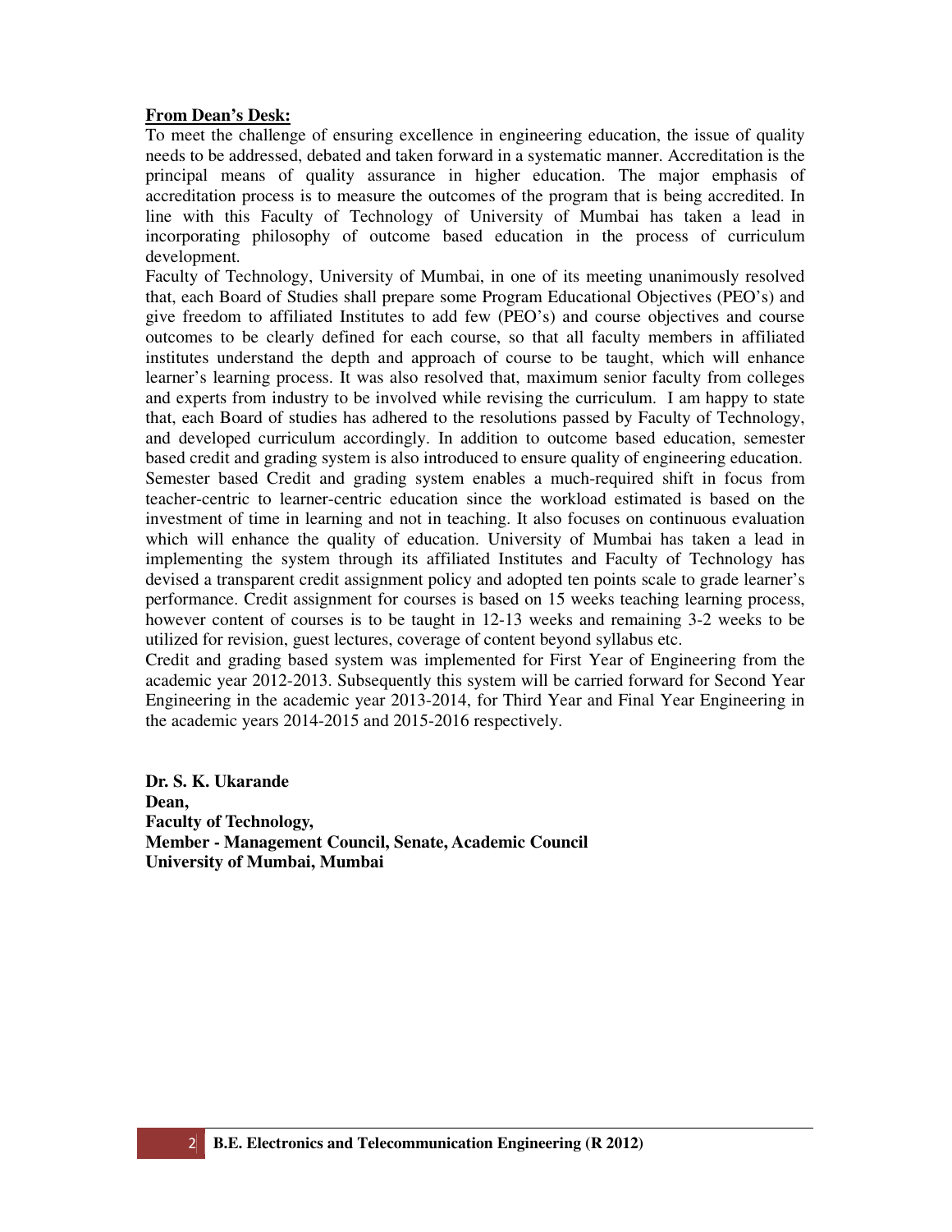**From Dean's Desk:**

To meet the challenge of ensuring excellence in engineering education, the issue of quality needs to be addressed, debated and taken forward in a systematic manner. Accreditation is the principal means of quality assurance in higher education. The major emphasis of accreditation process is to measure the outcomes of the program that is being accredited. In line with this Faculty of Technology of University of Mumbai has taken a lead in incorporating philosophy of outcome based education in the process of curriculum development.

Faculty of Technology, University of Mumbai, in one of its meeting unanimously resolved that, each Board of Studies shall prepare some Program Educational Objectives (PEO's) and give freedom to affiliated Institutes to add few (PEO's) and course objectives and course outcomes to be clearly defined for each course, so that all faculty members in affiliated institutes understand the depth and approach of course to be taught, which will enhance learner's learning process. It was also resolved that, maximum senior faculty from colleges and experts from industry to be involved while revising the curriculum. I am happy to state that, each Board of studies has adhered to the resolutions passed by Faculty of Technology, and developed curriculum accordingly. In addition to outcome based education, semester based credit and grading system is also introduced to ensure quality of engineering education. Semester based Credit and grading system enables a much-required shift in focus from teacher-centric to learner-centric education since the workload estimated is based on the investment of time in learning and not in teaching. It also focuses on continuous evaluation which will enhance the quality of education. University of Mumbai has taken a lead in implementing the system through its affiliated Institutes and Faculty of Technology has devised a transparent credit assignment policy and adopted ten points scale to grade learner's performance. Credit assignment for courses is based on 15 weeks teaching learning process, however content of courses is to be taught in 12-13 weeks and remaining 3-2 weeks to be utilized for revision, guest lectures, coverage of content beyond syllabus etc.

Credit and grading based system was implemented for First Year of Engineering from the academic year 2012-2013. Subsequently this system will be carried forward for Second Year Engineering in the academic year 2013-2014, for Third Year and Final Year Engineering in the academic years 2014-2015 and 2015-2016 respectively.

**Dr. S. K. Ukarande**
**Dean,**
**Faculty of Technology,**
**Member - Management Council, Senate, Academic Council**
**University of Mumbai, Mumbai**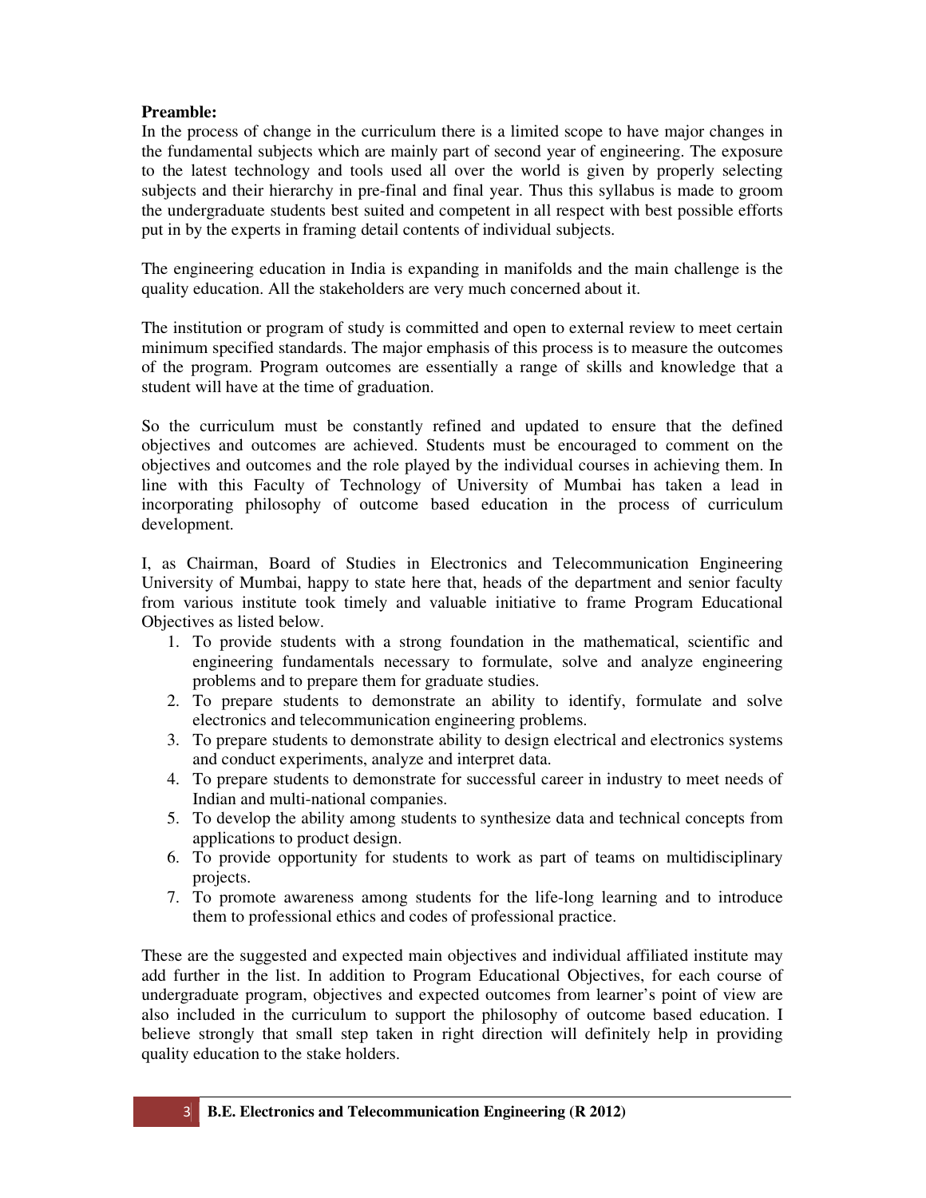**Preamble:**

In the process of change in the curriculum there is a limited scope to have major changes in the fundamental subjects which are mainly part of second year of engineering. The exposure to the latest technology and tools used all over the world is given by properly selecting subjects and their hierarchy in pre-final and final year. Thus this syllabus is made to groom the undergraduate students best suited and competent in all respect with best possible efforts put in by the experts in framing detail contents of individual subjects.

The engineering education in India is expanding in manifolds and the main challenge is the quality education. All the stakeholders are very much concerned about it.

The institution or program of study is committed and open to external review to meet certain minimum specified standards. The major emphasis of this process is to measure the outcomes of the program. Program outcomes are essentially a range of skills and knowledge that a student will have at the time of graduation.

So the curriculum must be constantly refined and updated to ensure that the defined objectives and outcomes are achieved. Students must be encouraged to comment on the objectives and outcomes and the role played by the individual courses in achieving them. In line with this Faculty of Technology of University of Mumbai has taken a lead in incorporating philosophy of outcome based education in the process of curriculum development.

I, as Chairman, Board of Studies in Electronics and Telecommunication Engineering University of Mumbai, happy to state here that, heads of the department and senior faculty from various institute took timely and valuable initiative to frame Program Educational Objectives as listed below.

1. To provide students with a strong foundation in the mathematical, scientific and engineering fundamentals necessary to formulate, solve and analyze engineering problems and to prepare them for graduate studies.
2. To prepare students to demonstrate an ability to identify, formulate and solve electronics and telecommunication engineering problems.
3. To prepare students to demonstrate ability to design electrical and electronics systems and conduct experiments, analyze and interpret data.
4. To prepare students to demonstrate for successful career in industry to meet needs of Indian and multi-national companies.
5. To develop the ability among students to synthesize data and technical concepts from applications to product design.
6. To provide opportunity for students to work as part of teams on multidisciplinary projects.
7. To promote awareness among students for the life-long learning and to introduce them to professional ethics and codes of professional practice.

These are the suggested and expected main objectives and individual affiliated institute may add further in the list. In addition to Program Educational Objectives, for each course of undergraduate program, objectives and expected outcomes from learner's point of view are also included in the curriculum to support the philosophy of outcome based education. I believe strongly that small step taken in right direction will definitely help in providing quality education to the stake holders.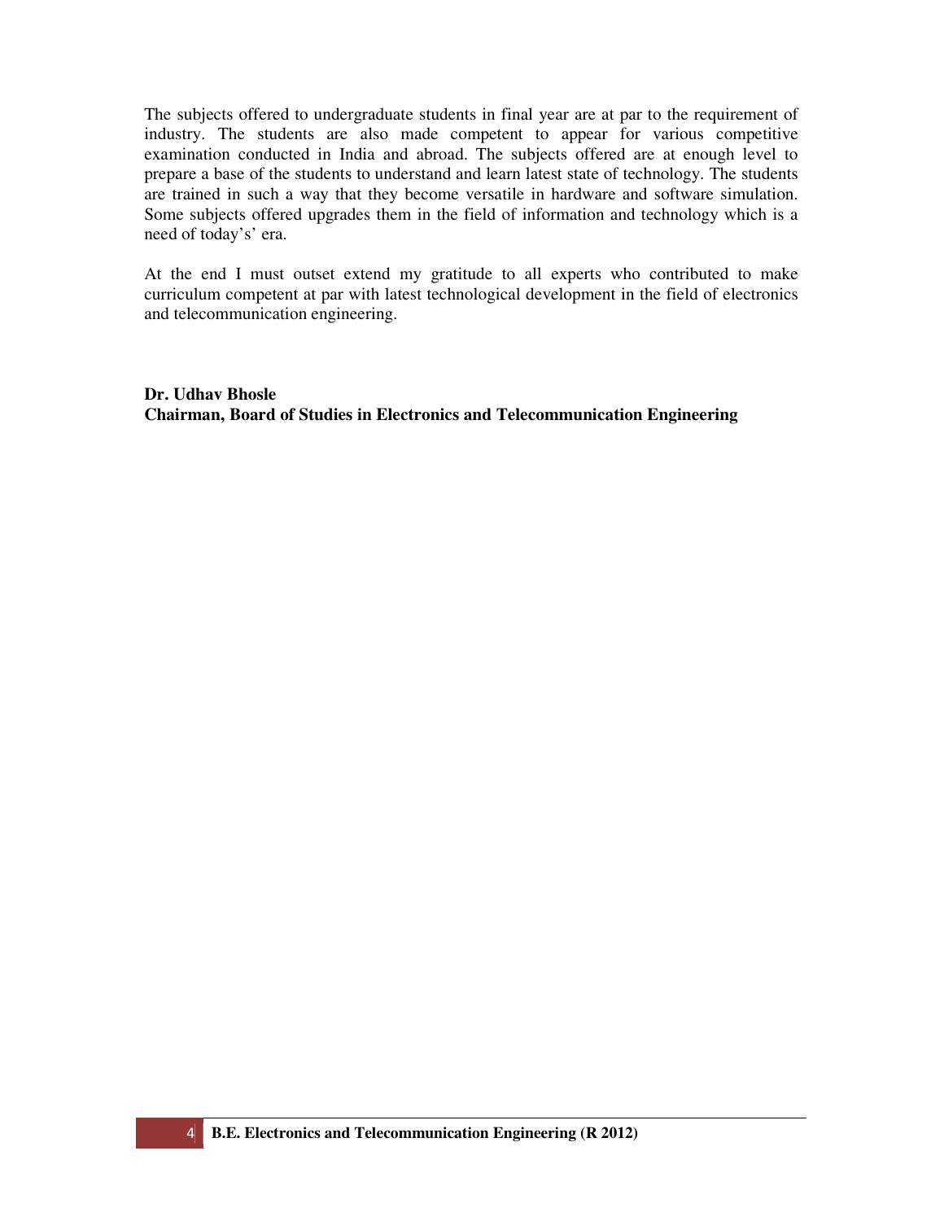The subjects offered to undergraduate students in final year are at par to the requirement of industry. The students are also made competent to appear for various competitive examination conducted in India and abroad. The subjects offered are at enough level to prepare a base of the students to understand and learn latest state of technology. The students are trained in such a way that they become versatile in hardware and software simulation. Some subjects offered upgrades them in the field of information and technology which is a need of today's' era.

At the end I must outset extend my gratitude to all experts who contributed to make curriculum competent at par with latest technological development in the field of electronics and telecommunication engineering.

**Dr. Udhav Bhosle**
**Chairman, Board of Studies in Electronics and Telecommunication Engineering**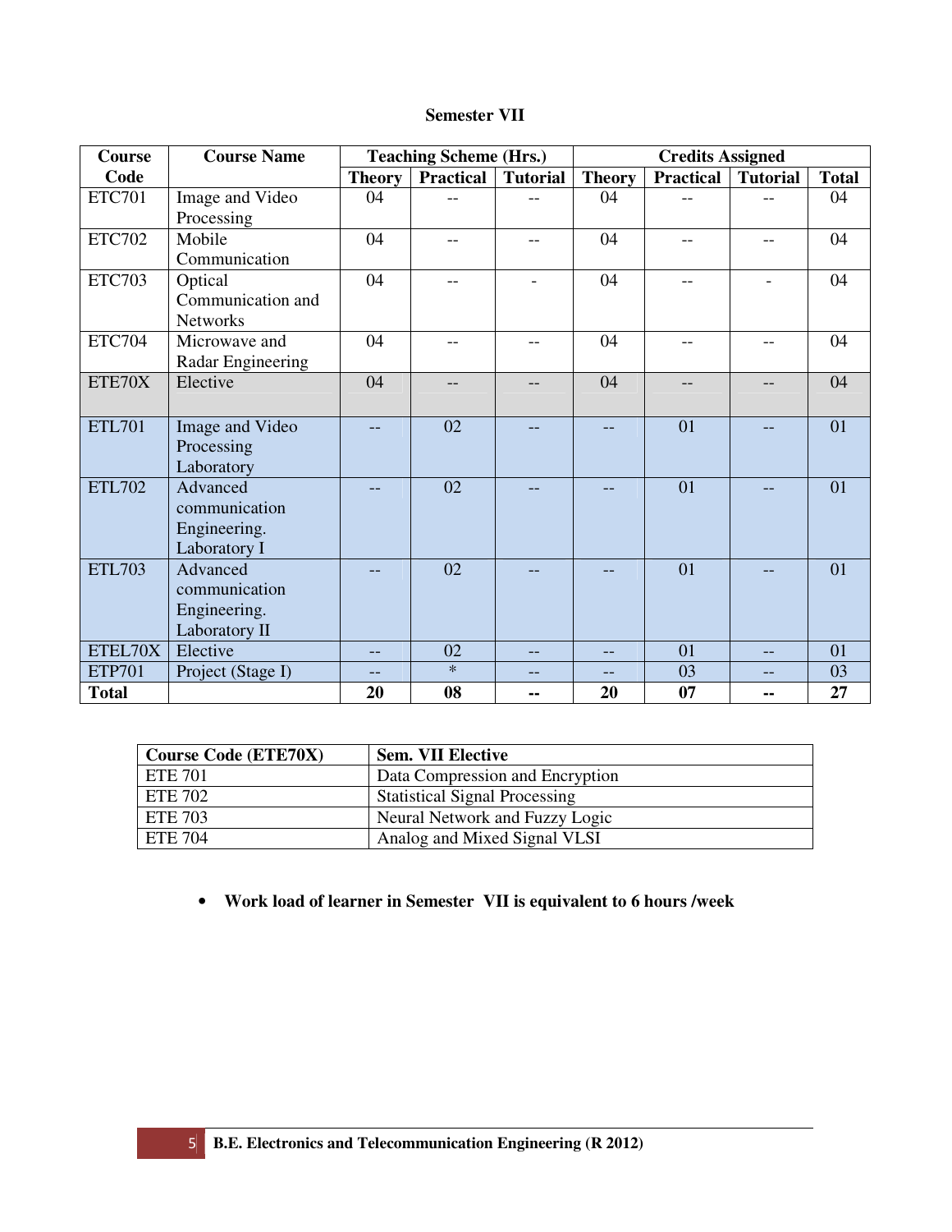**Semester VII**

| Course Code | Course Name | Teaching Scheme (Hrs.) | | | Credits Assigned | | | |
|---|---|---|---|---|---|---|---|---|
| | | Theory | Practical | Tutorial | Theory | Practical | Tutorial | Total |
| ETC701 | Image and Video Processing | 04 | -- | -- | 04 | -- | -- | 04 |
| ETC702 | Mobile Communication | 04 | -- | -- | 04 | -- | -- | 04 |
| ETC703 | Optical Communication and Networks | 04 | -- | - | 04 | -- | - | 04 |
| ETC704 | Microwave and Radar Engineering | 04 | -- | -- | 04 | -- | -- | 04 |
| ETE70X | Elective | 04 | -- | -- | 04 | -- | -- | 04 |
| ETL701 | Image and Video Processing Laboratory | -- | 02 | -- | -- | 01 | -- | 01 |
| ETL702 | Advanced communication Engineering. Laboratory I | -- | 02 | -- | -- | 01 | -- | 01 |
| ETL703 | Advanced communication Engineering. Laboratory II | -- | 02 | -- | -- | 01 | -- | 01 |
| ETEL70X | Elective | -- | 02 | -- | -- | 01 | -- | 01 |
| ETP701 | Project (Stage I) | -- | * | -- | -- | 03 | -- | 03 |
| **Total** | | **20** | **08** | **--** | **20** | **07** | **--** | **27** |

| Course Code (ETE70X) | Sem. VII Elective |
|---|---|
| ETE 701 | Data Compression and Encryption |
| ETE 702 | Statistical Signal Processing |
| ETE 703 | Neural Network and Fuzzy Logic |
| ETE 704 | Analog and Mixed Signal VLSI |

- **Work load of learner in Semester VII is equivalent to 6 hours /week**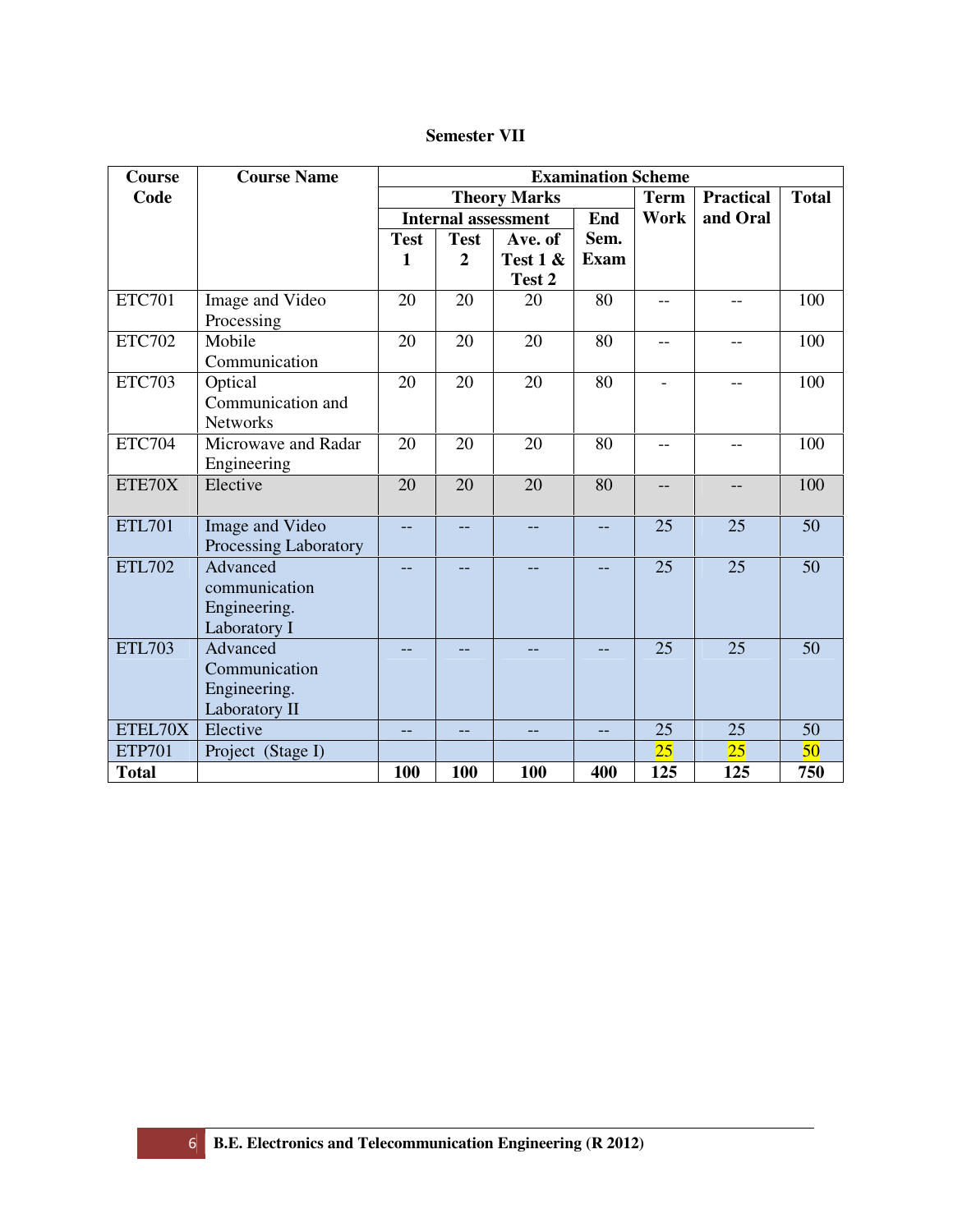# Semester VII

| Course Code | Course Name | Examination Scheme | | | | | | |
|---|---|---|---|---|---|---|---|---|
| | | Theory Marks | | | | Term Work | Practical and Oral | Total |
| | | Internal assessment | | | End Sem. Exam | | | |
| | | Test 1 | Test 2 | Ave. of Test 1 & Test 2 | | | | |
| ETC701 | Image and Video Processing | 20 | 20 | 20 | 80 | -- | -- | 100 |
| ETC702 | Mobile Communication | 20 | 20 | 20 | 80 | -- | -- | 100 |
| ETC703 | Optical Communication and Networks | 20 | 20 | 20 | 80 | - | -- | 100 |
| ETC704 | Microwave and Radar Engineering | 20 | 20 | 20 | 80 | -- | -- | 100 |
| ETE70X | Elective | 20 | 20 | 20 | 80 | -- | -- | 100 |
| ETL701 | Image and Video Processing Laboratory | -- | -- | -- | -- | 25 | 25 | 50 |
| ETL702 | Advanced communication Engineering. Laboratory I | -- | -- | -- | -- | 25 | 25 | 50 |
| ETL703 | Advanced Communication Engineering. Laboratory II | -- | -- | -- | -- | 25 | 25 | 50 |
| ETEL70X | Elective | -- | -- | -- | -- | 25 | 25 | 50 |
| ETP701 | Project (Stage I) | | | | | 25 | 25 | 50 |
| **Total** | | **100** | **100** | **100** | **400** | **125** | **125** | **750** |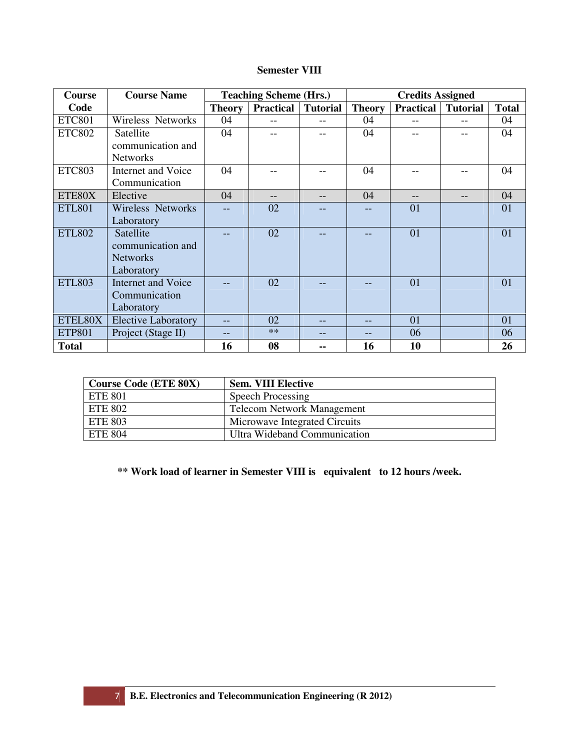**Semester VIII**

| Course Code | Course Name | Teaching Scheme (Hrs.) | | | Credits Assigned | | | |
|---|---|---|---|---|---|---|---|---|
| | | Theory | Practical | Tutorial | Theory | Practical | Tutorial | Total |
| ETC801 | Wireless Networks | 04 | -- | -- | 04 | -- | -- | 04 |
| ETC802 | Satellite communication and Networks | 04 | -- | -- | 04 | -- | -- | 04 |
| ETC803 | Internet and Voice Communication | 04 | -- | -- | 04 | -- | -- | 04 |
| ETE80X | Elective | 04 | -- | -- | 04 | -- | -- | 04 |
| ETL801 | Wireless Networks Laboratory | -- | 02 | -- | -- | 01 | | 01 |
| ETL802 | Satellite communication and Networks Laboratory | -- | 02 | -- | -- | 01 | | 01 |
| ETL803 | Internet and Voice Communication Laboratory | -- | 02 | -- | -- | 01 | | 01 |
| ETEL80X | Elective Laboratory | -- | 02 | -- | -- | 01 | | 01 |
| ETP801 | Project (Stage II) | -- | ** | -- | -- | 06 | | 06 |
| **Total** | | **16** | **08** | **--** | **16** | **10** | | **26** |

| Course Code (ETE 80X) | Sem. VIII Elective |
|---|---|
| ETE 801 | Speech Processing |
| ETE 802 | Telecom Network Management |
| ETE 803 | Microwave Integrated Circuits |
| ETE 804 | Ultra Wideband Communication |

**\*\* Work load of learner in Semester VIII is equivalent to 12 hours /week.**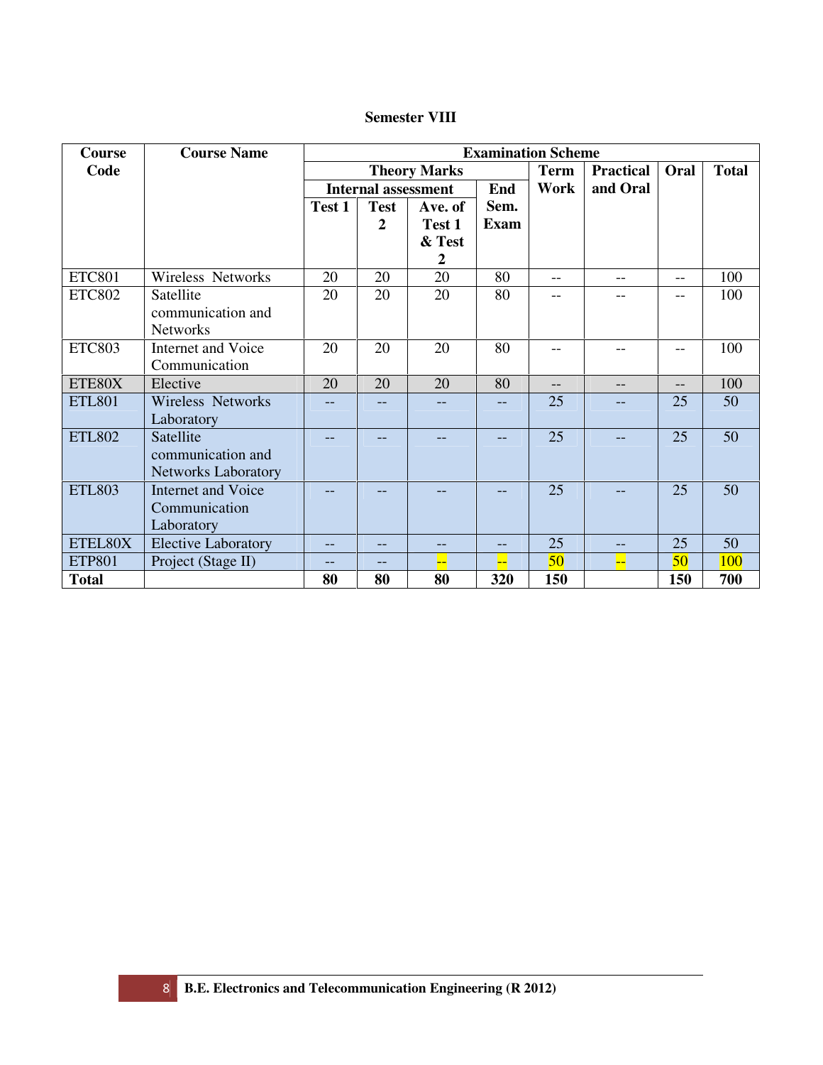### Semester VIII

| Course Code | Course Name | Examination Scheme | | | | | | | | |
|---|---|---|---|---|---|---|---|---|---|---|
| | | Theory Marks | | | | Term Work | Practical and Oral | Oral | Total |
| | | Internal assessment | | | End Sem. Exam | | | | |
| | | Test 1 | Test 2 | Ave. of Test 1 & Test 2 | | | | | |
| ETC801 | Wireless Networks | 20 | 20 | 20 | 80 | -- | -- | -- | 100 |
| ETC802 | Satellite communication and Networks | 20 | 20 | 20 | 80 | -- | -- | -- | 100 |
| ETC803 | Internet and Voice Communication | 20 | 20 | 20 | 80 | -- | -- | -- | 100 |
| ETE80X | Elective | 20 | 20 | 20 | 80 | -- | -- | -- | 100 |
| ETL801 | Wireless Networks Laboratory | -- | -- | -- | -- | 25 | -- | 25 | 50 |
| ETL802 | Satellite communication and Networks Laboratory | -- | -- | -- | -- | 25 | -- | 25 | 50 |
| ETL803 | Internet and Voice Communication Laboratory | -- | -- | -- | -- | 25 | -- | 25 | 50 |
| ETEL80X | Elective Laboratory | -- | -- | -- | -- | 25 | -- | 25 | 50 |
| ETP801 | Project (Stage II) | -- | -- | -- | -- | 50 | -- | 50 | 100 |
| **Total** | | **80** | **80** | **80** | **320** | **150** | | **150** | **700** |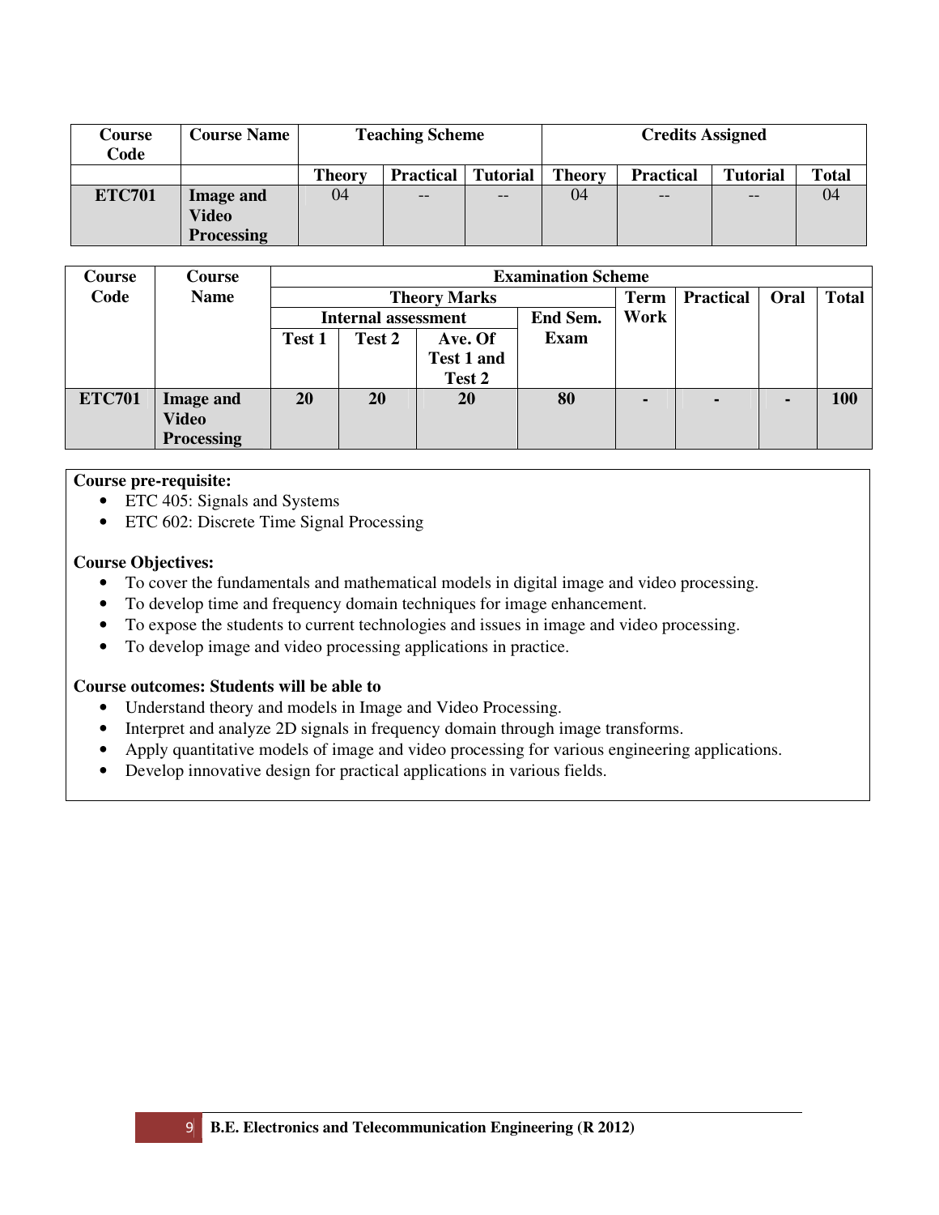| Course Code | Course Name | Teaching Scheme | | | Credits Assigned | | | |
|---|---|---|---|---|---|---|---|---|
| | | Theory | Practical | Tutorial | Theory | Practical | Tutorial | Total |
| **ETC701** | **Image and Video Processing** | 04 | -- | -- | 04 | -- | -- | 04 |

| Course Code | Course Name | Examination Scheme | | | | | | | |
|---|---|---|---|---|---|---|---|---|---|
| | | Theory Marks | | | | Term Work | Practical | Oral | Total |
| | | Internal assessment | | | End Sem. Exam | | | | |
| | | Test 1 | Test 2 | Ave. Of Test 1 and Test 2 | | | | | |
| **ETC701** | **Image and Video Processing** | **20** | **20** | **20** | **80** | **-** | **-** | **-** | **100** |

**Course pre-requisite:**

- ETC 405: Signals and Systems
- ETC 602: Discrete Time Signal Processing

**Course Objectives:**

- To cover the fundamentals and mathematical models in digital image and video processing.
- To develop time and frequency domain techniques for image enhancement.
- To expose the students to current technologies and issues in image and video processing.
- To develop image and video processing applications in practice.

**Course outcomes: Students will be able to**

- Understand theory and models in Image and Video Processing.
- Interpret and analyze 2D signals in frequency domain through image transforms.
- Apply quantitative models of image and video processing for various engineering applications.
- Develop innovative design for practical applications in various fields.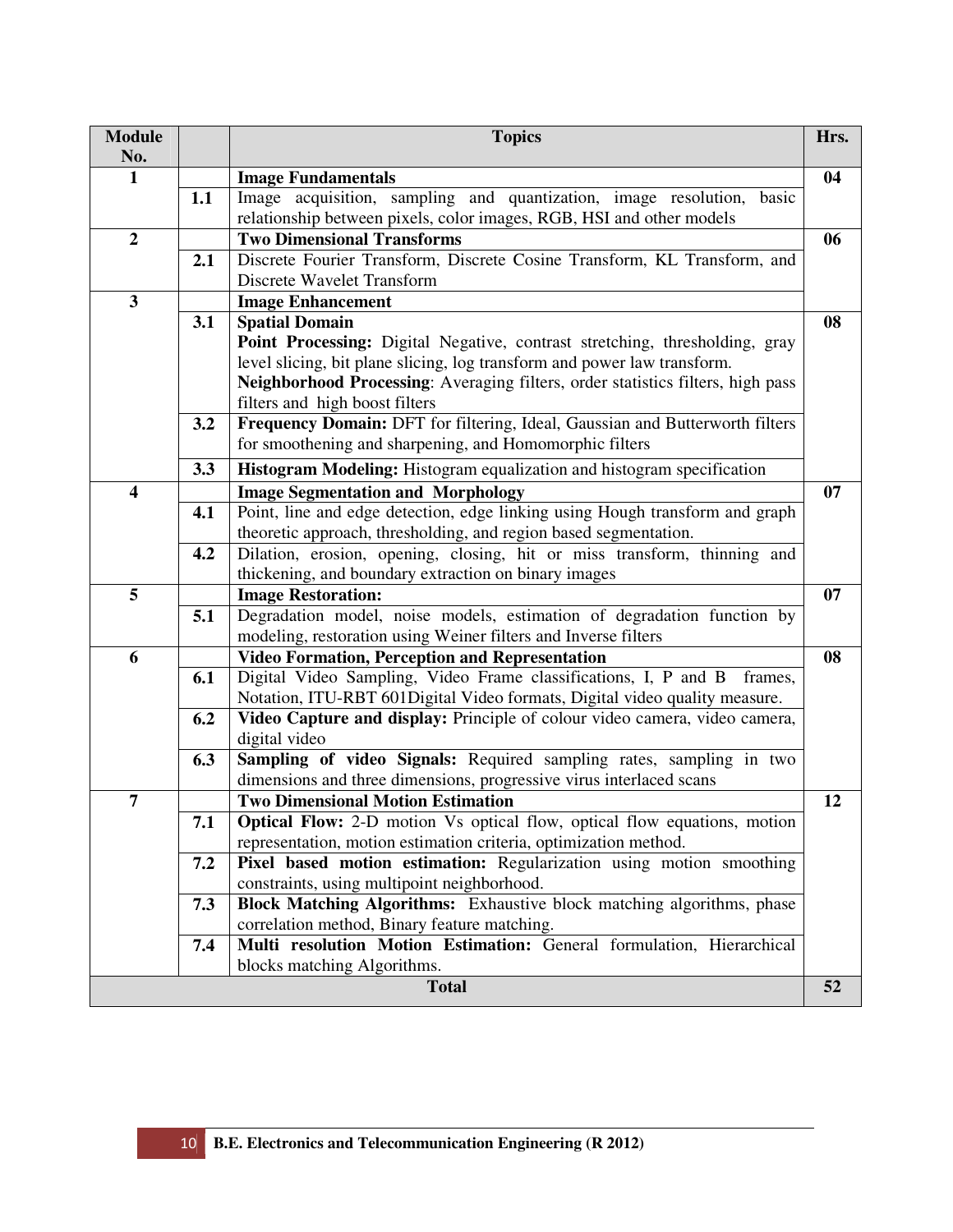| Module No. | | Topics | Hrs. |
|---|---|---|---|
| 1 | | **Image Fundamentals** | 04 |
| | 1.1 | Image acquisition, sampling and quantization, image resolution, basic relationship between pixels, color images, RGB, HSI and other models | |
| 2 | | **Two Dimensional Transforms** | 06 |
| | 2.1 | Discrete Fourier Transform, Discrete Cosine Transform, KL Transform, and Discrete Wavelet Transform | |
| 3 | | **Image Enhancement** | |
| | 3.1 | **Spatial Domain** **Point Processing:** Digital Negative, contrast stretching, thresholding, gray level slicing, bit plane slicing, log transform and power law transform. **Neighborhood Processing**: Averaging filters, order statistics filters, high pass filters and high boost filters | 08 |
| | 3.2 | **Frequency Domain:** DFT for filtering, Ideal, Gaussian and Butterworth filters for smoothening and sharpening, and Homomorphic filters | |
| | 3.3 | **Histogram Modeling:** Histogram equalization and histogram specification | |
| 4 | | **Image Segmentation and Morphology** | 07 |
| | 4.1 | Point, line and edge detection, edge linking using Hough transform and graph theoretic approach, thresholding, and region based segmentation. | |
| | 4.2 | Dilation, erosion, opening, closing, hit or miss transform, thinning and thickening, and boundary extraction on binary images | |
| 5 | | **Image Restoration:** | 07 |
| | 5.1 | Degradation model, noise models, estimation of degradation function by modeling, restoration using Weiner filters and Inverse filters | |
| 6 | | **Video Formation, Perception and Representation** | 08 |
| | 6.1 | Digital Video Sampling, Video Frame classifications, I, P and B frames, Notation, ITU-RBT 601Digital Video formats, Digital video quality measure. | |
| | 6.2 | **Video Capture and display:** Principle of colour video camera, video camera, digital video | |
| | 6.3 | **Sampling of video Signals:** Required sampling rates, sampling in two dimensions and three dimensions, progressive virus interlaced scans | |
| 7 | | **Two Dimensional Motion Estimation** | 12 |
| | 7.1 | **Optical Flow:** 2-D motion Vs optical flow, optical flow equations, motion representation, motion estimation criteria, optimization method. | |
| | 7.2 | **Pixel based motion estimation:** Regularization using motion smoothing constraints, using multipoint neighborhood. | |
| | 7.3 | **Block Matching Algorithms:** Exhaustive block matching algorithms, phase correlation method, Binary feature matching. | |
| | 7.4 | **Multi resolution Motion Estimation:** General formulation, Hierarchical blocks matching Algorithms. | |
| **Total** | | | **52** |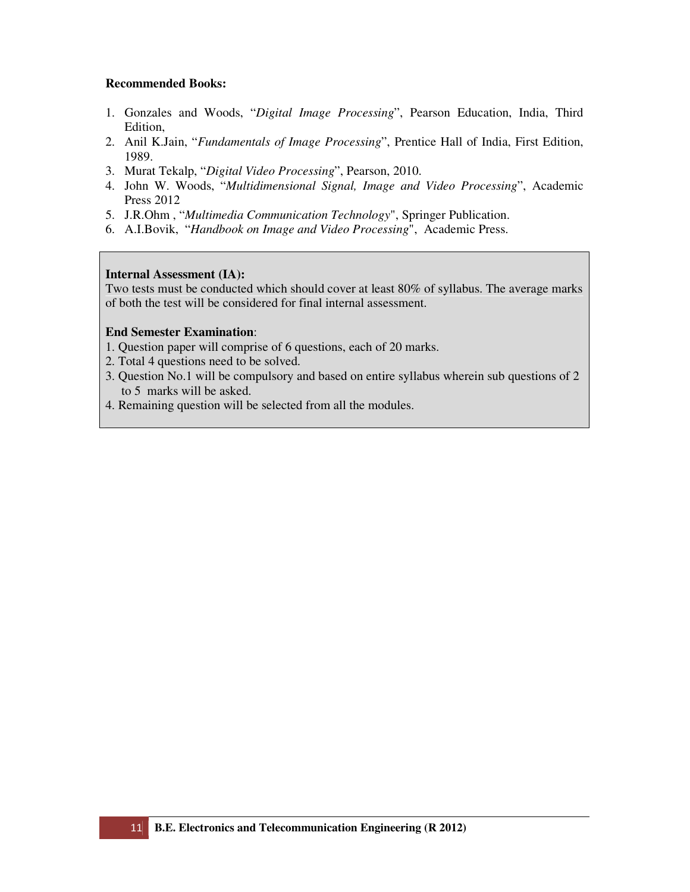**Recommended Books:**

1. Gonzales and Woods, "*Digital Image Processing*", Pearson Education, India, Third Edition,
2. Anil K.Jain, "*Fundamentals of Image Processing*", Prentice Hall of India, First Edition, 1989.
3. Murat Tekalp, "*Digital Video Processing*", Pearson, 2010.
4. John W. Woods, "*Multidimensional Signal, Image and Video Processing*", Academic Press 2012
5. J.R.Ohm , "*Multimedia Communication Technology*", Springer Publication.
6. A.I.Bovik, "*Handbook on Image and Video Processing*", Academic Press.

**Internal Assessment (IA):**
Two tests must be conducted which should cover at least 80% of syllabus. The average marks of both the test will be considered for final internal assessment.

**End Semester Examination**:
1. Question paper will comprise of 6 questions, each of 20 marks.
2. Total 4 questions need to be solved.
3. Question No.1 will be compulsory and based on entire syllabus wherein sub questions of 2 to 5 marks will be asked.
4. Remaining question will be selected from all the modules.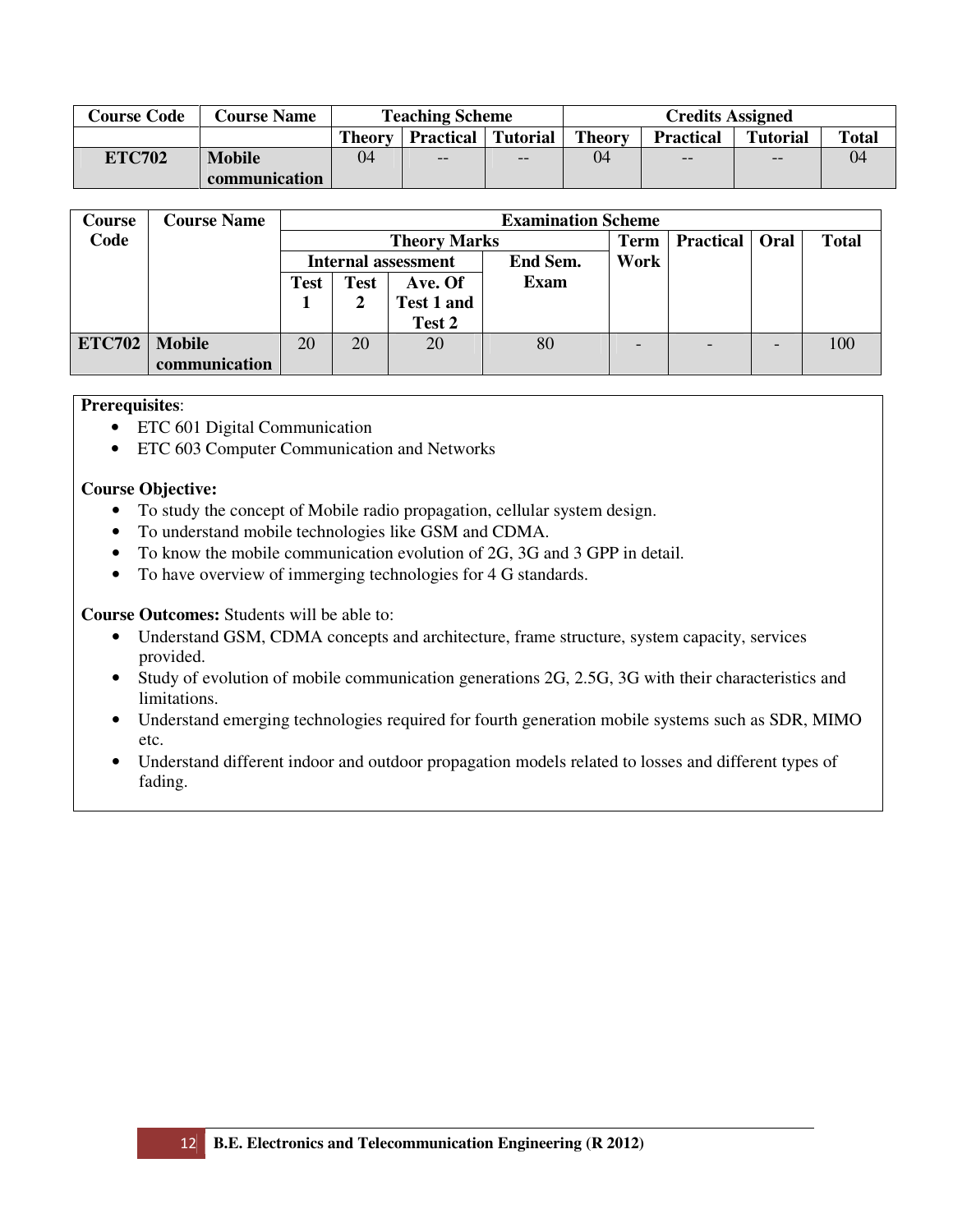| Course Code | Course Name | Teaching Scheme | | | Credits Assigned | | | |
|---|---|---|---|---|---|---|---|---|
| | | Theory | Practical | Tutorial | Theory | Practical | Tutorial | Total |
| ETC702 | Mobile communication | 04 | -- | -- | 04 | -- | -- | 04 |

| Course Code | Course Name | Examination Scheme | | | | | | | |
|---|---|---|---|---|---|---|---|---|---|
| | | Theory Marks | | | | Term Work | Practical | Oral | Total |
| | | Internal assessment | | | End Sem. Exam | | | | |
| | | Test 1 | Test 2 | Ave. Of Test 1 and Test 2 | | | | | |
| ETC702 | Mobile communication | 20 | 20 | 20 | 80 | - | - | - | 100 |

**Prerequisites**:
- ETC 601 Digital Communication
- ETC 603 Computer Communication and Networks

**Course Objective:**
- To study the concept of Mobile radio propagation, cellular system design.
- To understand mobile technologies like GSM and CDMA.
- To know the mobile communication evolution of 2G, 3G and 3 GPP in detail.
- To have overview of immerging technologies for 4 G standards.

**Course Outcomes:** Students will be able to:
- Understand GSM, CDMA concepts and architecture, frame structure, system capacity, services provided.
- Study of evolution of mobile communication generations 2G, 2.5G, 3G with their characteristics and limitations.
- Understand emerging technologies required for fourth generation mobile systems such as SDR, MIMO etc.
- Understand different indoor and outdoor propagation models related to losses and different types of fading.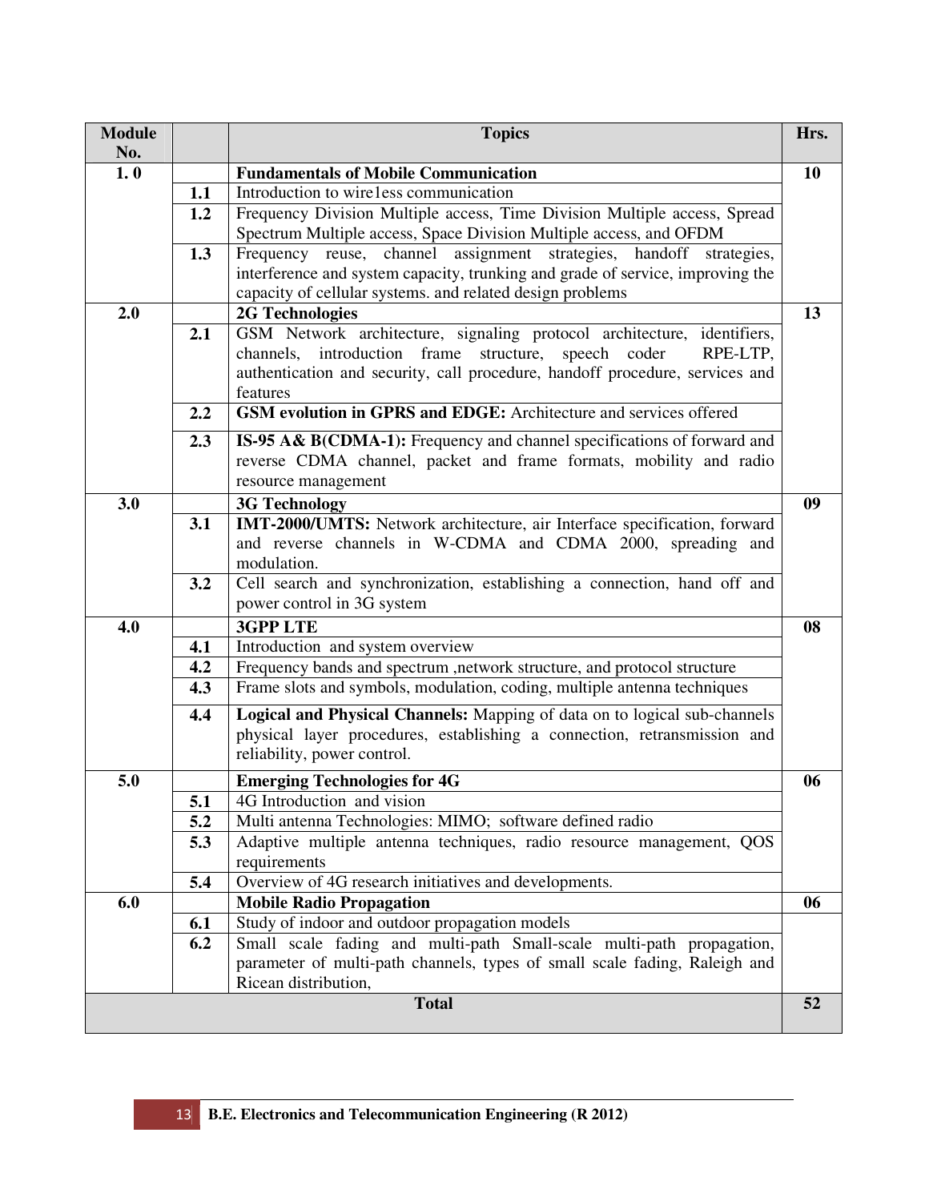| Module No. | | Topics | Hrs. |
|---|---|---|---|
| 1. 0 | | **Fundamentals of Mobile Communication** | 10 |
| | 1.1 | Introduction to wire1ess communication | |
| | 1.2 | Frequency Division Multiple access, Time Division Multiple access, Spread Spectrum Multiple access, Space Division Multiple access, and OFDM | |
| | 1.3 | Frequency reuse, channel assignment strategies, handoff strategies, interference and system capacity, trunking and grade of service, improving the capacity of cellular systems. and related design problems | |
| 2.0 | | **2G Technologies** | 13 |
| | 2.1 | GSM Network architecture, signaling protocol architecture, identifiers, channels, introduction frame structure, speech coder RPE-LTP, authentication and security, call procedure, handoff procedure, services and features | |
| | 2.2 | **GSM evolution in GPRS and EDGE:** Architecture and services offered | |
| | 2.3 | **IS-95 A& B(CDMA-1):** Frequency and channel specifications of forward and reverse CDMA channel, packet and frame formats, mobility and radio resource management | |
| 3.0 | | **3G Technology** | 09 |
| | 3.1 | **IMT-2000/UMTS:** Network architecture, air Interface specification, forward and reverse channels in W-CDMA and CDMA 2000, spreading and modulation. | |
| | 3.2 | Cell search and synchronization, establishing a connection, hand off and power control in 3G system | |
| 4.0 | | **3GPP LTE** | 08 |
| | 4.1 | Introduction and system overview | |
| | 4.2 | Frequency bands and spectrum ,network structure, and protocol structure | |
| | 4.3 | Frame slots and symbols, modulation, coding, multiple antenna techniques | |
| | 4.4 | **Logical and Physical Channels:** Mapping of data on to logical sub-channels physical layer procedures, establishing a connection, retransmission and reliability, power control. | |
| 5.0 | | **Emerging Technologies for 4G** | 06 |
| | 5.1 | 4G Introduction and vision | |
| | 5.2 | Multi antenna Technologies: MIMO; software defined radio | |
| | 5.3 | Adaptive multiple antenna techniques, radio resource management, QOS requirements | |
| | 5.4 | Overview of 4G research initiatives and developments. | |
| 6.0 | | **Mobile Radio Propagation** | 06 |
| | 6.1 | Study of indoor and outdoor propagation models | |
| | 6.2 | Small scale fading and multi-path Small-scale multi-path propagation, parameter of multi-path channels, types of small scale fading, Raleigh and Ricean distribution, | |
| | | **Total** | **52** |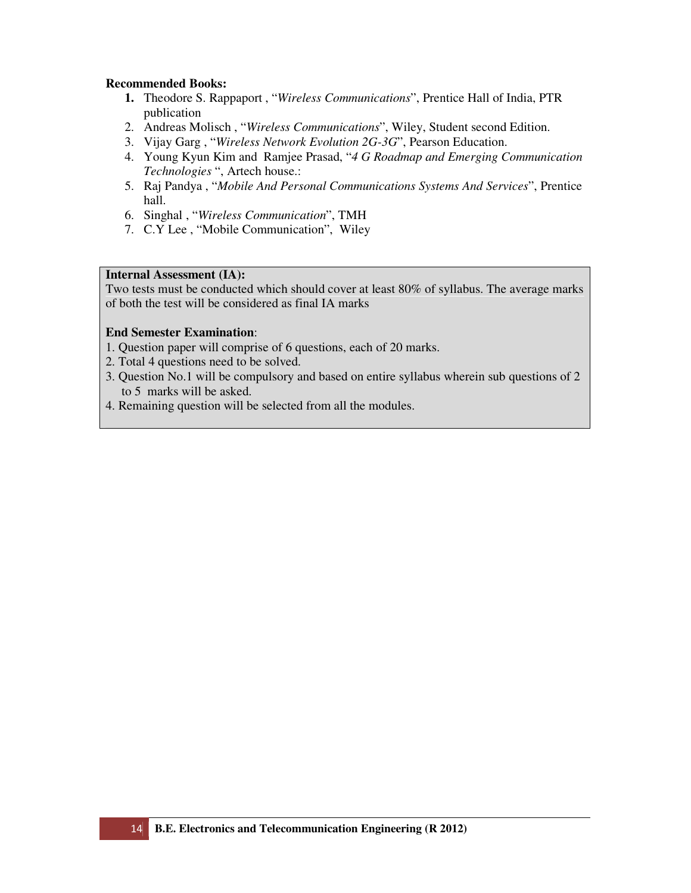**Recommended Books:**

1. Theodore S. Rappaport , "*Wireless Communications*", Prentice Hall of India, PTR publication
2. Andreas Molisch , "*Wireless Communications*", Wiley, Student second Edition.
3. Vijay Garg , "*Wireless Network Evolution 2G-3G*", Pearson Education.
4. Young Kyun Kim and Ramjee Prasad, "*4 G Roadmap and Emerging Communication Technologies* ", Artech house.:
5. Raj Pandya , "*Mobile And Personal Communications Systems And Services*", Prentice hall.
6. Singhal , "*Wireless Communication*", TMH
7. C.Y Lee , "Mobile Communication", Wiley

**Internal Assessment (IA):**
Two tests must be conducted which should cover at least 80% of syllabus. The average marks of both the test will be considered as final IA marks

**End Semester Examination**:
1. Question paper will comprise of 6 questions, each of 20 marks.
2. Total 4 questions need to be solved.
3. Question No.1 will be compulsory and based on entire syllabus wherein sub questions of 2 to 5 marks will be asked.
4. Remaining question will be selected from all the modules.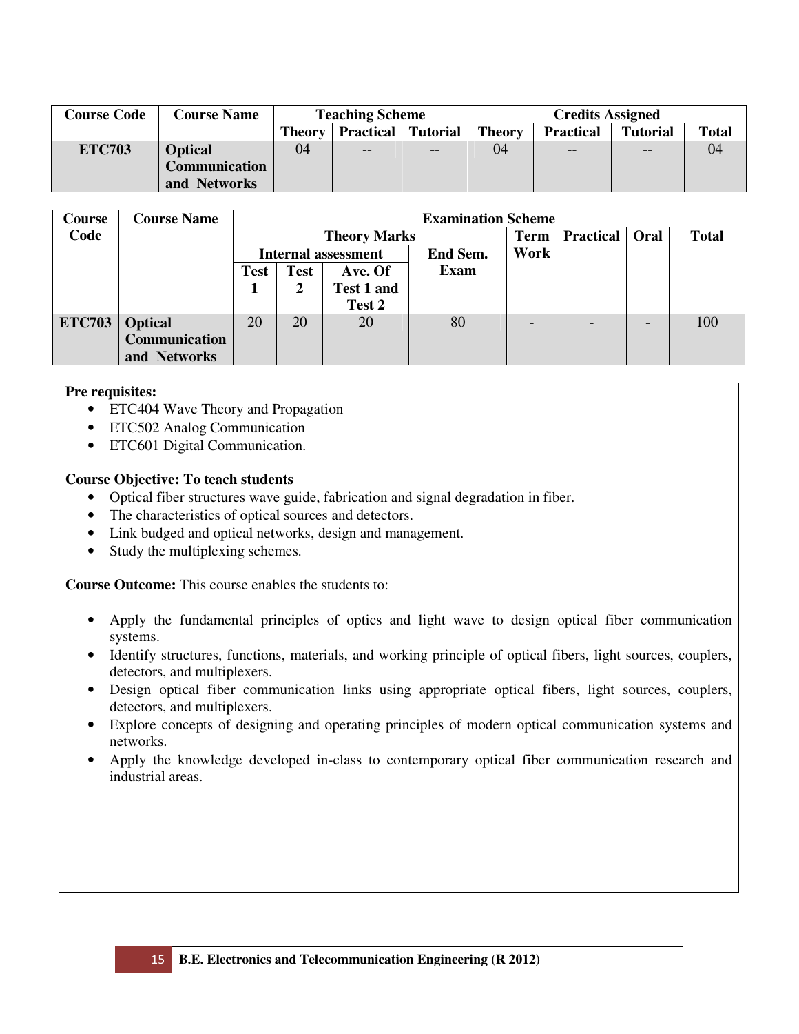| Course Code | Course Name | Teaching Scheme | | | Credits Assigned | | | |
|---|---|---|---|---|---|---|---|---|
| | | Theory | Practical | Tutorial | Theory | Practical | Tutorial | Total |
| ETC703 | Optical Communication and Networks | 04 | -- | -- | 04 | -- | -- | 04 |

| Course Code | Course Name | Examination Scheme | | | | | | | |
|---|---|---|---|---|---|---|---|---|---|
| | | Theory Marks | | | | Term Work | Practical | Oral | Total |
| | | Internal assessment | | | End Sem. Exam | | | | |
| | | Test 1 | Test 2 | Ave. Of Test 1 and Test 2 | | | | | |
| ETC703 | Optical Communication and Networks | 20 | 20 | 20 | 80 | - | - | - | 100 |

**Pre requisites:**

- ETC404 Wave Theory and Propagation
- ETC502 Analog Communication
- ETC601 Digital Communication.

**Course Objective: To teach students**

- Optical fiber structures wave guide, fabrication and signal degradation in fiber.
- The characteristics of optical sources and detectors.
- Link budged and optical networks, design and management.
- Study the multiplexing schemes.

**Course Outcome:** This course enables the students to:

- Apply the fundamental principles of optics and light wave to design optical fiber communication systems.
- Identify structures, functions, materials, and working principle of optical fibers, light sources, couplers, detectors, and multiplexers.
- Design optical fiber communication links using appropriate optical fibers, light sources, couplers, detectors, and multiplexers.
- Explore concepts of designing and operating principles of modern optical communication systems and networks.
- Apply the knowledge developed in-class to contemporary optical fiber communication research and industrial areas.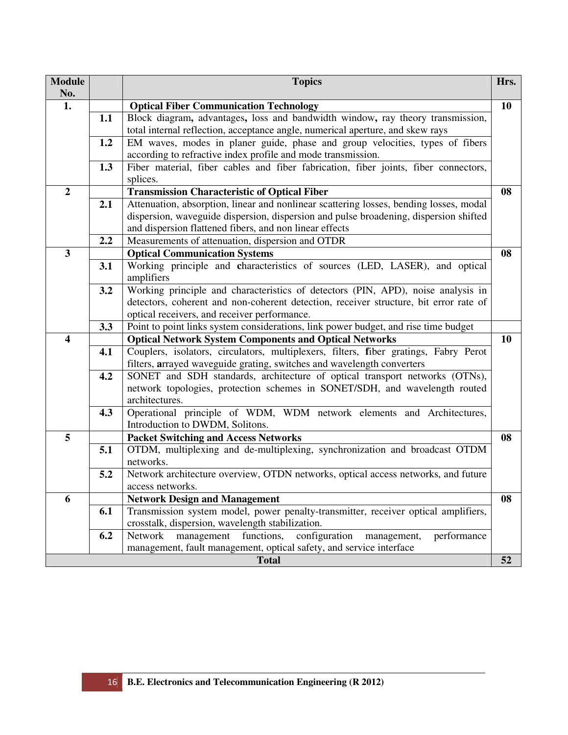| Module No. | | Topics | Hrs. |
|---|---|---|---|
| **1.** | | **Optical Fiber Communication Technology** | **10** |
| | **1.1** | Block diagram**,** advantages**,** loss and bandwidth window**,** ray theory transmission, total internal reflection, acceptance angle, numerical aperture, and skew rays | |
| | **1.2** | EM waves, modes in planer guide, phase and group velocities, types of fibers according to refractive index profile and mode transmission. | |
| | **1.3** | Fiber material, fiber cables and fiber fabrication, fiber joints, fiber connectors, splices. | |
| **2** | | **Transmission Characteristic of Optical Fiber** | **08** |
| | **2.1** | Attenuation, absorption, linear and nonlinear scattering losses, bending losses, modal dispersion, waveguide dispersion, dispersion and pulse broadening, dispersion shifted and dispersion flattened fibers, and non linear effects | |
| | **2.2** | Measurements of attenuation, dispersion and OTDR | |
| **3** | | **Optical Communication Systems** | **08** |
| | **3.1** | Working principle and **c**haracteristics of sources (LED, LASER), and optical amplifiers | |
| | **3.2** | Working principle and characteristics of detectors (PIN, APD), noise analysis in detectors, coherent and non-coherent detection, receiver structure, bit error rate of optical receivers, and receiver performance. | |
| | **3.3** | Point to point links system considerations, link power budget, and rise time budget | |
| **4** | | **Optical Network System Components and Optical Networks** | **10** |
| | **4.1** | Couplers, isolators, circulators, multiplexers, filters, **f**iber gratings, Fabry Perot filters, **a**rrayed waveguide grating, switches and wavelength converters | |
| | **4.2** | SONET and SDH standards, architecture of optical transport networks (OTNs), network topologies, protection schemes in SONET/SDH, and wavelength routed architectures. | |
| | **4.3** | Operational principle of WDM, WDM network elements and Architectures, Introduction to DWDM, Solitons. | |
| **5** | | **Packet Switching and Access Networks** | **08** |
| | **5.1** | OTDM, multiplexing and de-multiplexing, synchronization and broadcast OTDM networks. | |
| | **5.2** | Network architecture overview, OTDN networks, optical access networks, and future access networks. | |
| **6** | | **Network Design and Management** | **08** |
| | **6.1** | Transmission system model, power penalty-transmitter, receiver optical amplifiers, crosstalk, dispersion, wavelength stabilization. | |
| | **6.2** | Network management functions, configuration management, performance management, fault management, optical safety, and service interface | |
| | | **Total** | **52** |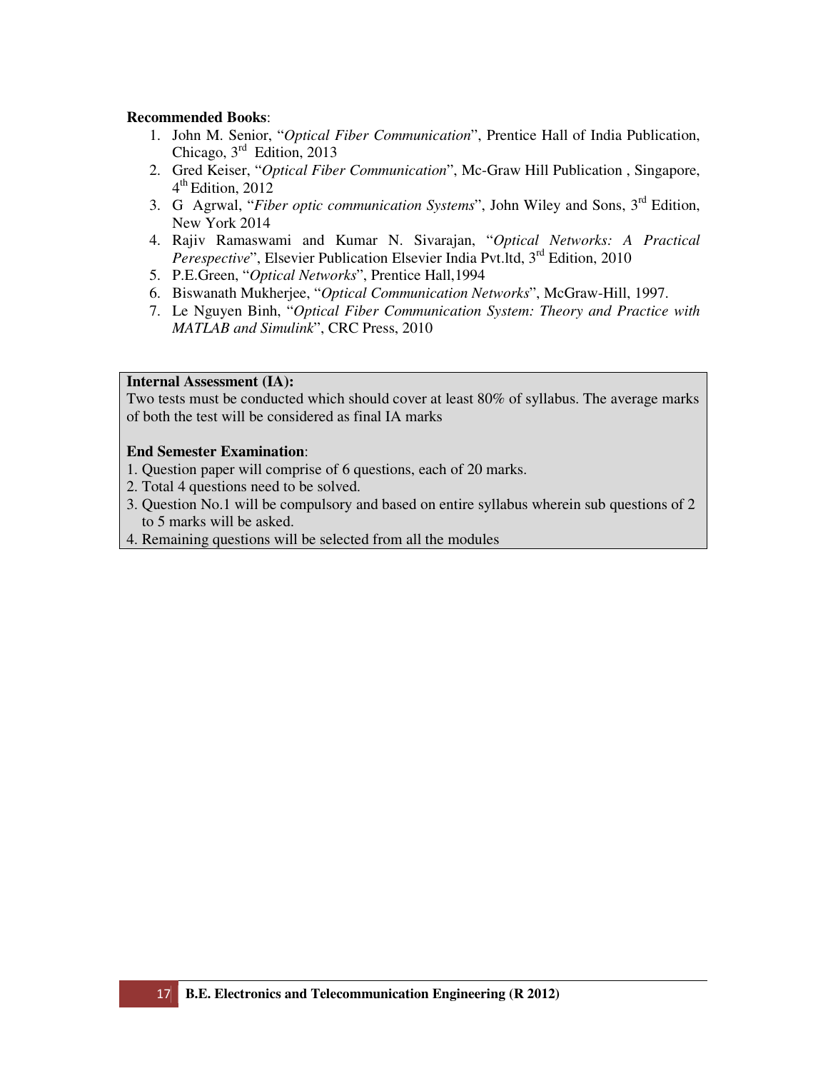**Recommended Books**:

1. John M. Senior, "*Optical Fiber Communication*", Prentice Hall of India Publication, Chicago, 3rd Edition, 2013
2. Gred Keiser, "*Optical Fiber Communication*", Mc-Graw Hill Publication , Singapore, 4th Edition, 2012
3. G Agrwal, "*Fiber optic communication Systems*", John Wiley and Sons, 3rd Edition, New York 2014
4. Rajiv Ramaswami and Kumar N. Sivarajan, "*Optical Networks: A Practical Perespective*", Elsevier Publication Elsevier India Pvt.ltd, 3rd Edition, 2010
5. P.E.Green, "*Optical Networks*", Prentice Hall,1994
6. Biswanath Mukherjee, "*Optical Communication Networks*", McGraw-Hill, 1997.
7. Le Nguyen Binh, "*Optical Fiber Communication System: Theory and Practice with MATLAB and Simulink*", CRC Press, 2010

**Internal Assessment (IA):**

Two tests must be conducted which should cover at least 80% of syllabus. The average marks of both the test will be considered as final IA marks

**End Semester Examination**:

1. Question paper will comprise of 6 questions, each of 20 marks.
2. Total 4 questions need to be solved.
3. Question No.1 will be compulsory and based on entire syllabus wherein sub questions of 2 to 5 marks will be asked.
4. Remaining questions will be selected from all the modules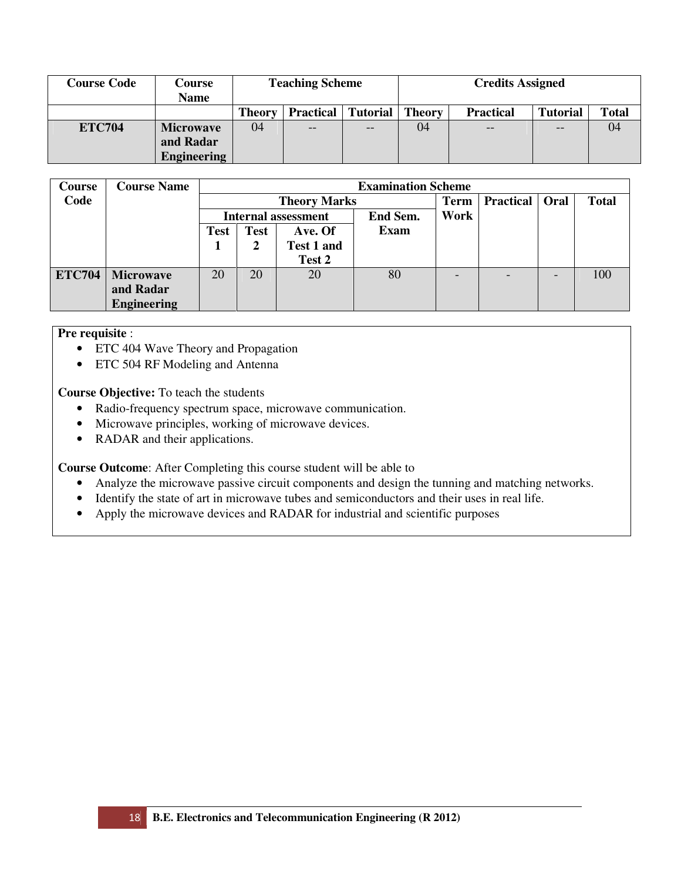| Course Code | Course Name | Teaching Scheme | | | Credits Assigned | | | |
|---|---|---|---|---|---|---|---|---|
| | | Theory | Practical | Tutorial | Theory | Practical | Tutorial | Total |
| ETC704 | Microwave and Radar Engineering | 04 | -- | -- | 04 | -- | -- | 04 |

| Course Code | Course Name | Examination Scheme | | | | | | | |
|---|---|---|---|---|---|---|---|---|---|
| | | Theory Marks | | | | Term Work | Practical | Oral | Total |
| | | Internal assessment | | | End Sem. Exam | | | | |
| | | Test 1 | Test 2 | Ave. Of Test 1 and Test 2 | | | | | |
| ETC704 | Microwave and Radar Engineering | 20 | 20 | 20 | 80 | - | - | - | 100 |

**Pre requisite** :

- ETC 404 Wave Theory and Propagation
- ETC 504 RF Modeling and Antenna

**Course Objective:** To teach the students

- Radio-frequency spectrum space, microwave communication.
- Microwave principles, working of microwave devices.
- RADAR and their applications.

**Course Outcome**: After Completing this course student will be able to

- Analyze the microwave passive circuit components and design the tunning and matching networks.
- Identify the state of art in microwave tubes and semiconductors and their uses in real life.
- Apply the microwave devices and RADAR for industrial and scientific purposes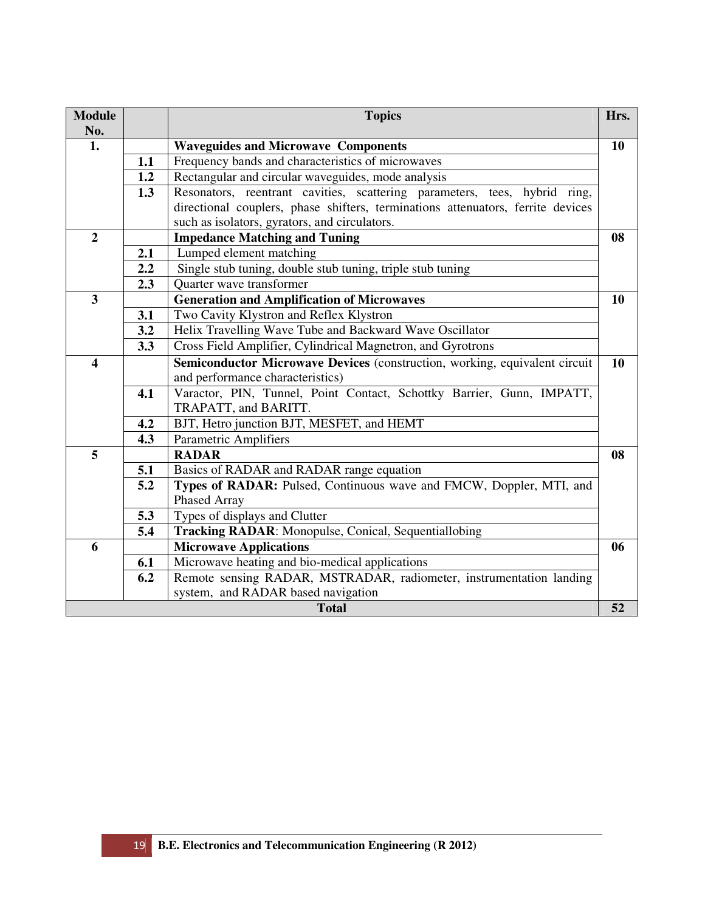| Module No. | | Topics | Hrs. |
|---|---|---|---|
| 1. | | **Waveguides and Microwave Components** | 10 |
| | 1.1 | Frequency bands and characteristics of microwaves | |
| | 1.2 | Rectangular and circular waveguides, mode analysis | |
| | 1.3 | Resonators, reentrant cavities, scattering parameters, tees, hybrid ring, directional couplers, phase shifters, terminations attenuators, ferrite devices such as isolators, gyrators, and circulators. | |
| 2 | | **Impedance Matching and Tuning** | 08 |
| | 2.1 | Lumped element matching | |
| | 2.2 | Single stub tuning, double stub tuning, triple stub tuning | |
| | 2.3 | Quarter wave transformer | |
| 3 | | **Generation and Amplification of Microwaves** | 10 |
| | 3.1 | Two Cavity Klystron and Reflex Klystron | |
| | 3.2 | Helix Travelling Wave Tube and Backward Wave Oscillator | |
| | 3.3 | Cross Field Amplifier, Cylindrical Magnetron, and Gyrotrons | |
| 4 | | **Semiconductor Microwave Devices** (construction, working, equivalent circuit and performance characteristics) | 10 |
| | 4.1 | Varactor, PIN, Tunnel, Point Contact, Schottky Barrier, Gunn, IMPATT, TRAPATT, and BARITT. | |
| | 4.2 | BJT, Hetro junction BJT, MESFET, and HEMT | |
| | 4.3 | Parametric Amplifiers | |
| 5 | | **RADAR** | 08 |
| | 5.1 | Basics of RADAR and RADAR range equation | |
| | 5.2 | **Types of RADAR:** Pulsed, Continuous wave and FMCW, Doppler, MTI, and Phased Array | |
| | 5.3 | Types of displays and Clutter | |
| | 5.4 | **Tracking RADAR**: Monopulse, Conical, Sequentiallobing | |
| 6 | | **Microwave Applications** | 06 |
| | 6.1 | Microwave heating and bio-medical applications | |
| | 6.2 | Remote sensing RADAR, MSTRADAR, radiometer, instrumentation landing system, and RADAR based navigation | |
| **Total** | | | **52** |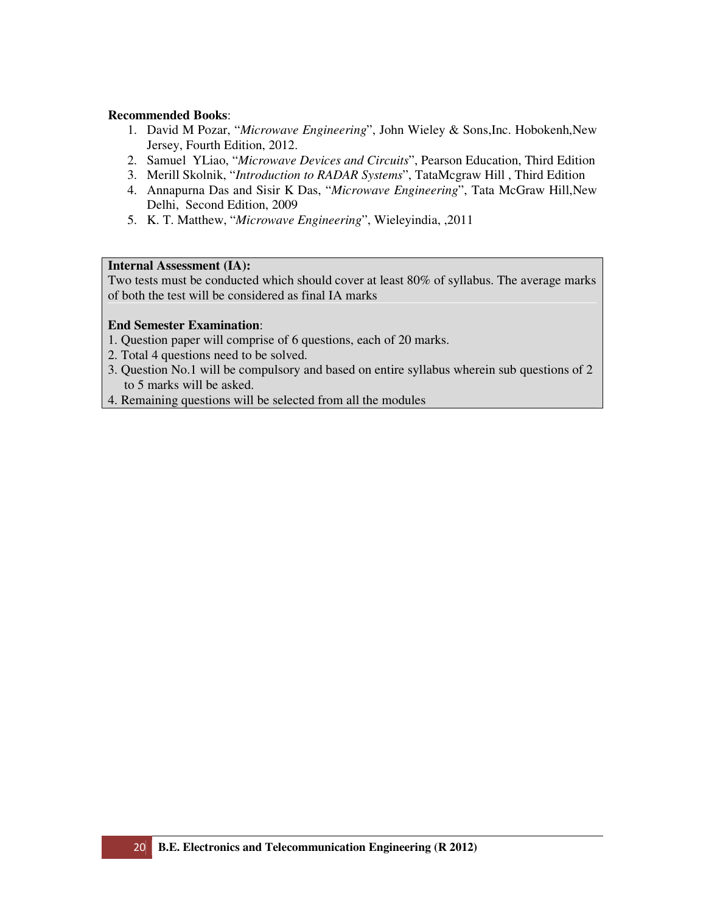**Recommended Books**:

1. David M Pozar, "*Microwave Engineering*", John Wieley & Sons,Inc. Hobokenh,New Jersey, Fourth Edition, 2012.
2. Samuel YLiao, "*Microwave Devices and Circuits*", Pearson Education, Third Edition
3. Merill Skolnik, "*Introduction to RADAR Systems*", TataMcgraw Hill , Third Edition
4. Annapurna Das and Sisir K Das, "*Microwave Engineering*", Tata McGraw Hill,New Delhi, Second Edition, 2009
5. K. T. Matthew, "*Microwave Engineering*", Wieleyindia, ,2011

**Internal Assessment (IA):**

Two tests must be conducted which should cover at least 80% of syllabus. The average marks of both the test will be considered as final IA marks

**End Semester Examination**:

1. Question paper will comprise of 6 questions, each of 20 marks.
2. Total 4 questions need to be solved.
3. Question No.1 will be compulsory and based on entire syllabus wherein sub questions of 2 to 5 marks will be asked.
4. Remaining questions will be selected from all the modules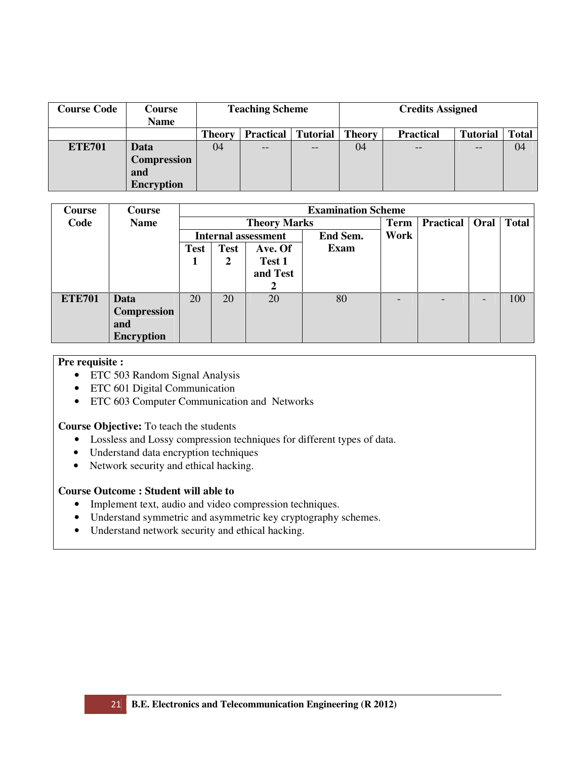| Course Code | Course Name | Teaching Scheme | | | Credits Assigned | | | |
|---|---|---|---|---|---|---|---|---|
| | | Theory | Practical | Tutorial | Theory | Practical | Tutorial | Total |
| **ETE701** | **Data Compression and Encryption** | 04 | -- | -- | 04 | -- | -- | 04 |

| Course Code | Course Name | Examination Scheme | | | | | | | |
|---|---|---|---|---|---|---|---|---|---|
| | | Theory Marks | | | | Term Work | Practical | Oral | Total |
| | | Internal assessment | | | End Sem. Exam | | | | |
| | | Test 1 | Test 2 | Ave. Of Test 1 and Test 2 | | | | | |
| **ETE701** | **Data Compression and Encryption** | 20 | 20 | 20 | 80 | - | - | - | 100 |

**Pre requisite :**

- ETC 503 Random Signal Analysis
- ETC 601 Digital Communication
- ETC 603 Computer Communication and Networks

**Course Objective:** To teach the students

- Lossless and Lossy compression techniques for different types of data.
- Understand data encryption techniques
- Network security and ethical hacking.

**Course Outcome : Student will able to**

- Implement text, audio and video compression techniques.
- Understand symmetric and asymmetric key cryptography schemes.
- Understand network security and ethical hacking.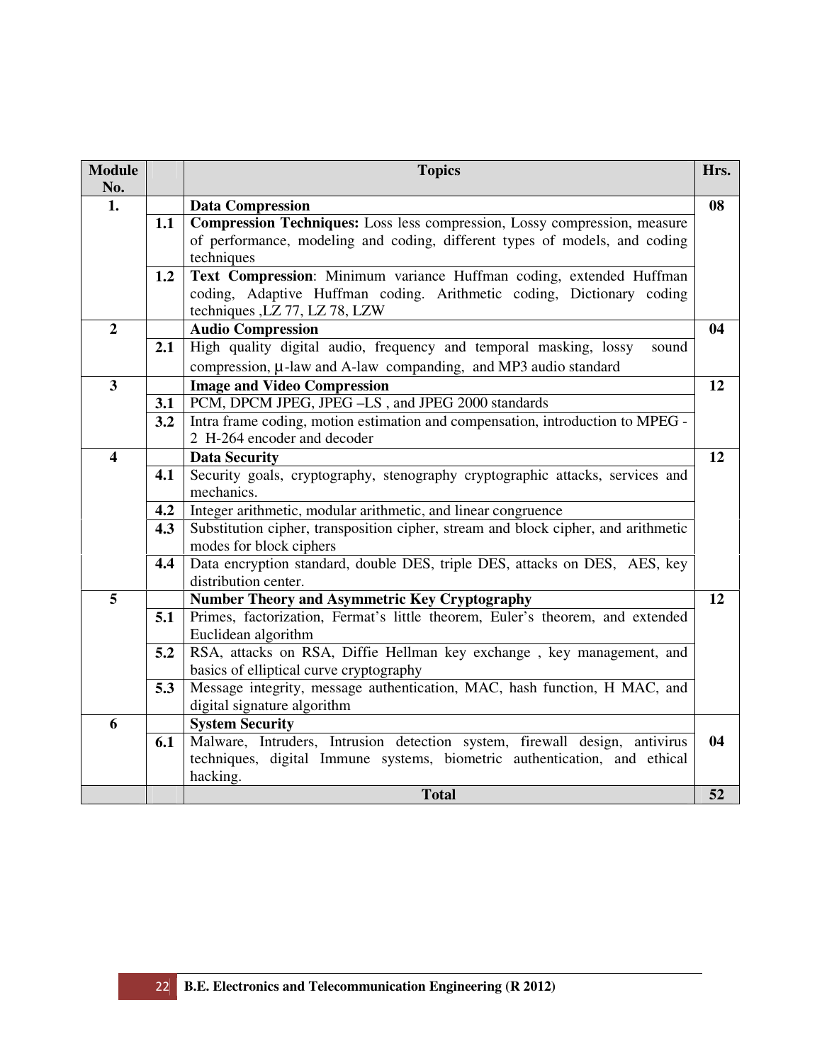| Module No. | | Topics | Hrs. |
|---|---|---|---|
| 1. | | **Data Compression** | 08 |
| | 1.1 | **Compression Techniques:** Loss less compression, Lossy compression, measure of performance, modeling and coding, different types of models, and coding techniques | |
| | 1.2 | **Text Compression**: Minimum variance Huffman coding, extended Huffman coding, Adaptive Huffman coding. Arithmetic coding, Dictionary coding techniques ,LZ 77, LZ 78, LZW | |
| 2 | | **Audio Compression** | 04 |
| | 2.1 | High quality digital audio, frequency and temporal masking, lossy sound compression, μ-law and A-law companding, and MP3 audio standard | |
| 3 | | **Image and Video Compression** | 12 |
| | 3.1 | PCM, DPCM JPEG, JPEG –LS , and JPEG 2000 standards | |
| | 3.2 | Intra frame coding, motion estimation and compensation, introduction to MPEG - 2 H-264 encoder and decoder | |
| 4 | | **Data Security** | 12 |
| | 4.1 | Security goals, cryptography, stenography cryptographic attacks, services and mechanics. | |
| | 4.2 | Integer arithmetic, modular arithmetic, and linear congruence | |
| | 4.3 | Substitution cipher, transposition cipher, stream and block cipher, and arithmetic modes for block ciphers | |
| | 4.4 | Data encryption standard, double DES, triple DES, attacks on DES, AES, key distribution center. | |
| 5 | | **Number Theory and Asymmetric Key Cryptography** | 12 |
| | 5.1 | Primes, factorization, Fermat's little theorem, Euler's theorem, and extended Euclidean algorithm | |
| | 5.2 | RSA, attacks on RSA, Diffie Hellman key exchange , key management, and basics of elliptical curve cryptography | |
| | 5.3 | Message integrity, message authentication, MAC, hash function, H MAC, and digital signature algorithm | |
| 6 | | **System Security** | |
| | 6.1 | Malware, Intruders, Intrusion detection system, firewall design, antivirus techniques, digital Immune systems, biometric authentication, and ethical hacking. | 04 |
| | | **Total** | **52** |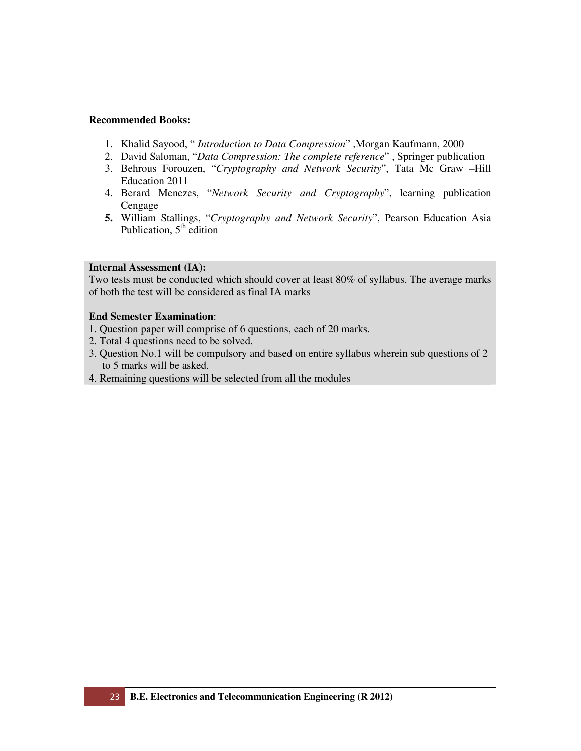**Recommended Books:**

1. Khalid Sayood, " *Introduction to Data Compression*" ,Morgan Kaufmann, 2000
2. David Saloman, "*Data Compression: The complete reference*" , Springer publication
3. Behrous Forouzen, "*Cryptography and Network Security*", Tata Mc Graw –Hill Education 2011
4. Berard Menezes, "*Network Security and Cryptography*", learning publication Cengage
5. William Stallings, "*Cryptography and Network Security*", Pearson Education Asia Publication, 5th edition

**Internal Assessment (IA):**

Two tests must be conducted which should cover at least 80% of syllabus. The average marks of both the test will be considered as final IA marks

**End Semester Examination**:

1. Question paper will comprise of 6 questions, each of 20 marks.
2. Total 4 questions need to be solved.
3. Question No.1 will be compulsory and based on entire syllabus wherein sub questions of 2 to 5 marks will be asked.
4. Remaining questions will be selected from all the modules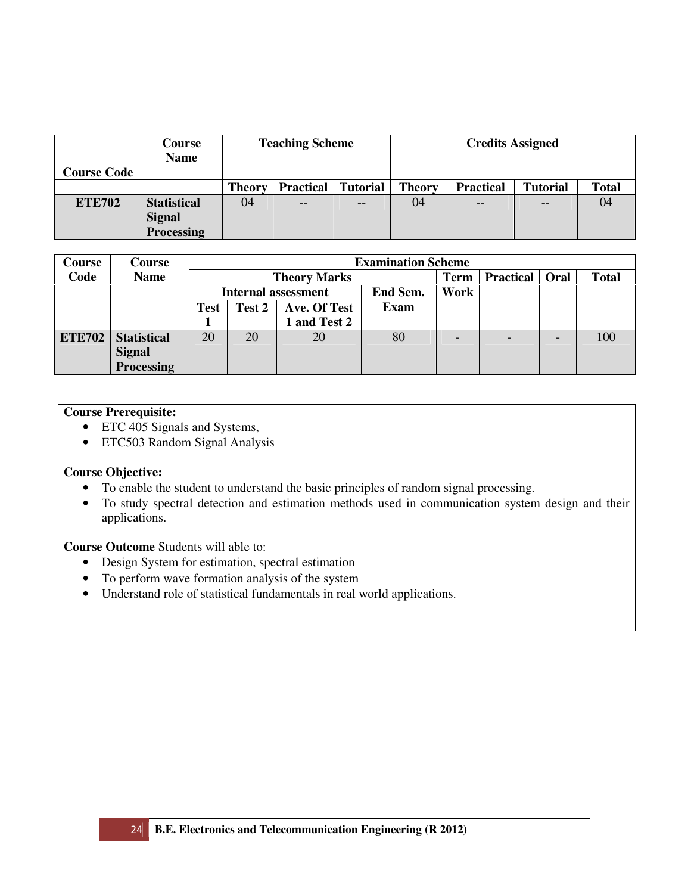| Course Code | Course Name | Teaching Scheme | | | Credits Assigned | | | |
|---|---|---|---|---|---|---|---|---|
| | | Theory | Practical | Tutorial | Theory | Practical | Tutorial | Total |
| ETE702 | Statistical Signal Processing | 04 | -- | -- | 04 | -- | -- | 04 |

| Course Code | Course Name | Examination Scheme | | | | | | | |
|---|---|---|---|---|---|---|---|---|---|
| | | Theory Marks | | | | Term Work | Practical | Oral | Total |
| | | Internal assessment | | | End Sem. Exam | | | | |
| | | Test 1 | Test 2 | Ave. Of Test 1 and Test 2 | | | | | |
| ETE702 | Statistical Signal Processing | 20 | 20 | 20 | 80 | - | - | - | 100 |

**Course Prerequisite:**

- ETC 405 Signals and Systems,
- ETC503 Random Signal Analysis

**Course Objective:**

- To enable the student to understand the basic principles of random signal processing.
- To study spectral detection and estimation methods used in communication system design and their applications.

**Course Outcome** Students will able to:

- Design System for estimation, spectral estimation
- To perform wave formation analysis of the system
- Understand role of statistical fundamentals in real world applications.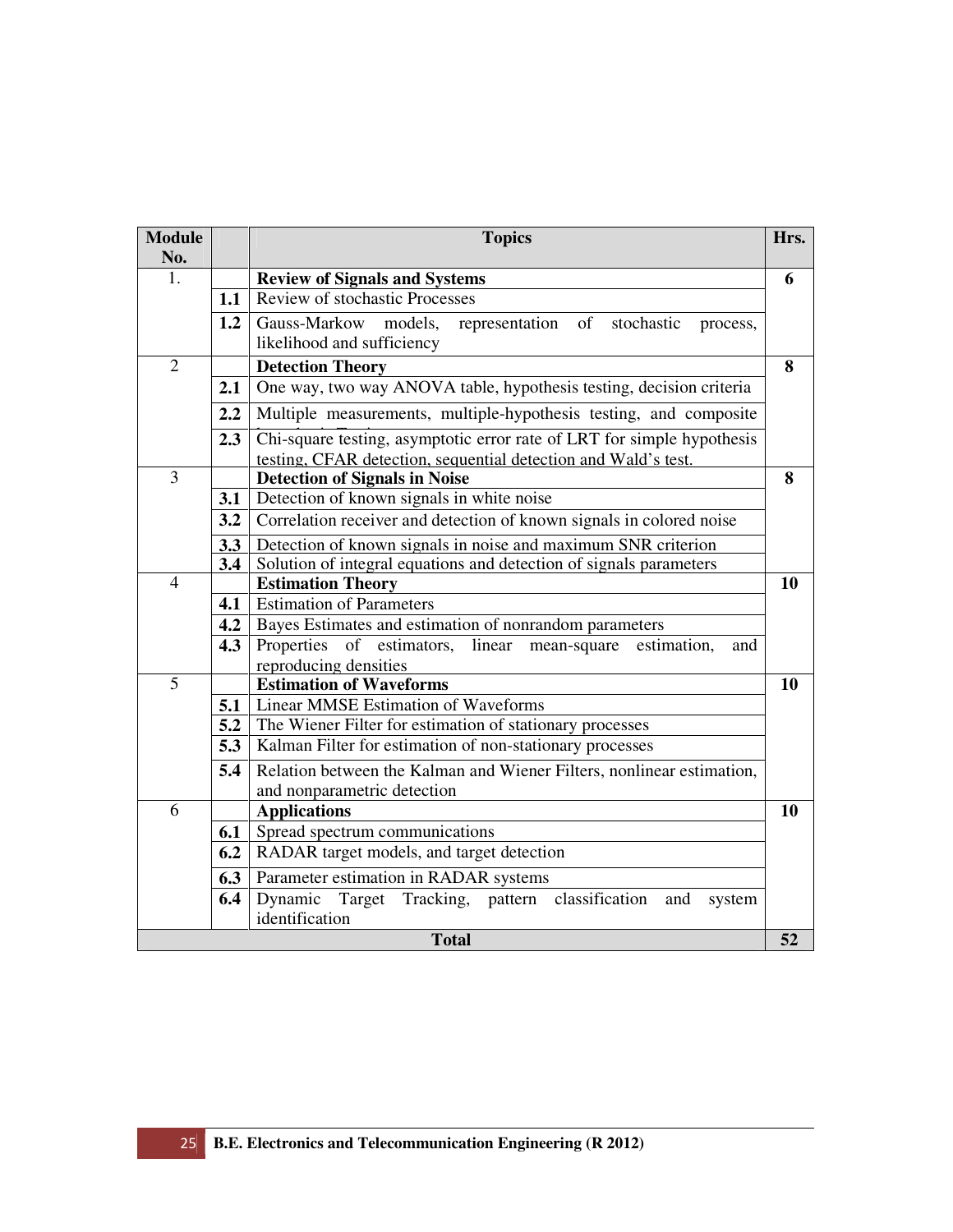| Module No. | | Topics | Hrs. |
|---|---|---|---|
| 1. | | **Review of Signals and Systems** | **6** |
| | **1.1** | Review of stochastic Processes | |
| | **1.2** | Gauss-Markow models, representation of stochastic process, likelihood and sufficiency | |
| 2 | | **Detection Theory** | **8** |
| | **2.1** | One way, two way ANOVA table, hypothesis testing, decision criteria | |
| | **2.2** | Multiple measurements, multiple-hypothesis testing, and composite | |
| | **2.3** | Chi-square testing, asymptotic error rate of LRT for simple hypothesis testing, CFAR detection, sequential detection and Wald's test. | |
| 3 | | **Detection of Signals in Noise** | **8** |
| | **3.1** | Detection of known signals in white noise | |
| | **3.2** | Correlation receiver and detection of known signals in colored noise | |
| | **3.3** | Detection of known signals in noise and maximum SNR criterion | |
| | **3.4** | Solution of integral equations and detection of signals parameters | |
| 4 | | **Estimation Theory** | **10** |
| | **4.1** | Estimation of Parameters | |
| | **4.2** | Bayes Estimates and estimation of nonrandom parameters | |
| | **4.3** | Properties of estimators, linear mean-square estimation, and reproducing densities | |
| 5 | | **Estimation of Waveforms** | **10** |
| | **5.1** | Linear MMSE Estimation of Waveforms | |
| | **5.2** | The Wiener Filter for estimation of stationary processes | |
| | **5.3** | Kalman Filter for estimation of non-stationary processes | |
| | **5.4** | Relation between the Kalman and Wiener Filters, nonlinear estimation, and nonparametric detection | |
| 6 | | **Applications** | **10** |
| | **6.1** | Spread spectrum communications | |
| | **6.2** | RADAR target models, and target detection | |
| | **6.3** | Parameter estimation in RADAR systems | |
| | **6.4** | Dynamic Target Tracking, pattern classification and system identification | |
| **Total** | | | **52** |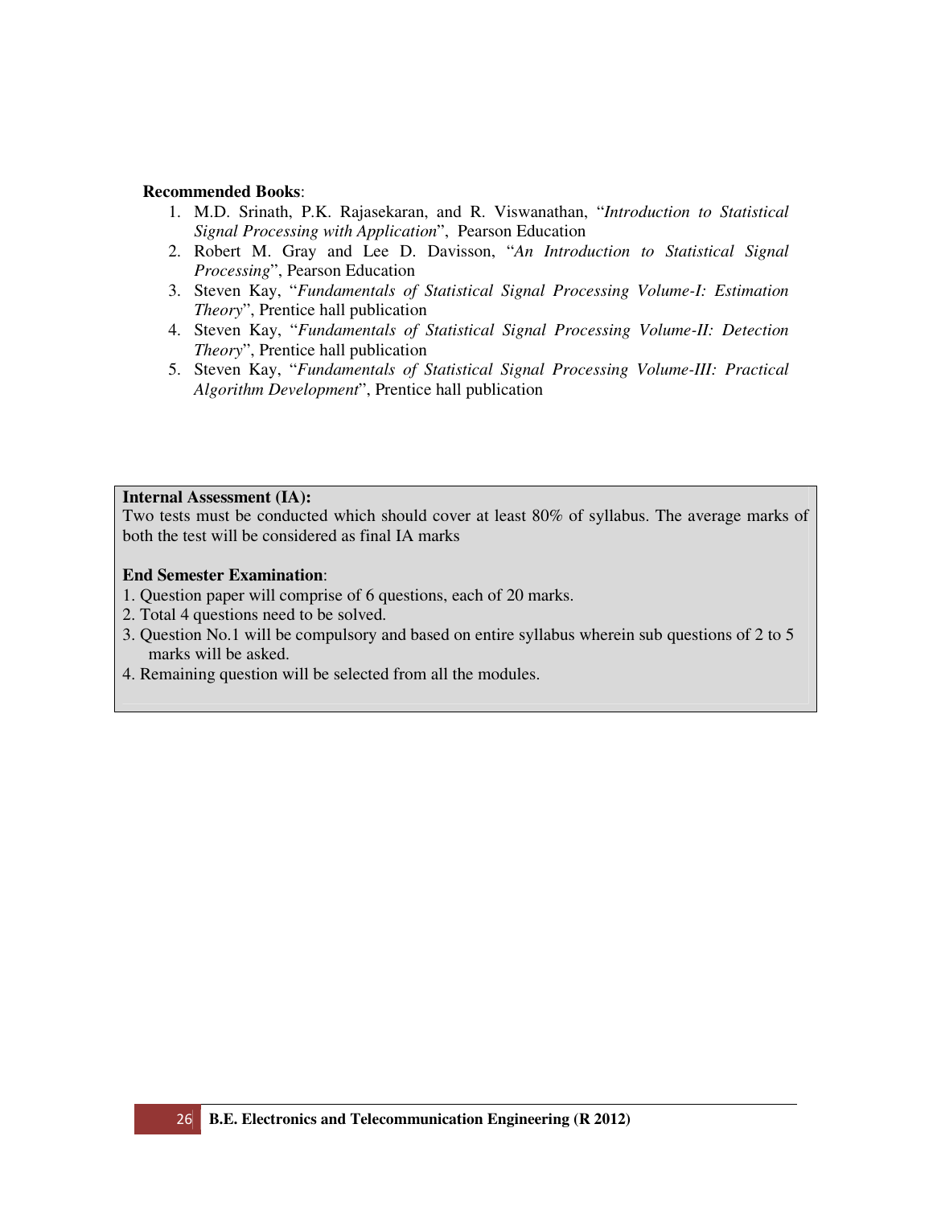**Recommended Books**:

1. M.D. Srinath, P.K. Rajasekaran, and R. Viswanathan, "*Introduction to Statistical Signal Processing with Application*", Pearson Education
2. Robert M. Gray and Lee D. Davisson, "*An Introduction to Statistical Signal Processing*", Pearson Education
3. Steven Kay, "*Fundamentals of Statistical Signal Processing Volume-I: Estimation Theory*", Prentice hall publication
4. Steven Kay, "*Fundamentals of Statistical Signal Processing Volume-II: Detection Theory*", Prentice hall publication
5. Steven Kay, "*Fundamentals of Statistical Signal Processing Volume-III: Practical Algorithm Development*", Prentice hall publication

**Internal Assessment (IA):**

Two tests must be conducted which should cover at least 80% of syllabus. The average marks of both the test will be considered as final IA marks

**End Semester Examination**:

1. Question paper will comprise of 6 questions, each of 20 marks.
2. Total 4 questions need to be solved.
3. Question No.1 will be compulsory and based on entire syllabus wherein sub questions of 2 to 5 marks will be asked.
4. Remaining question will be selected from all the modules.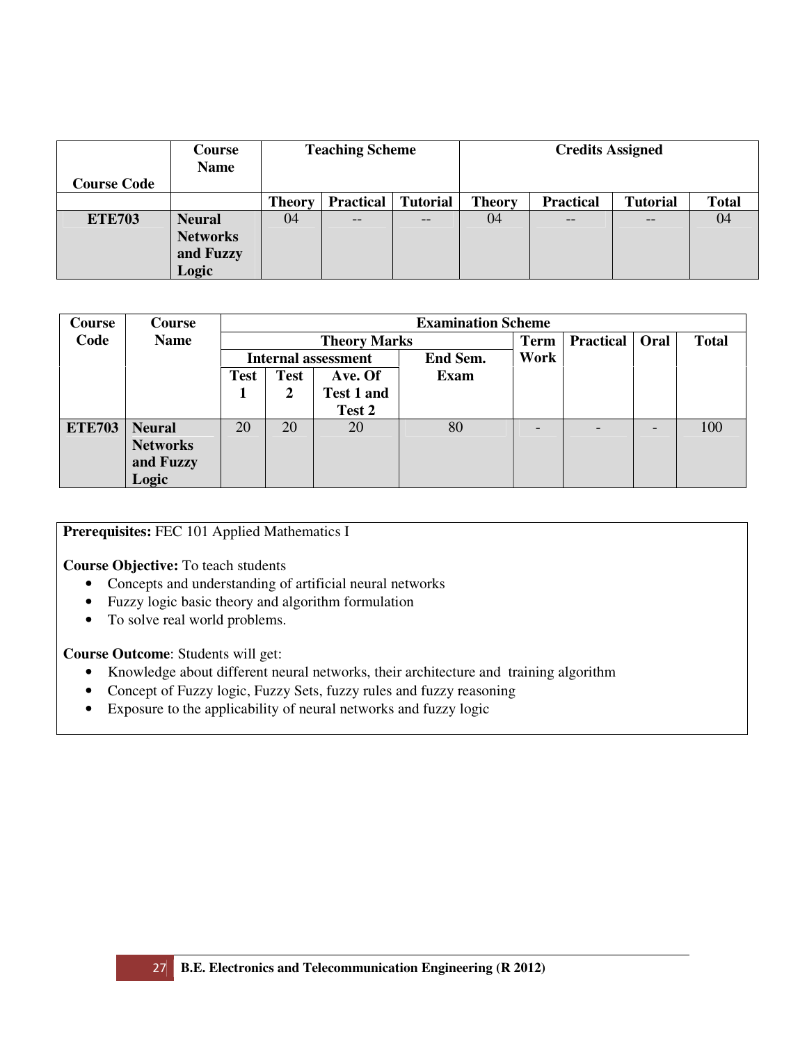| Course Code | Course Name | Teaching Scheme | | | Credits Assigned | | | |
|---|---|---|---|---|---|---|---|---|
| | | Theory | Practical | Tutorial | Theory | Practical | Tutorial | Total |
| ETE703 | Neural Networks and Fuzzy Logic | 04 | -- | -- | 04 | -- | -- | 04 |

| Course Code | Course Name | Examination Scheme | | | | | | | |
|---|---|---|---|---|---|---|---|---|---|
| | | Theory Marks | | | | Term Work | Practical | Oral | Total |
| | | Internal assessment | | | End Sem. Exam | | | | |
| | | Test 1 | Test 2 | Ave. Of Test 1 and Test 2 | | | | | |
| ETE703 | Neural Networks and Fuzzy Logic | 20 | 20 | 20 | 80 | - | - | - | 100 |

**Prerequisites:** FEC 101 Applied Mathematics I

**Course Objective:** To teach students

- Concepts and understanding of artificial neural networks
- Fuzzy logic basic theory and algorithm formulation
- To solve real world problems.

**Course Outcome**: Students will get:

- Knowledge about different neural networks, their architecture and training algorithm
- Concept of Fuzzy logic, Fuzzy Sets, fuzzy rules and fuzzy reasoning
- Exposure to the applicability of neural networks and fuzzy logic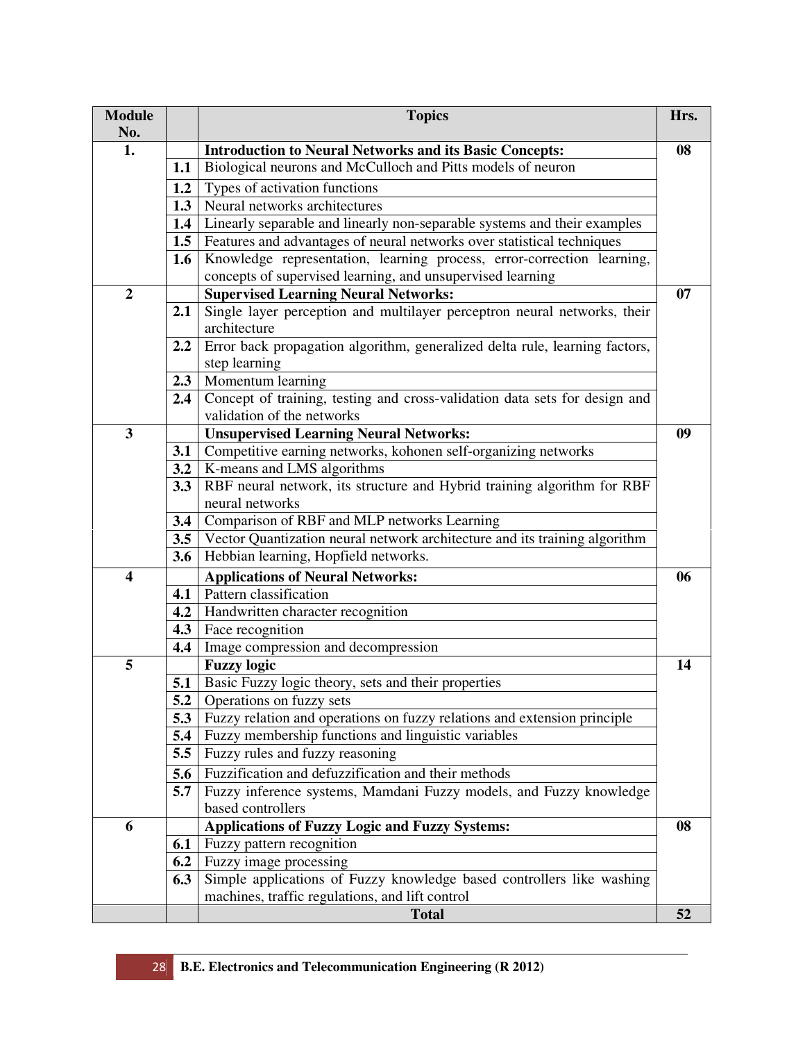| Module No. | | Topics | Hrs. |
|---|---|---|---|
| 1. | | **Introduction to Neural Networks and its Basic Concepts:** | **08** |
| | **1.1** | Biological neurons and McCulloch and Pitts models of neuron | |
| | **1.2** | Types of activation functions | |
| | **1.3** | Neural networks architectures | |
| | **1.4** | Linearly separable and linearly non-separable systems and their examples | |
| | **1.5** | Features and advantages of neural networks over statistical techniques | |
| | **1.6** | Knowledge representation, learning process, error-correction learning, concepts of supervised learning, and unsupervised learning | |
| 2 | | **Supervised Learning Neural Networks:** | **07** |
| | **2.1** | Single layer perception and multilayer perceptron neural networks, their architecture | |
| | **2.2** | Error back propagation algorithm, generalized delta rule, learning factors, step learning | |
| | **2.3** | Momentum learning | |
| | **2.4** | Concept of training, testing and cross-validation data sets for design and validation of the networks | |
| 3 | | **Unsupervised Learning Neural Networks:** | **09** |
| | **3.1** | Competitive earning networks, kohonen self-organizing networks | |
| | **3.2** | K-means and LMS algorithms | |
| | **3.3** | RBF neural network, its structure and Hybrid training algorithm for RBF neural networks | |
| | **3.4** | Comparison of RBF and MLP networks Learning | |
| | **3.5** | Vector Quantization neural network architecture and its training algorithm | |
| | **3.6** | Hebbian learning, Hopfield networks. | |
| 4 | | **Applications of Neural Networks:** | **06** |
| | **4.1** | Pattern classification | |
| | **4.2** | Handwritten character recognition | |
| | **4.3** | Face recognition | |
| | **4.4** | Image compression and decompression | |
| 5 | | **Fuzzy logic** | **14** |
| | **5.1** | Basic Fuzzy logic theory, sets and their properties | |
| | **5.2** | Operations on fuzzy sets | |
| | **5.3** | Fuzzy relation and operations on fuzzy relations and extension principle | |
| | **5.4** | Fuzzy membership functions and linguistic variables | |
| | **5.5** | Fuzzy rules and fuzzy reasoning | |
| | **5.6** | Fuzzification and defuzzification and their methods | |
| | **5.7** | Fuzzy inference systems, Mamdani Fuzzy models, and Fuzzy knowledge based controllers | |
| 6 | | **Applications of Fuzzy Logic and Fuzzy Systems:** | **08** |
| | **6.1** | Fuzzy pattern recognition | |
| | **6.2** | Fuzzy image processing | |
| | **6.3** | Simple applications of Fuzzy knowledge based controllers like washing machines, traffic regulations, and lift control | |
| | | **Total** | **52** |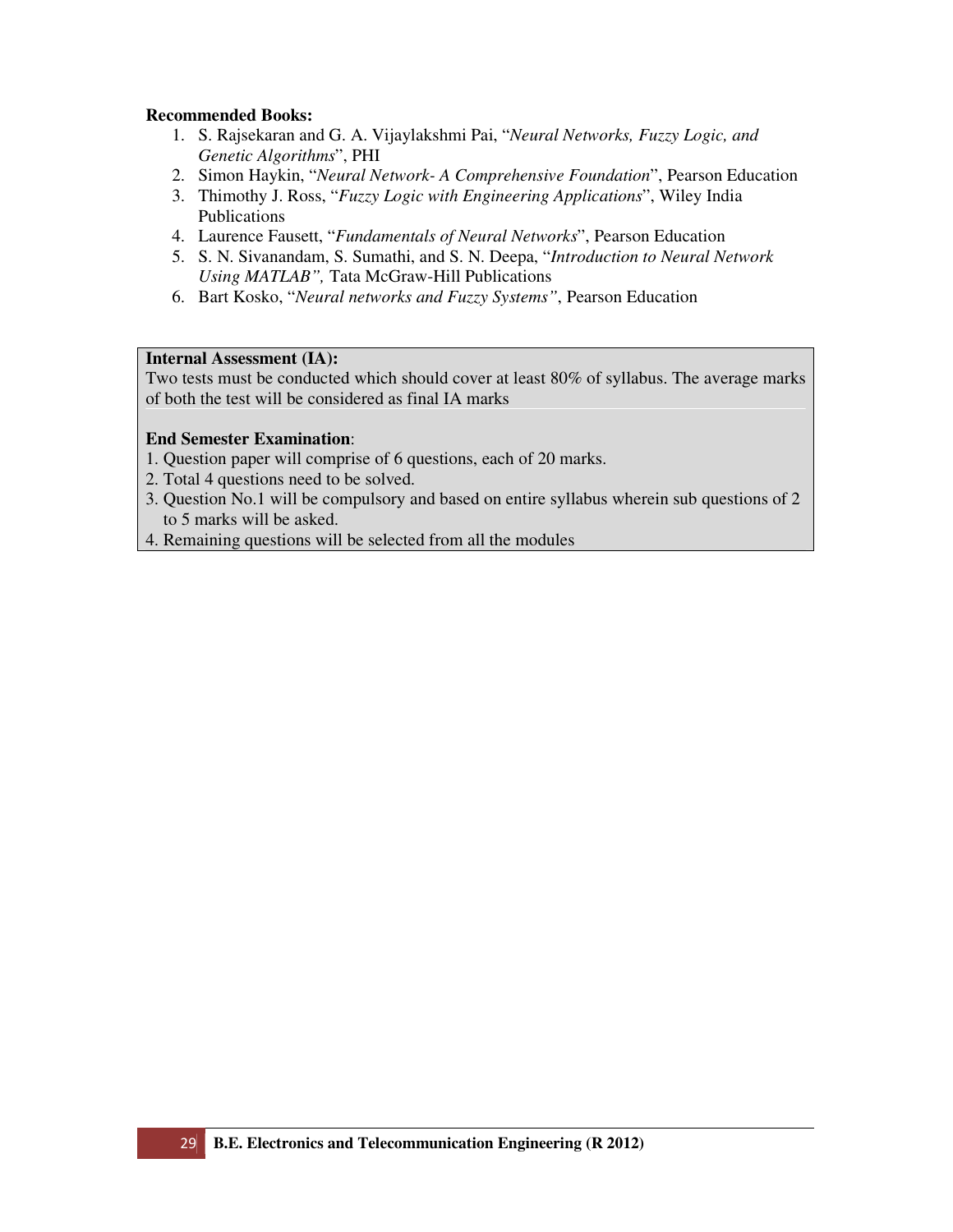**Recommended Books:**

1. S. Rajsekaran and G. A. Vijaylakshmi Pai, "*Neural Networks, Fuzzy Logic, and Genetic Algorithms*", PHI
2. Simon Haykin, "*Neural Network- A Comprehensive Foundation*", Pearson Education
3. Thimothy J. Ross, "*Fuzzy Logic with Engineering Applications*", Wiley India Publications
4. Laurence Fausett, "*Fundamentals of Neural Networks*", Pearson Education
5. S. N. Sivanandam, S. Sumathi, and S. N. Deepa, "*Introduction to Neural Network Using MATLAB",* Tata McGraw-Hill Publications
6. Bart Kosko, "*Neural networks and Fuzzy Systems"*, Pearson Education

**Internal Assessment (IA):**

Two tests must be conducted which should cover at least 80% of syllabus. The average marks of both the test will be considered as final IA marks

**End Semester Examination**:

1. Question paper will comprise of 6 questions, each of 20 marks.
2. Total 4 questions need to be solved.
3. Question No.1 will be compulsory and based on entire syllabus wherein sub questions of 2 to 5 marks will be asked.
4. Remaining questions will be selected from all the modules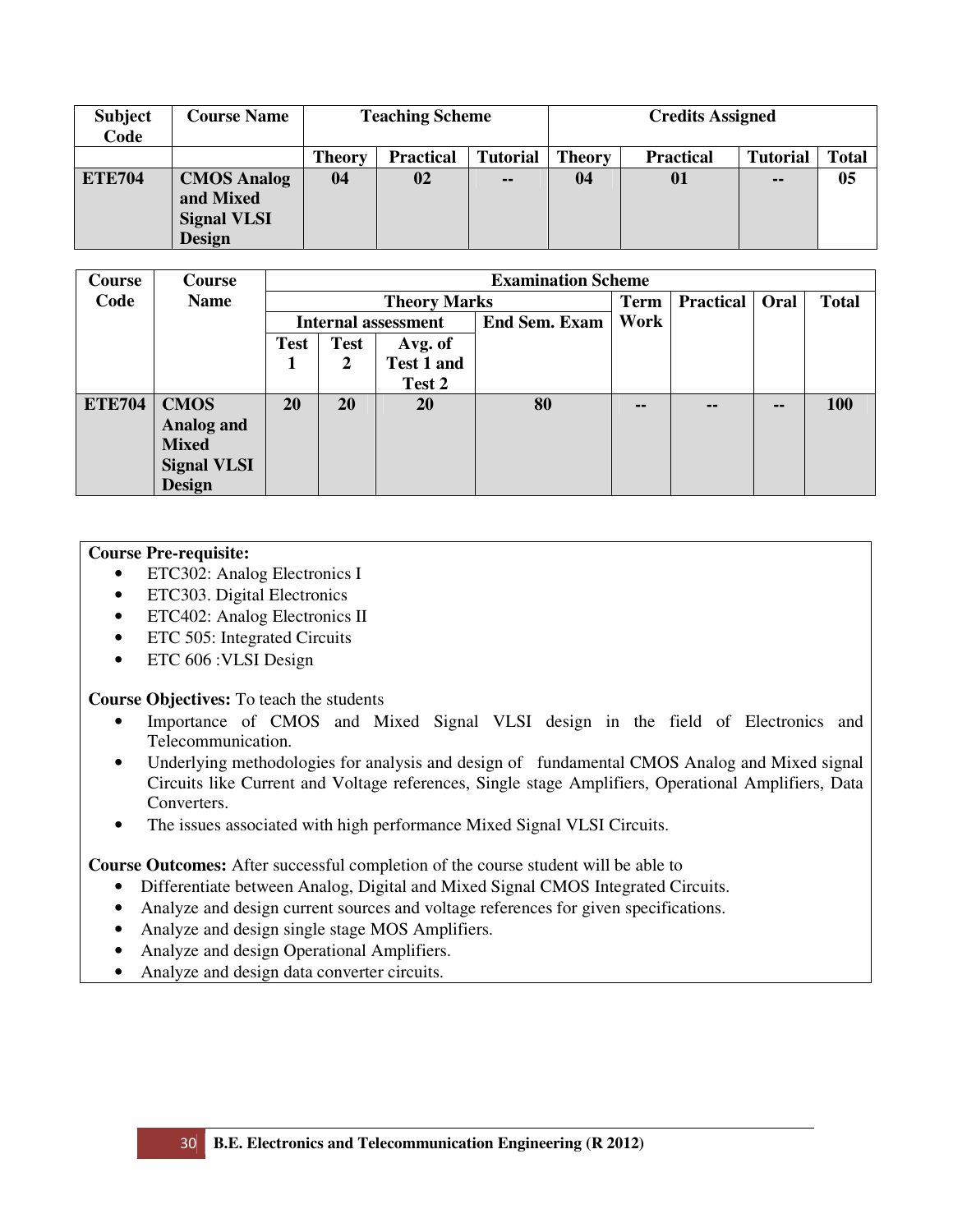| Subject Code | Course Name | Teaching Scheme | | | Credits Assigned | | | |
|---|---|---|---|---|---|---|---|---|
| | | Theory | Practical | Tutorial | Theory | Practical | Tutorial | Total |
| **ETE704** | **CMOS Analog and Mixed Signal VLSI Design** | **04** | **02** | **--** | **04** | **01** | **--** | **05** |

| Course Code | Course Name | Examination Scheme | | | | | | | |
|---|---|---|---|---|---|---|---|---|---|
| | | Theory Marks | | | | Term Work | Practical | Oral | Total |
| | | Internal assessment | | | End Sem. Exam | | | | |
| | | Test 1 | Test 2 | Avg. of Test 1 and Test 2 | | | | | |
| **ETE704** | **CMOS Analog and Mixed Signal VLSI Design** | **20** | **20** | **20** | **80** | **--** | **--** | **--** | **100** |

**Course Pre-requisite:**

- ETC302: Analog Electronics I
- ETC303. Digital Electronics
- ETC402: Analog Electronics II
- ETC 505: Integrated Circuits
- ETC 606 :VLSI Design

**Course Objectives:** To teach the students

- Importance of CMOS and Mixed Signal VLSI design in the field of Electronics and Telecommunication.
- Underlying methodologies for analysis and design of fundamental CMOS Analog and Mixed signal Circuits like Current and Voltage references, Single stage Amplifiers, Operational Amplifiers, Data Converters.
- The issues associated with high performance Mixed Signal VLSI Circuits.

**Course Outcomes:** After successful completion of the course student will be able to

- Differentiate between Analog, Digital and Mixed Signal CMOS Integrated Circuits.
- Analyze and design current sources and voltage references for given specifications.
- Analyze and design single stage MOS Amplifiers.
- Analyze and design Operational Amplifiers.
- Analyze and design data converter circuits.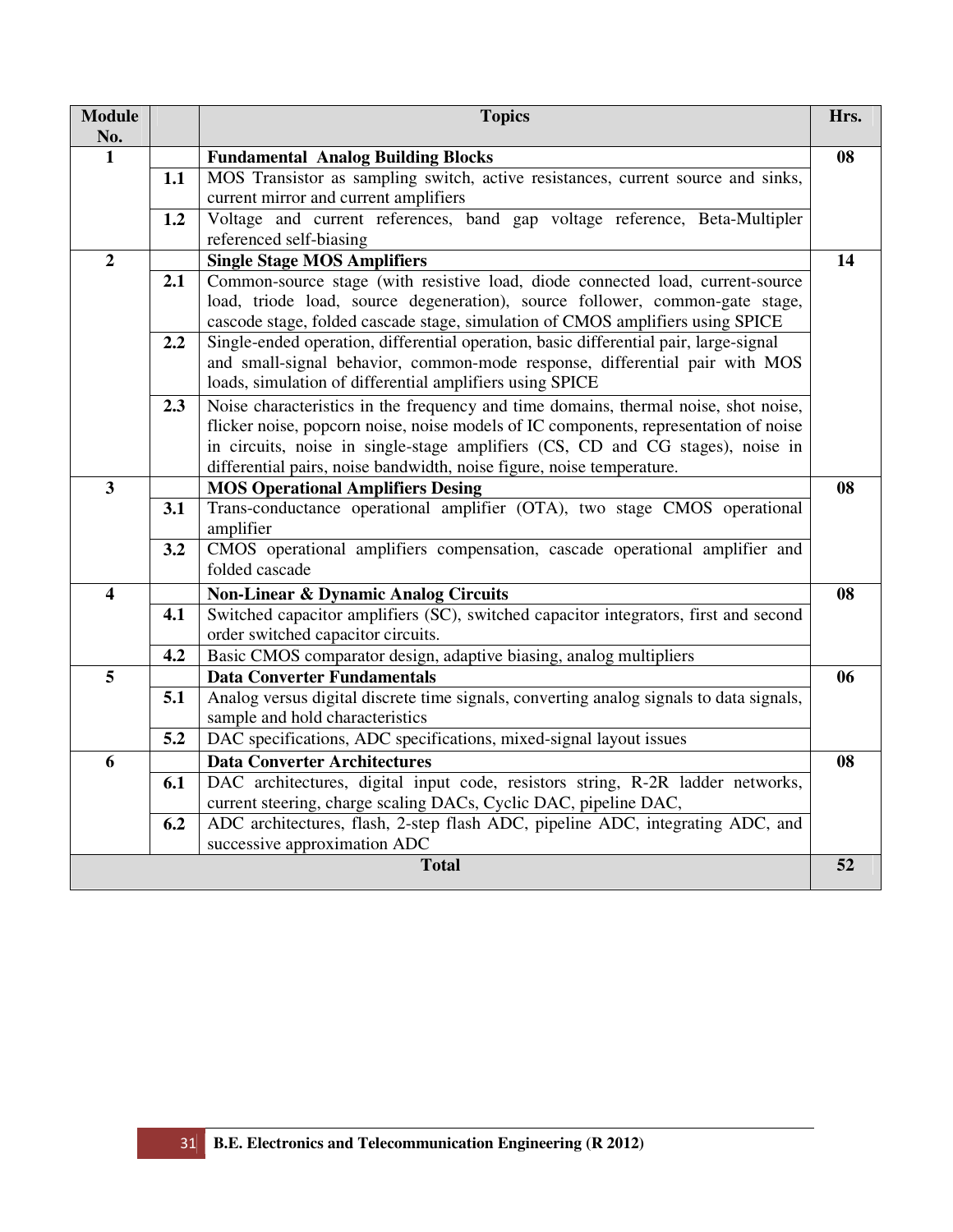| Module No. | | Topics | Hrs. |
|---|---|---|---|
| 1 | | **Fundamental Analog Building Blocks** | **08** |
| | **1.1** | MOS Transistor as sampling switch, active resistances, current source and sinks, current mirror and current amplifiers | |
| | **1.2** | Voltage and current references, band gap voltage reference, Beta-Multipler referenced self-biasing | |
| **2** | | **Single Stage MOS Amplifiers** | **14** |
| | **2.1** | Common-source stage (with resistive load, diode connected load, current-source load, triode load, source degeneration), source follower, common-gate stage, cascode stage, folded cascade stage, simulation of CMOS amplifiers using SPICE | |
| | **2.2** | Single-ended operation, differential operation, basic differential pair, large-signal and small-signal behavior, common-mode response, differential pair with MOS loads, simulation of differential amplifiers using SPICE | |
| | **2.3** | Noise characteristics in the frequency and time domains, thermal noise, shot noise, flicker noise, popcorn noise, noise models of IC components, representation of noise in circuits, noise in single-stage amplifiers (CS, CD and CG stages), noise in differential pairs, noise bandwidth, noise figure, noise temperature. | |
| **3** | | **MOS Operational Amplifiers Desing** | **08** |
| | **3.1** | Trans-conductance operational amplifier (OTA), two stage CMOS operational amplifier | |
| | **3.2** | CMOS operational amplifiers compensation, cascade operational amplifier and folded cascade | |
| **4** | | **Non-Linear & Dynamic Analog Circuits** | **08** |
| | **4.1** | Switched capacitor amplifiers (SC), switched capacitor integrators, first and second order switched capacitor circuits. | |
| | **4.2** | Basic CMOS comparator design, adaptive biasing, analog multipliers | |
| **5** | | **Data Converter Fundamentals** | **06** |
| | **5.1** | Analog versus digital discrete time signals, converting analog signals to data signals, sample and hold characteristics | |
| | **5.2** | DAC specifications, ADC specifications, mixed-signal layout issues | |
| **6** | | **Data Converter Architectures** | **08** |
| | **6.1** | DAC architectures, digital input code, resistors string, R-2R ladder networks, current steering, charge scaling DACs, Cyclic DAC, pipeline DAC, | |
| | **6.2** | ADC architectures, flash, 2-step flash ADC, pipeline ADC, integrating ADC, and successive approximation ADC | |
| | | **Total** | **52** |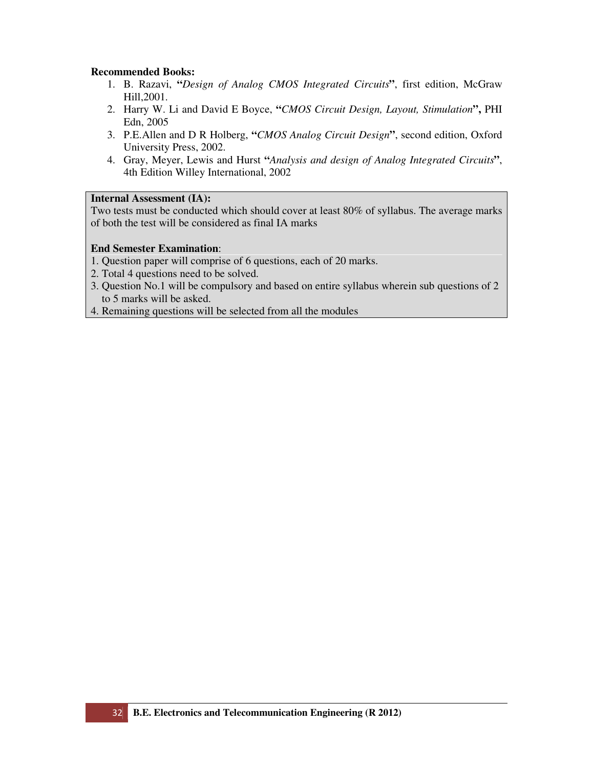**Recommended Books:**

1. B. Razavi, **"***Design of Analog CMOS Integrated Circuits***"**, first edition, McGraw Hill,2001.
2. Harry W. Li and David E Boyce, **"***CMOS Circuit Design, Layout, Stimulation***",** PHI Edn, 2005
3. P.E.Allen and D R Holberg, **"***CMOS Analog Circuit Design***"**, second edition, Oxford University Press, 2002.
4. Gray, Meyer, Lewis and Hurst **"***Analysis and design of Analog Integrated Circuits***"**, 4th Edition Willey International, 2002

**Internal Assessment (IA):**

Two tests must be conducted which should cover at least 80% of syllabus. The average marks of both the test will be considered as final IA marks

**End Semester Examination**:

1. Question paper will comprise of 6 questions, each of 20 marks.
2. Total 4 questions need to be solved.
3. Question No.1 will be compulsory and based on entire syllabus wherein sub questions of 2 to 5 marks will be asked.
4. Remaining questions will be selected from all the modules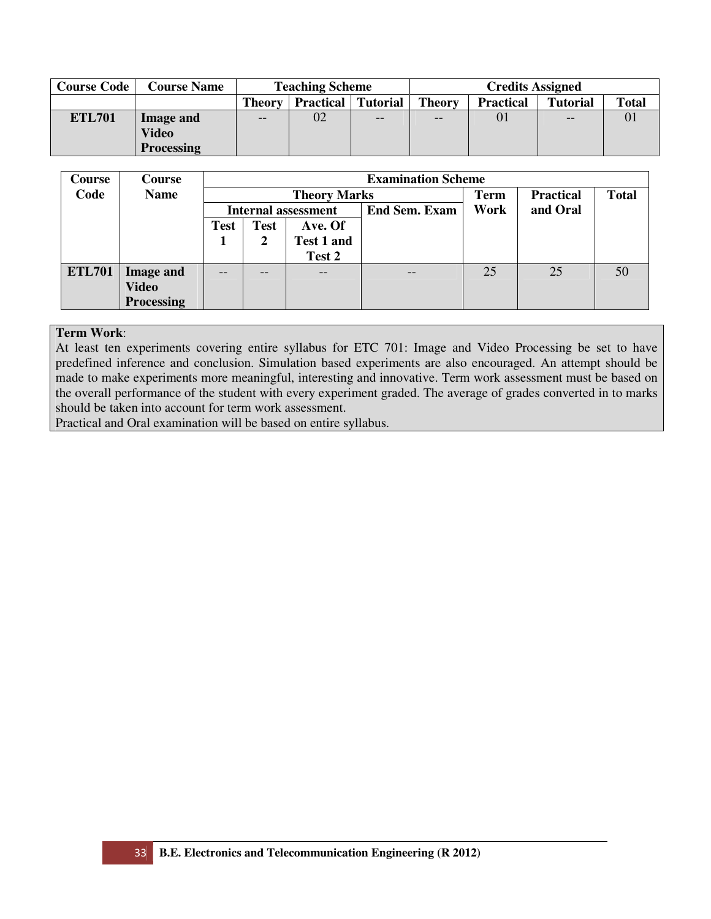| Course Code | Course Name | Teaching Scheme | | | Credits Assigned | | | |
|---|---|---|---|---|---|---|---|---|
| | | Theory | Practical | Tutorial | Theory | Practical | Tutorial | Total |
| ETL701 | Image and Video Processing | -- | 02 | -- | -- | 01 | -- | 01 |

| Course Code | Course Name | Examination Scheme | | | | | | |
|---|---|---|---|---|---|---|---|---|
| | | Theory Marks | | | | Term Work | Practical and Oral | Total |
| | | Internal assessment | | | End Sem. Exam | | | |
| | | Test 1 | Test 2 | Ave. Of Test 1 and Test 2 | | | | |
| ETL701 | Image and Video Processing | -- | -- | -- | -- | 25 | 25 | 50 |

**Term Work**:
At least ten experiments covering entire syllabus for ETC 701: Image and Video Processing be set to have predefined inference and conclusion. Simulation based experiments are also encouraged. An attempt should be made to make experiments more meaningful, interesting and innovative. Term work assessment must be based on the overall performance of the student with every experiment graded. The average of grades converted in to marks should be taken into account for term work assessment.
Practical and Oral examination will be based on entire syllabus.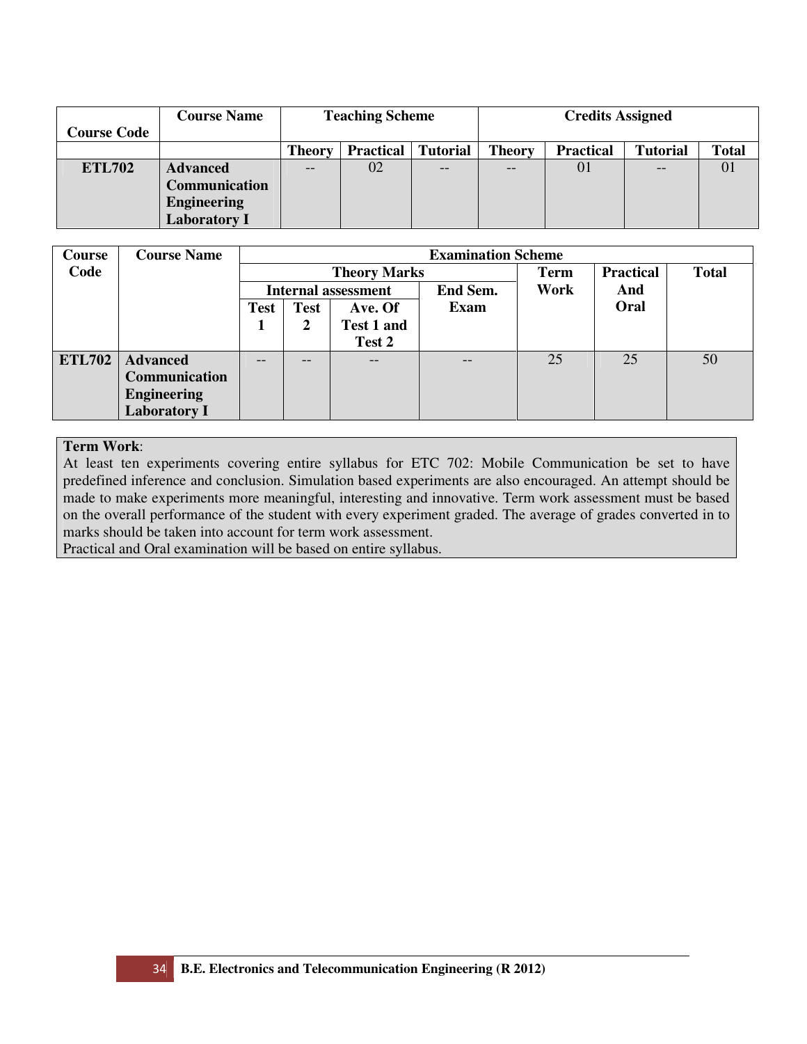| Course Code | Course Name | Teaching Scheme | | | Credits Assigned | | | |
|---|---|---|---|---|---|---|---|---|
| | | Theory | Practical | Tutorial | Theory | Practical | Tutorial | Total |
| ETL702 | Advanced Communication Engineering Laboratory I | -- | 02 | -- | -- | 01 | -- | 01 |

| Course Code | Course Name | Examination Scheme | | | | | | |
|---|---|---|---|---|---|---|---|---|
| | | Theory Marks | | | | Term Work | Practical And Oral | Total |
| | | Internal assessment | | | End Sem. Exam | | | |
| | | Test 1 | Test 2 | Ave. Of Test 1 and Test 2 | | | | |
| ETL702 | Advanced Communication Engineering Laboratory I | -- | -- | -- | -- | 25 | 25 | 50 |

**Term Work**:
At least ten experiments covering entire syllabus for ETC 702: Mobile Communication be set to have predefined inference and conclusion. Simulation based experiments are also encouraged. An attempt should be made to make experiments more meaningful, interesting and innovative. Term work assessment must be based on the overall performance of the student with every experiment graded. The average of grades converted in to marks should be taken into account for term work assessment.
Practical and Oral examination will be based on entire syllabus.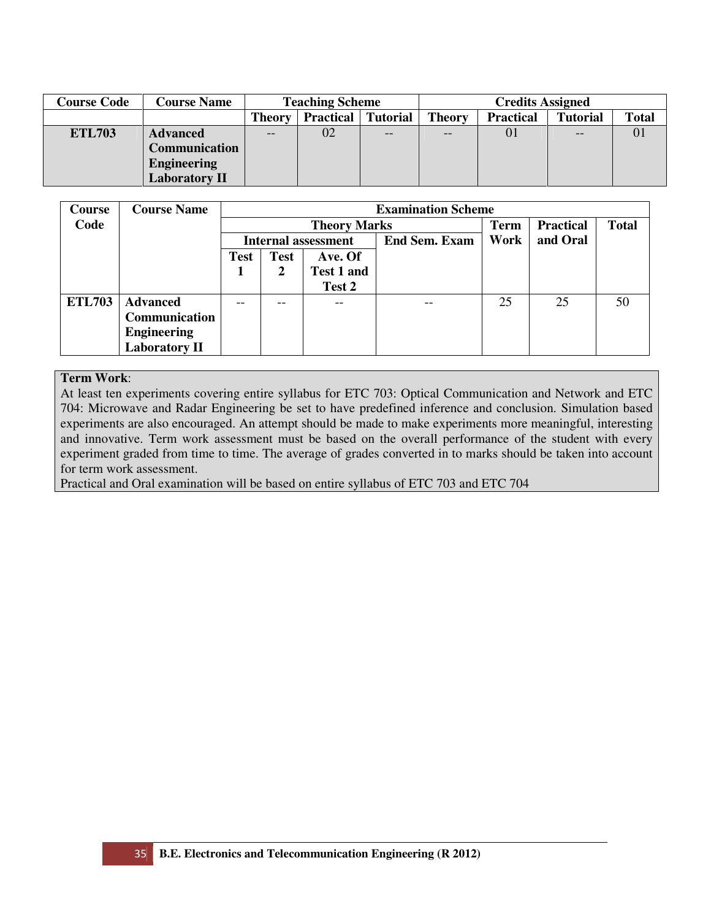| Course Code | Course Name | Teaching Scheme | | | Credits Assigned | | | |
|---|---|---|---|---|---|---|---|---|
| | | Theory | Practical | Tutorial | Theory | Practical | Tutorial | Total |
| ETL703 | Advanced Communication Engineering Laboratory II | -- | 02 | -- | -- | 01 | -- | 01 |

| Course Code | Course Name | Examination Scheme | | | | | | |
|---|---|---|---|---|---|---|---|---|
| | | Theory Marks | | | | Term Work | Practical and Oral | Total |
| | | Internal assessment | | | End Sem. Exam | | | |
| | | Test 1 | Test 2 | Ave. Of Test 1 and Test 2 | | | | |
| ETL703 | Advanced Communication Engineering Laboratory II | -- | -- | -- | -- | 25 | 25 | 50 |

**Term Work**:
At least ten experiments covering entire syllabus for ETC 703: Optical Communication and Network and ETC 704: Microwave and Radar Engineering be set to have predefined inference and conclusion. Simulation based experiments are also encouraged. An attempt should be made to make experiments more meaningful, interesting and innovative. Term work assessment must be based on the overall performance of the student with every experiment graded from time to time. The average of grades converted in to marks should be taken into account for term work assessment.
Practical and Oral examination will be based on entire syllabus of ETC 703 and ETC 704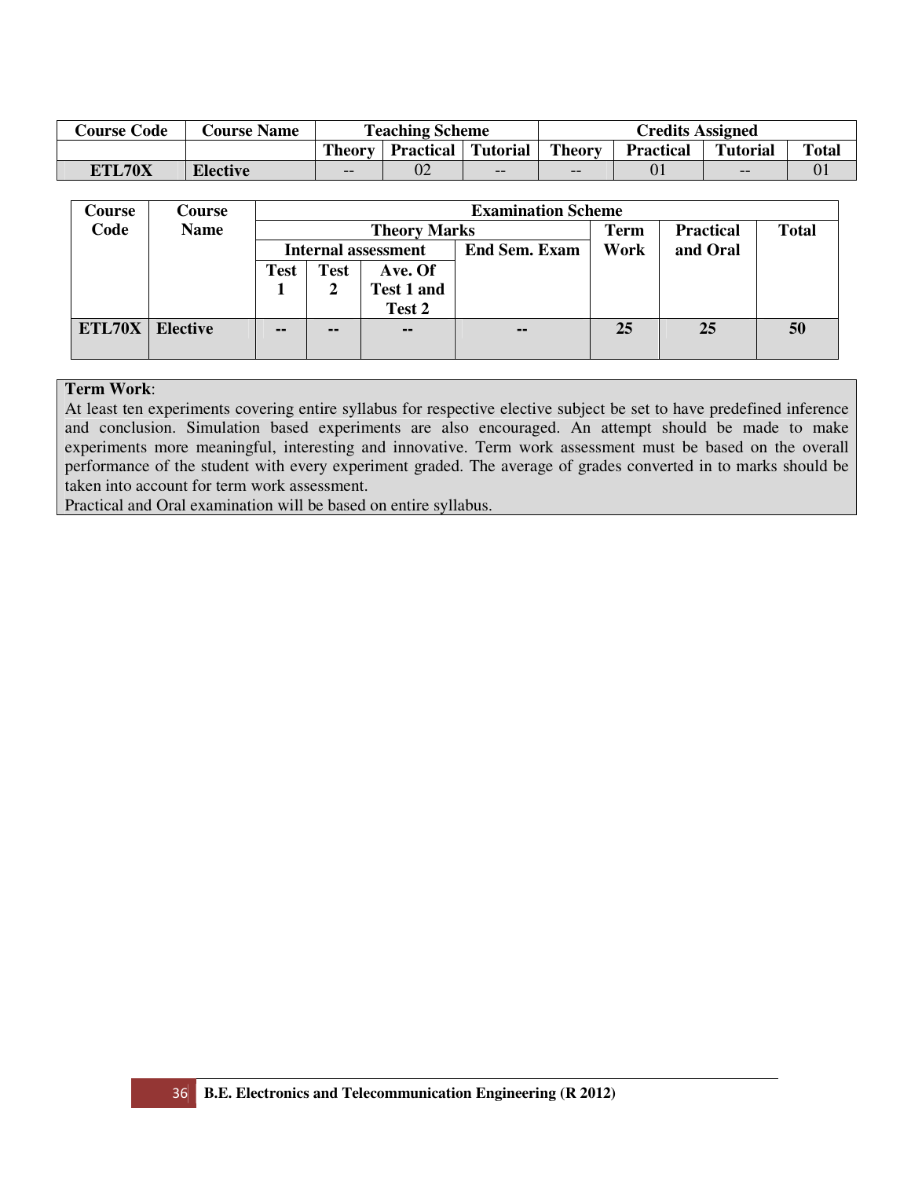| Course Code | Course Name | Teaching Scheme | | | Credits Assigned | | | |
|---|---|---|---|---|---|---|---|---|
| | | Theory | Practical | Tutorial | Theory | Practical | Tutorial | Total |
| **ETL70X** | **Elective** | -- | 02 | -- | -- | 01 | -- | 01 |

| Course Code | Course Name | Examination Scheme | | | | | | |
|---|---|---|---|---|---|---|---|---|
| | | Theory Marks | | | | Term Work | Practical and Oral | Total |
| | | Internal assessment | | | End Sem. Exam | | | |
| | | Test 1 | Test 2 | Ave. Of Test 1 and Test 2 | | | | |
| **ETL70X** | **Elective** | -- | -- | -- | -- | 25 | 25 | 50 |

**Term Work**:

At least ten experiments covering entire syllabus for respective elective subject be set to have predefined inference and conclusion. Simulation based experiments are also encouraged. An attempt should be made to make experiments more meaningful, interesting and innovative. Term work assessment must be based on the overall performance of the student with every experiment graded. The average of grades converted in to marks should be taken into account for term work assessment.

Practical and Oral examination will be based on entire syllabus.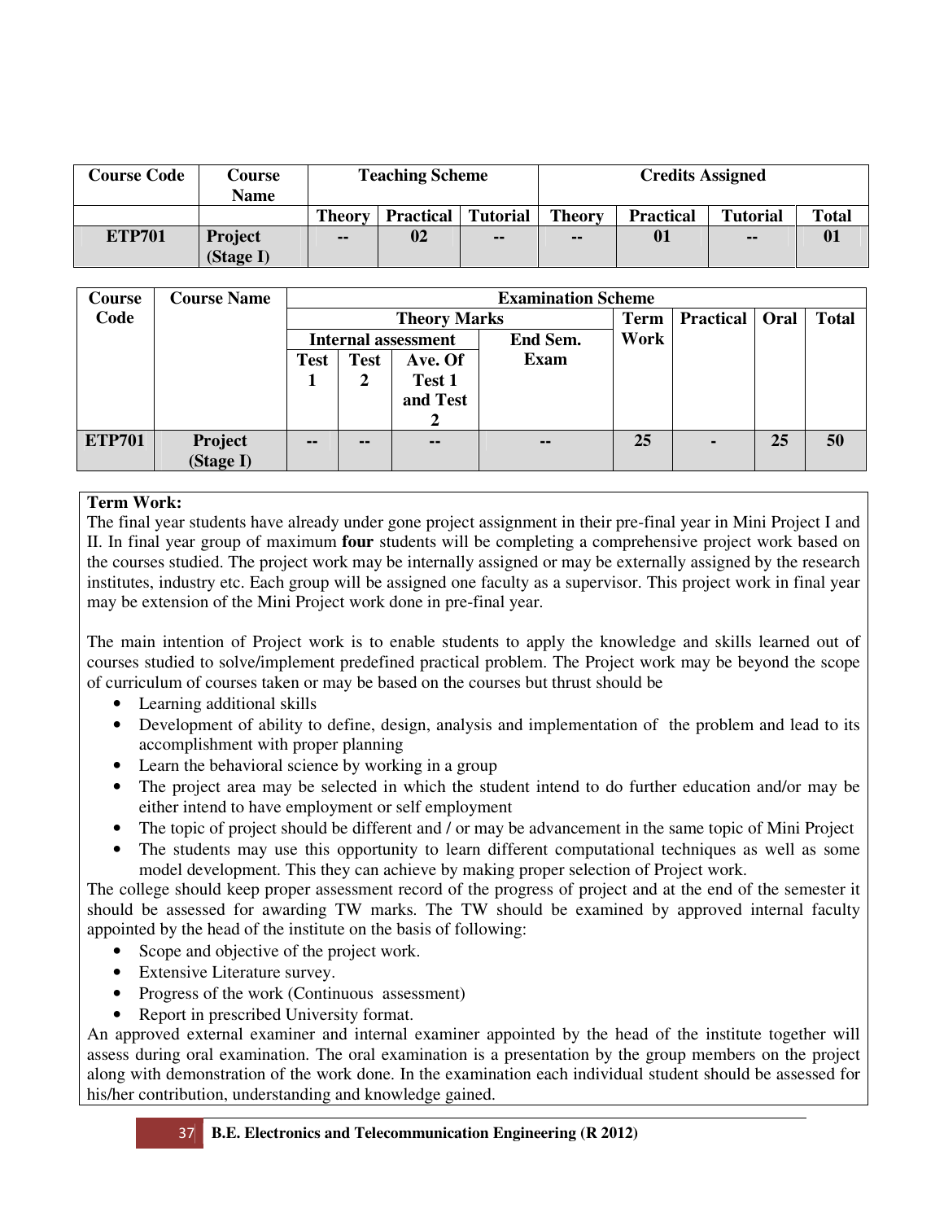| Course Code | Course Name | Teaching Scheme | | | Credits Assigned | | | |
|---|---|---|---|---|---|---|---|---|
| | | Theory | Practical | Tutorial | Theory | Practical | Tutorial | Total |
| ETP701 | Project (Stage I) | -- | 02 | -- | -- | 01 | -- | 01 |

| Course Code | Course Name | Examination Scheme | | | | | | | |
|---|---|---|---|---|---|---|---|---|---|
| | | Theory Marks | | | | Term Work | Practical | Oral | Total |
| | | Internal assessment | | | End Sem. Exam | | | | |
| | | Test 1 | Test 2 | Ave. Of Test 1 and Test 2 | | | | | |
| ETP701 | Project (Stage I) | -- | -- | -- | -- | 25 | - | 25 | 50 |

**Term Work:**

The final year students have already under gone project assignment in their pre-final year in Mini Project I and II. In final year group of maximum **four** students will be completing a comprehensive project work based on the courses studied. The project work may be internally assigned or may be externally assigned by the research institutes, industry etc. Each group will be assigned one faculty as a supervisor. This project work in final year may be extension of the Mini Project work done in pre-final year.

The main intention of Project work is to enable students to apply the knowledge and skills learned out of courses studied to solve/implement predefined practical problem. The Project work may be beyond the scope of curriculum of courses taken or may be based on the courses but thrust should be

- Learning additional skills
- Development of ability to define, design, analysis and implementation of the problem and lead to its accomplishment with proper planning
- Learn the behavioral science by working in a group
- The project area may be selected in which the student intend to do further education and/or may be either intend to have employment or self employment
- The topic of project should be different and / or may be advancement in the same topic of Mini Project
- The students may use this opportunity to learn different computational techniques as well as some model development. This they can achieve by making proper selection of Project work.

The college should keep proper assessment record of the progress of project and at the end of the semester it should be assessed for awarding TW marks. The TW should be examined by approved internal faculty appointed by the head of the institute on the basis of following:

- Scope and objective of the project work.
- Extensive Literature survey.
- Progress of the work (Continuous assessment)
- Report in prescribed University format.

An approved external examiner and internal examiner appointed by the head of the institute together will assess during oral examination. The oral examination is a presentation by the group members on the project along with demonstration of the work done. In the examination each individual student should be assessed for his/her contribution, understanding and knowledge gained.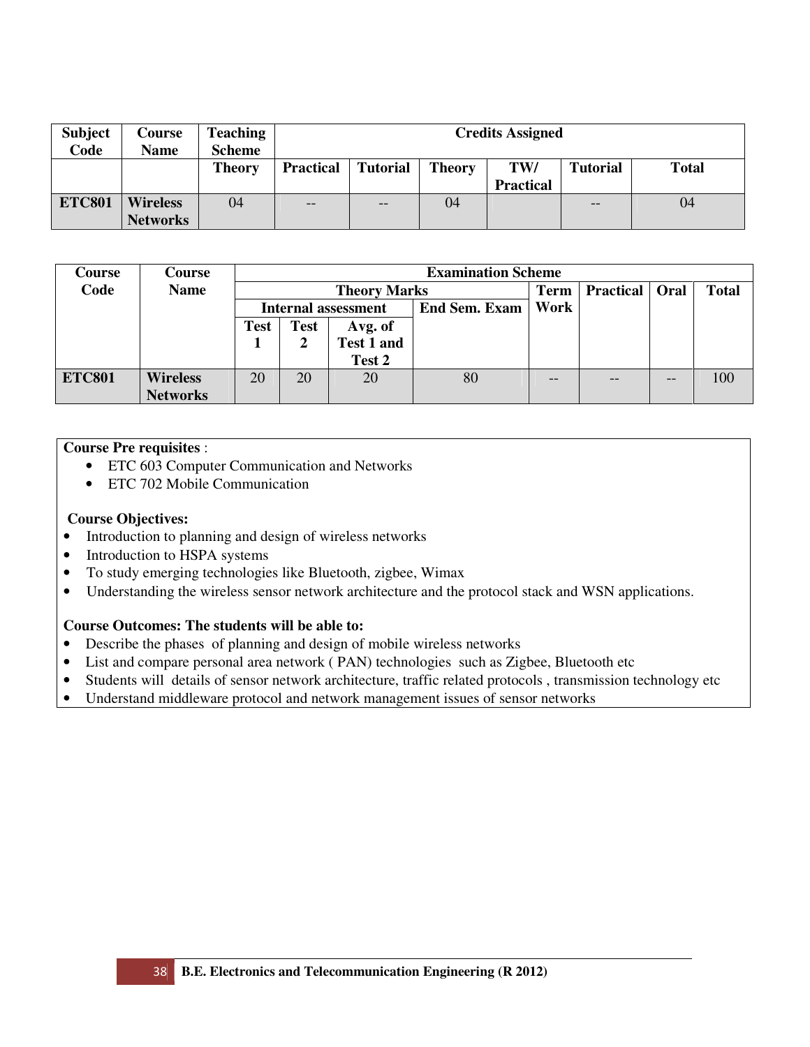| Subject Code | Course Name | Teaching Scheme | Credits Assigned | | | | | |
|---|---|---|---|---|---|---|---|---|
| | | Theory | Practical | Tutorial | Theory | TW/ Practical | Tutorial | Total |
| ETC801 | Wireless Networks | 04 | -- | -- | 04 | | -- | 04 |

| Course Code | Course Name | Examination Scheme | | | | | | | |
|---|---|---|---|---|---|---|---|---|---|
| | | Theory Marks | | | | Term Work | Practical | Oral | Total |
| | | Internal assessment | | | End Sem. Exam | | | | |
| | | Test 1 | Test 2 | Avg. of Test 1 and Test 2 | | | | | |
| ETC801 | Wireless Networks | 20 | 20 | 20 | 80 | -- | -- | -- | 100 |

**Course Pre requisites** :

- ETC 603 Computer Communication and Networks
- ETC 702 Mobile Communication

**Course Objectives:**

- Introduction to planning and design of wireless networks
- Introduction to HSPA systems
- To study emerging technologies like Bluetooth, zigbee, Wimax
- Understanding the wireless sensor network architecture and the protocol stack and WSN applications.

**Course Outcomes: The students will be able to:**

- Describe the phases of planning and design of mobile wireless networks
- List and compare personal area network ( PAN) technologies such as Zigbee, Bluetooth etc
- Students will details of sensor network architecture, traffic related protocols , transmission technology etc
- Understand middleware protocol and network management issues of sensor networks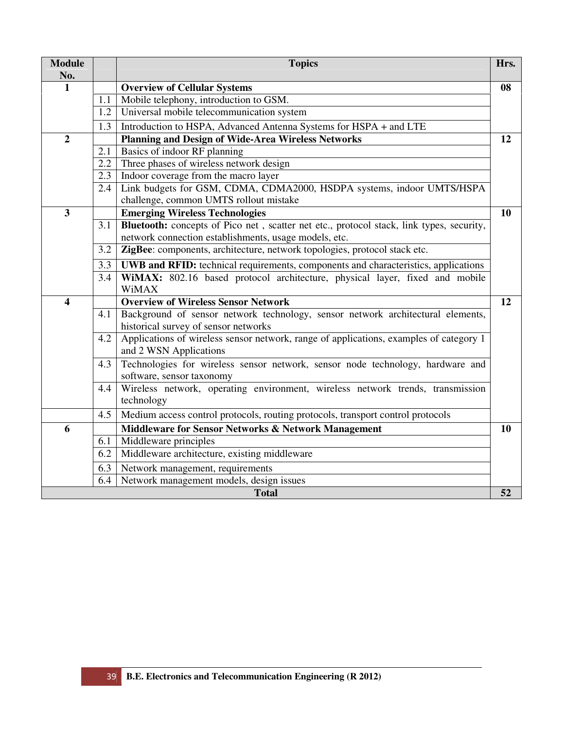| Module No. | | Topics | Hrs. |
|---|---|---|---|
| 1 | | **Overview of Cellular Systems** | 08 |
| | 1.1 | Mobile telephony, introduction to GSM. | |
| | 1.2 | Universal mobile telecommunication system | |
| | 1.3 | Introduction to HSPA, Advanced Antenna Systems for HSPA + and LTE | |
| 2 | | **Planning and Design of Wide-Area Wireless Networks** | 12 |
| | 2.1 | Basics of indoor RF planning | |
| | 2.2 | Three phases of wireless network design | |
| | 2.3 | Indoor coverage from the macro layer | |
| | 2.4 | Link budgets for GSM, CDMA, CDMA2000, HSDPA systems, indoor UMTS/HSPA challenge, common UMTS rollout mistake | |
| 3 | | **Emerging Wireless Technologies** | 10 |
| | 3.1 | **Bluetooth:** concepts of Pico net , scatter net etc., protocol stack, link types, security, network connection establishments, usage models, etc. | |
| | 3.2 | **ZigBee**: components, architecture, network topologies, protocol stack etc. | |
| | 3.3 | **UWB and RFID:** technical requirements, components and characteristics, applications | |
| | 3.4 | **WiMAX:** 802.16 based protocol architecture, physical layer, fixed and mobile WiMAX | |
| 4 | | **Overview of Wireless Sensor Network** | 12 |
| | 4.1 | Background of sensor network technology, sensor network architectural elements, historical survey of sensor networks | |
| | 4.2 | Applications of wireless sensor network, range of applications, examples of category 1 and 2 WSN Applications | |
| | 4.3 | Technologies for wireless sensor network, sensor node technology, hardware and software, sensor taxonomy | |
| | 4.4 | Wireless network, operating environment, wireless network trends, transmission technology | |
| | 4.5 | Medium access control protocols, routing protocols, transport control protocols | |
| 6 | | **Middleware for Sensor Networks & Network Management** | 10 |
| | 6.1 | Middleware principles | |
| | 6.2 | Middleware architecture, existing middleware | |
| | 6.3 | Network management, requirements | |
| | 6.4 | Network management models, design issues | |
| **Total** | | | **52** |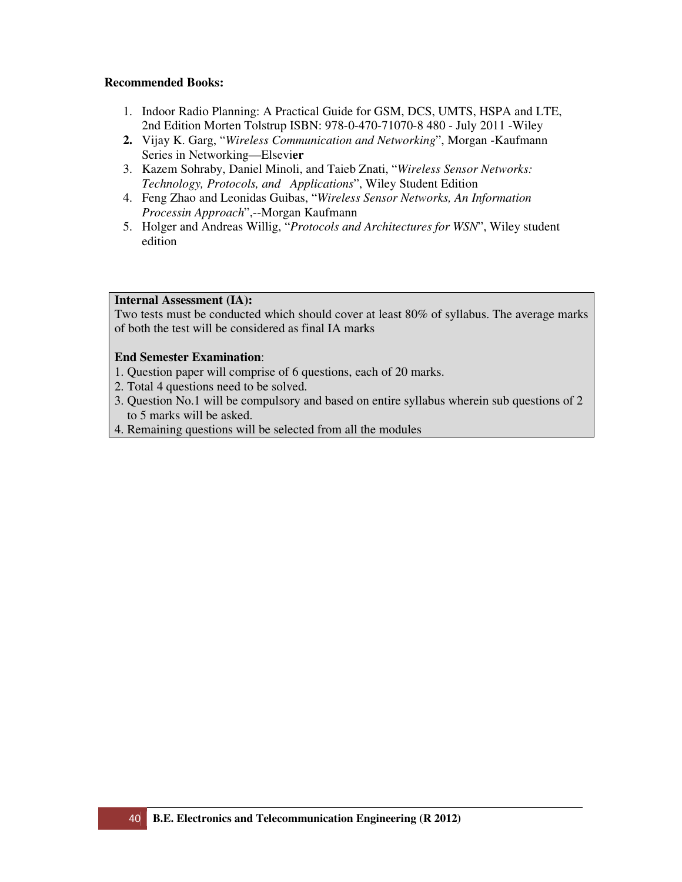**Recommended Books:**

1. Indoor Radio Planning: A Practical Guide for GSM, DCS, UMTS, HSPA and LTE, 2nd Edition Morten Tolstrup ISBN: 978-0-470-71070-8 480 - July 2011 -Wiley
2. Vijay K. Garg, "*Wireless Communication and Networking*", Morgan -Kaufmann Series in Networking—Elsevier
3. Kazem Sohraby, Daniel Minoli, and Taieb Znati, "*Wireless Sensor Networks: Technology, Protocols, and Applications*", Wiley Student Edition
4. Feng Zhao and Leonidas Guibas, "*Wireless Sensor Networks, An Information Processin Approach*",--Morgan Kaufmann
5. Holger and Andreas Willig, "*Protocols and Architectures for WSN*", Wiley student edition

**Internal Assessment (IA):**
Two tests must be conducted which should cover at least 80% of syllabus. The average marks of both the test will be considered as final IA marks

**End Semester Examination**:
1. Question paper will comprise of 6 questions, each of 20 marks.
2. Total 4 questions need to be solved.
3. Question No.1 will be compulsory and based on entire syllabus wherein sub questions of 2 to 5 marks will be asked.
4. Remaining questions will be selected from all the modules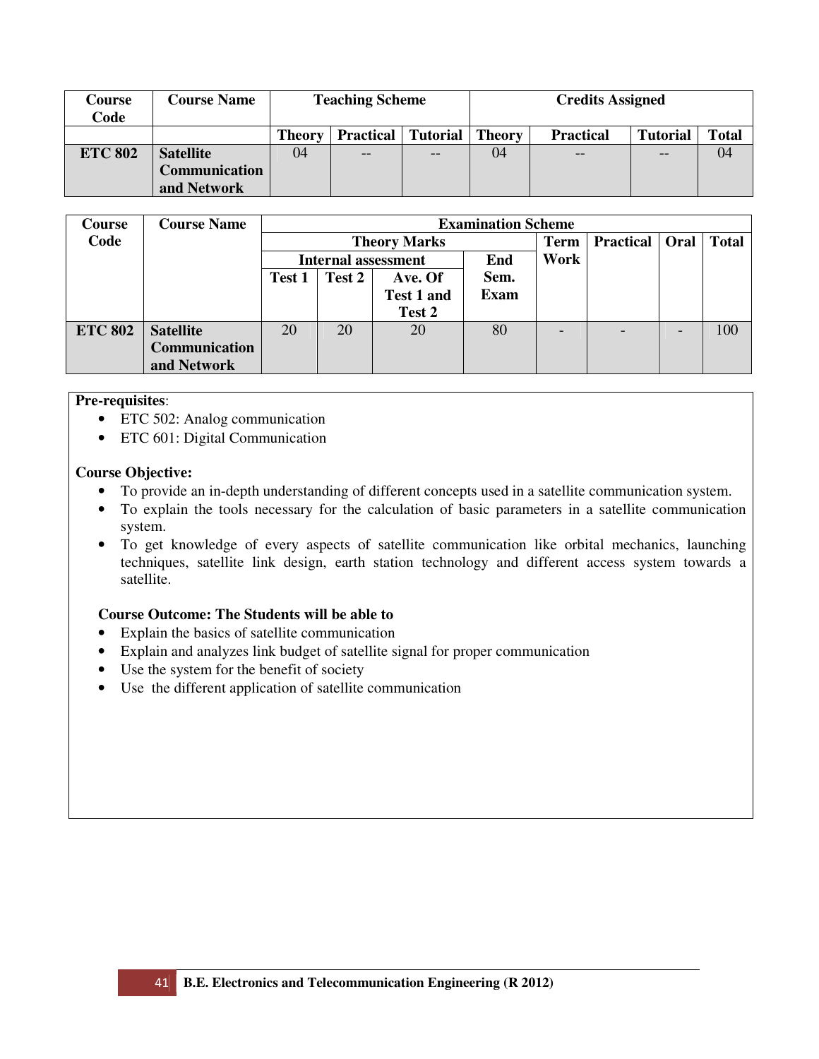| Course Code | Course Name | Teaching Scheme | | | Credits Assigned | | | |
|---|---|---|---|---|---|---|---|---|
| | | Theory | Practical | Tutorial | Theory | Practical | Tutorial | Total |
| **ETC 802** | **Satellite Communication and Network** | 04 | -- | -- | 04 | -- | -- | 04 |

| Course Code | Course Name | Examination Scheme | | | | | | | |
|---|---|---|---|---|---|---|---|---|---|
| | | Theory Marks | | | | Term Work | Practical | Oral | Total |
| | | Internal assessment | | | End Sem. Exam | | | | |
| | | Test 1 | Test 2 | Ave. Of Test 1 and Test 2 | | | | | |
| **ETC 802** | **Satellite Communication and Network** | 20 | 20 | 20 | 80 | - | - | - | 100 |

**Pre-requisites**:

- ETC 502: Analog communication
- ETC 601: Digital Communication

**Course Objective:**

- To provide an in-depth understanding of different concepts used in a satellite communication system.
- To explain the tools necessary for the calculation of basic parameters in a satellite communication system.
- To get knowledge of every aspects of satellite communication like orbital mechanics, launching techniques, satellite link design, earth station technology and different access system towards a satellite.

**Course Outcome: The Students will be able to**

- Explain the basics of satellite communication
- Explain and analyzes link budget of satellite signal for proper communication
- Use the system for the benefit of society
- Use the different application of satellite communication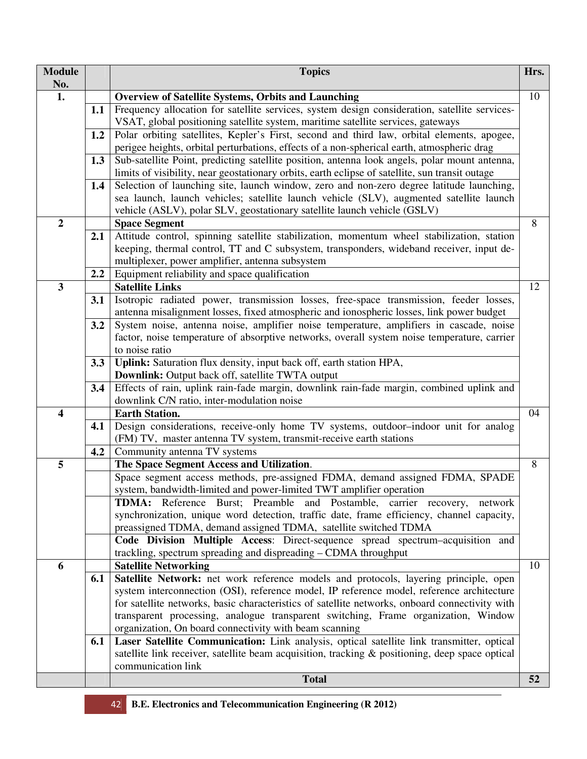| Module No. | | Topics | Hrs. |
|---|---|---|---|
| **1.** | | **Overview of Satellite Systems, Orbits and Launching** | 10 |
| | **1.1** | Frequency allocation for satellite services, system design consideration, satellite services-VSAT, global positioning satellite system, maritime satellite services, gateways | |
| | **1.2** | Polar orbiting satellites, Kepler's First, second and third law, orbital elements, apogee, perigee heights, orbital perturbations, effects of a non-spherical earth, atmospheric drag | |
| | **1.3** | Sub-satellite Point, predicting satellite position, antenna look angels, polar mount antenna, limits of visibility, near geostationary orbits, earth eclipse of satellite, sun transit outage | |
| | **1.4** | Selection of launching site, launch window, zero and non-zero degree latitude launching, sea launch, launch vehicles; satellite launch vehicle (SLV), augmented satellite launch vehicle (ASLV), polar SLV, geostationary satellite launch vehicle (GSLV) | |
| **2** | | **Space Segment** | 8 |
| | **2.1** | Attitude control, spinning satellite stabilization, momentum wheel stabilization, station keeping, thermal control, TT and C subsystem, transponders, wideband receiver, input de-multiplexer, power amplifier, antenna subsystem | |
| | **2.2** | Equipment reliability and space qualification | |
| **3** | | **Satellite Links** | 12 |
| | **3.1** | Isotropic radiated power, transmission losses, free-space transmission, feeder losses, antenna misalignment losses, fixed atmospheric and ionospheric losses, link power budget | |
| | **3.2** | System noise, antenna noise, amplifier noise temperature, amplifiers in cascade, noise factor, noise temperature of absorptive networks, overall system noise temperature, carrier to noise ratio | |
| | **3.3** | **Uplink:** Saturation flux density, input back off, earth station HPA,<br>**Downlink:** Output back off, satellite TWTA output | |
| | **3.4** | Effects of rain, uplink rain-fade margin, downlink rain-fade margin, combined uplink and downlink C/N ratio, inter-modulation noise | |
| **4** | | **Earth Station.** | 04 |
| | **4.1** | Design considerations, receive-only home TV systems, outdoor–indoor unit for analog (FM) TV, master antenna TV system, transmit-receive earth stations | |
| | **4.2** | Community antenna TV systems | |
| **5** | | **The Space Segment Access and Utilization**. | 8 |
| | | Space segment access methods, pre-assigned FDMA, demand assigned FDMA, SPADE system, bandwidth-limited and power-limited TWT amplifier operation | |
| | | **TDMA:** Reference Burst; Preamble and Postamble, carrier recovery, network synchronization, unique word detection, traffic date, frame efficiency, channel capacity, preassigned TDMA, demand assigned TDMA, satellite switched TDMA | |
| | | **Code Division Multiple Access**: Direct-sequence spread spectrum–acquisition and trackling, spectrum spreading and dispreading – CDMA throughput | |
| **6** | | **Satellite Networking** | 10 |
| | **6.1** | **Satellite Network:** net work reference models and protocols, layering principle, open system interconnection (OSI), reference model, IP reference model, reference architecture for satellite networks, basic characteristics of satellite networks, onboard connectivity with transparent processing, analogue transparent switching, Frame organization, Window organization, On board connectivity with beam scanning | |
| | **6.1** | **Laser Satellite Communication:** Link analysis, optical satellite link transmitter, optical satellite link receiver, satellite beam acquisition, tracking & positioning, deep space optical communication link | |
| | | **Total** | **52** |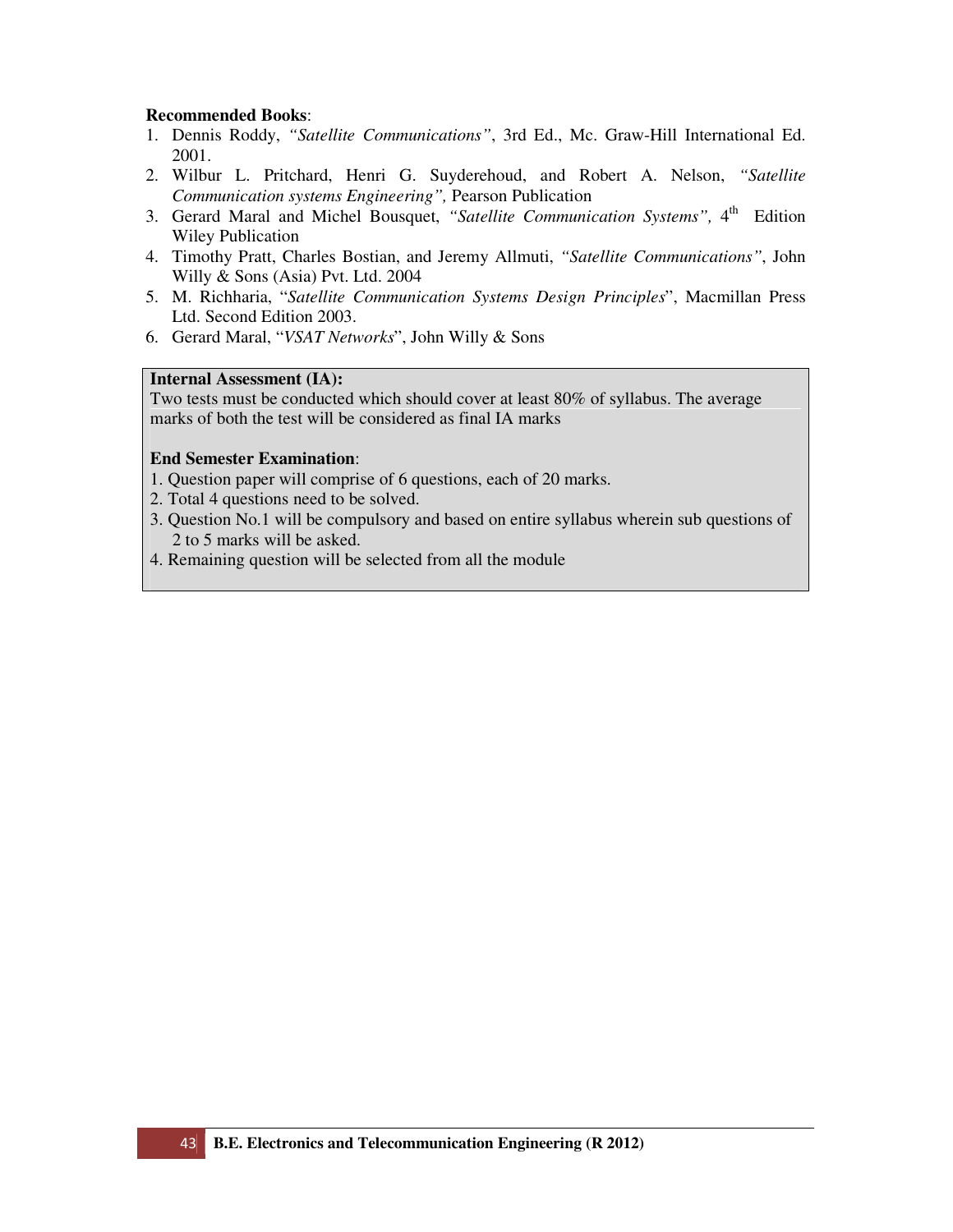**Recommended Books**:

1. Dennis Roddy, *"Satellite Communications"*, 3rd Ed., Mc. Graw-Hill International Ed. 2001.
2. Wilbur L. Pritchard, Henri G. Suyderehoud, and Robert A. Nelson, *"Satellite Communication systems Engineering",* Pearson Publication
3. Gerard Maral and Michel Bousquet, *"Satellite Communication Systems",* 4th Edition Wiley Publication
4. Timothy Pratt, Charles Bostian, and Jeremy Allmuti, *"Satellite Communications"*, John Willy & Sons (Asia) Pvt. Ltd. 2004
5. M. Richharia, "*Satellite Communication Systems Design Principles*", Macmillan Press Ltd. Second Edition 2003.
6. Gerard Maral, "*VSAT Networks*", John Willy & Sons

**Internal Assessment (IA):**

Two tests must be conducted which should cover at least 80% of syllabus. The average marks of both the test will be considered as final IA marks

**End Semester Examination**:

1. Question paper will comprise of 6 questions, each of 20 marks.
2. Total 4 questions need to be solved.
3. Question No.1 will be compulsory and based on entire syllabus wherein sub questions of 2 to 5 marks will be asked.
4. Remaining question will be selected from all the module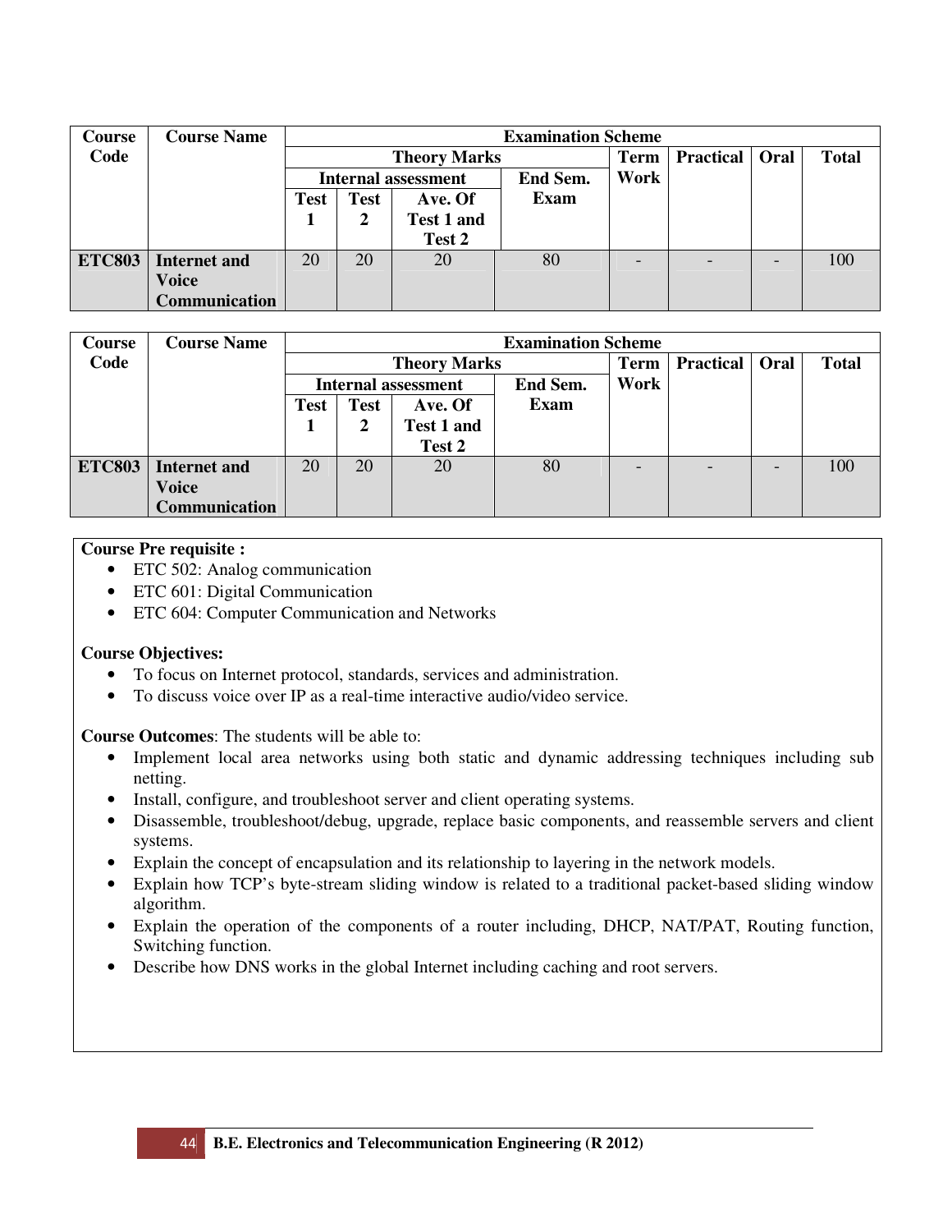| Course Code | Course Name | Examination Scheme | | | | | | | |
|---|---|---|---|---|---|---|---|---|---|
| | | Theory Marks | | | | Term Work | Practical | Oral | Total |
| | | Internal assessment | | | End Sem. Exam | | | | |
| | | Test 1 | Test 2 | Ave. Of Test 1 and Test 2 | | | | | |
| ETC803 | Internet and Voice Communication | 20 | 20 | 20 | 80 | - | - | - | 100 |

| Course Code | Course Name | Examination Scheme | | | | | | | |
|---|---|---|---|---|---|---|---|---|---|
| | | Theory Marks | | | | Term Work | Practical | Oral | Total |
| | | Internal assessment | | | End Sem. Exam | | | | |
| | | Test 1 | Test 2 | Ave. Of Test 1 and Test 2 | | | | | |
| ETC803 | Internet and Voice Communication | 20 | 20 | 20 | 80 | - | - | - | 100 |

**Course Pre requisite :**

- ETC 502: Analog communication
- ETC 601: Digital Communication
- ETC 604: Computer Communication and Networks

**Course Objectives:**

- To focus on Internet protocol, standards, services and administration.
- To discuss voice over IP as a real-time interactive audio/video service.

**Course Outcomes**: The students will be able to:

- Implement local area networks using both static and dynamic addressing techniques including sub netting.
- Install, configure, and troubleshoot server and client operating systems.
- Disassemble, troubleshoot/debug, upgrade, replace basic components, and reassemble servers and client systems.
- Explain the concept of encapsulation and its relationship to layering in the network models.
- Explain how TCP's byte-stream sliding window is related to a traditional packet-based sliding window algorithm.
- Explain the operation of the components of a router including, DHCP, NAT/PAT, Routing function, Switching function.
- Describe how DNS works in the global Internet including caching and root servers.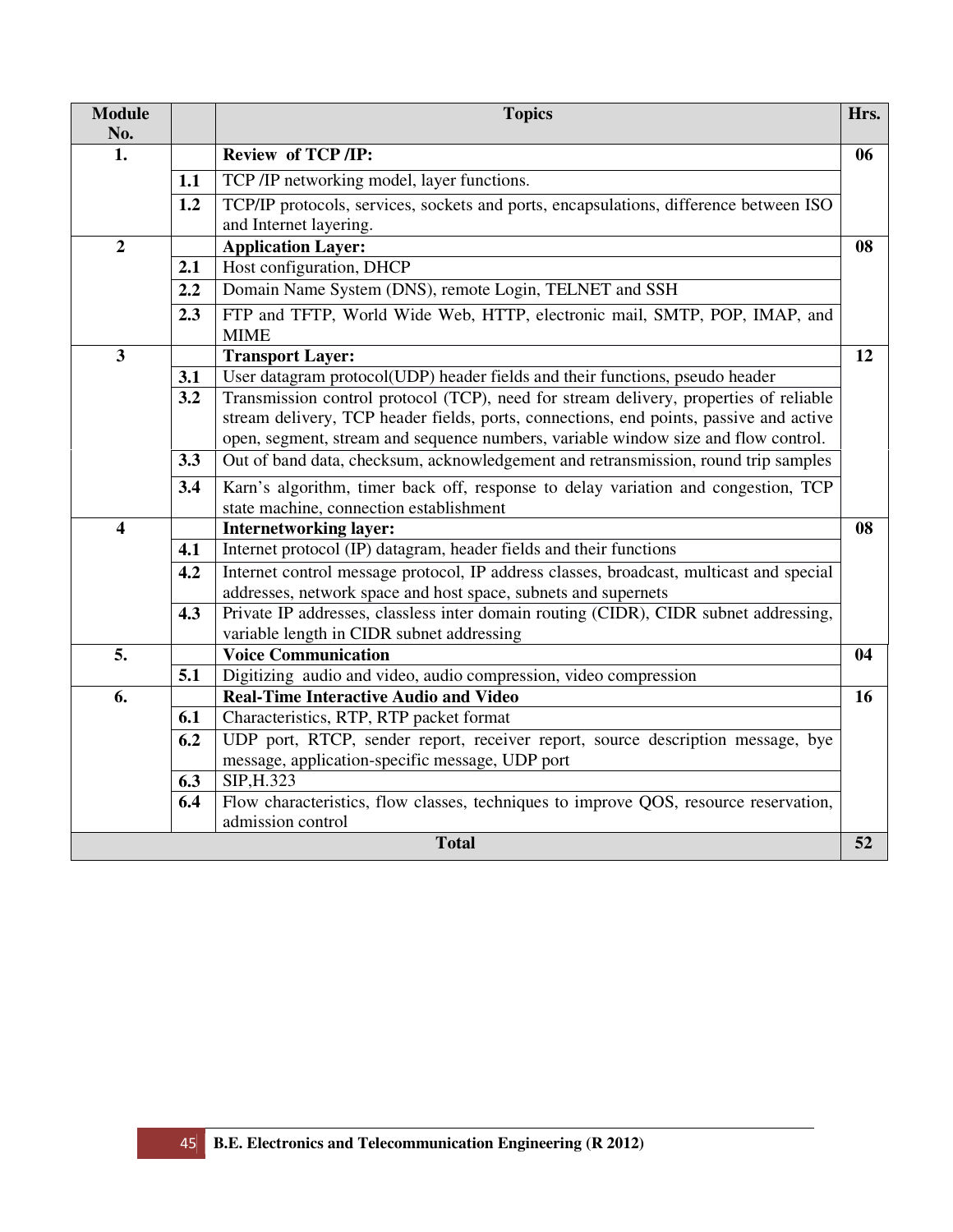| Module No. | | Topics | Hrs. |
|---|---|---|---|
| 1. | | **Review of TCP /IP:** | 06 |
| | 1.1 | TCP /IP networking model, layer functions. | |
| | 1.2 | TCP/IP protocols, services, sockets and ports, encapsulations, difference between ISO and Internet layering. | |
| 2 | | **Application Layer:** | 08 |
| | 2.1 | Host configuration, DHCP | |
| | 2.2 | Domain Name System (DNS), remote Login, TELNET and SSH | |
| | 2.3 | FTP and TFTP, World Wide Web, HTTP, electronic mail, SMTP, POP, IMAP, and MIME | |
| 3 | | **Transport Layer:** | 12 |
| | 3.1 | User datagram protocol(UDP) header fields and their functions, pseudo header | |
| | 3.2 | Transmission control protocol (TCP), need for stream delivery, properties of reliable stream delivery, TCP header fields, ports, connections, end points, passive and active open, segment, stream and sequence numbers, variable window size and flow control. | |
| | 3.3 | Out of band data, checksum, acknowledgement and retransmission, round trip samples | |
| | 3.4 | Karn's algorithm, timer back off, response to delay variation and congestion, TCP state machine, connection establishment | |
| 4 | | **Internetworking layer:** | 08 |
| | 4.1 | Internet protocol (IP) datagram, header fields and their functions | |
| | 4.2 | Internet control message protocol, IP address classes, broadcast, multicast and special addresses, network space and host space, subnets and supernets | |
| | 4.3 | Private IP addresses, classless inter domain routing (CIDR), CIDR subnet addressing, variable length in CIDR subnet addressing | |
| 5. | | **Voice Communication** | 04 |
| | 5.1 | Digitizing audio and video, audio compression, video compression | |
| 6. | | **Real-Time Interactive Audio and Video** | 16 |
| | 6.1 | Characteristics, RTP, RTP packet format | |
| | 6.2 | UDP port, RTCP, sender report, receiver report, source description message, bye message, application-specific message, UDP port | |
| | 6.3 | SIP,H.323 | |
| | 6.4 | Flow characteristics, flow classes, techniques to improve QOS, resource reservation, admission control | |
| | | **Total** | **52** |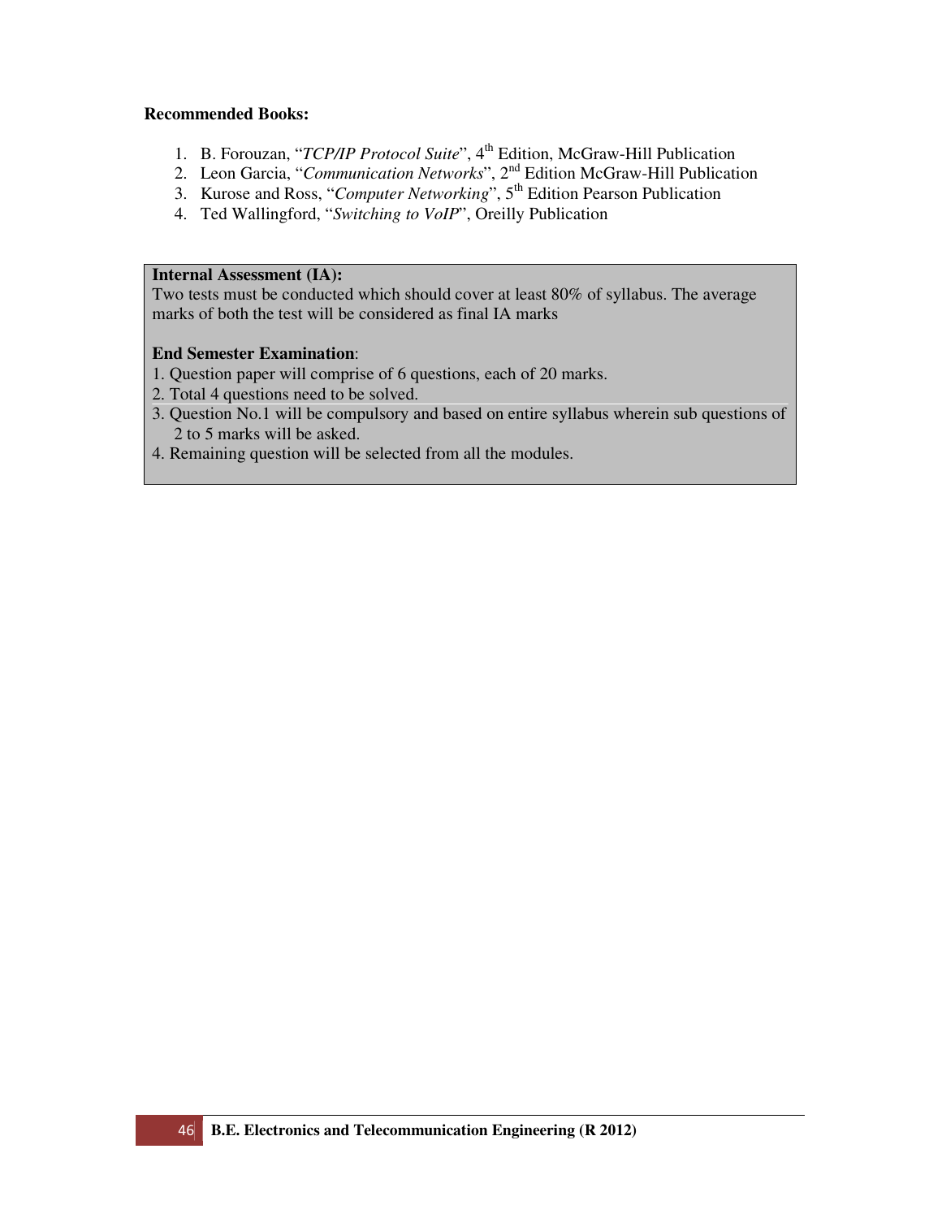**Recommended Books:**

1. B. Forouzan, "*TCP/IP Protocol Suite*", 4th Edition, McGraw-Hill Publication
2. Leon Garcia, "*Communication Networks*", 2nd Edition McGraw-Hill Publication
3. Kurose and Ross, "*Computer Networking*", 5th Edition Pearson Publication
4. Ted Wallingford, "*Switching to VoIP*", Oreilly Publication

**Internal Assessment (IA):**
Two tests must be conducted which should cover at least 80% of syllabus. The average marks of both the test will be considered as final IA marks

**End Semester Examination**:
1. Question paper will comprise of 6 questions, each of 20 marks.
2. Total 4 questions need to be solved.
3. Question No.1 will be compulsory and based on entire syllabus wherein sub questions of 2 to 5 marks will be asked.
4. Remaining question will be selected from all the modules.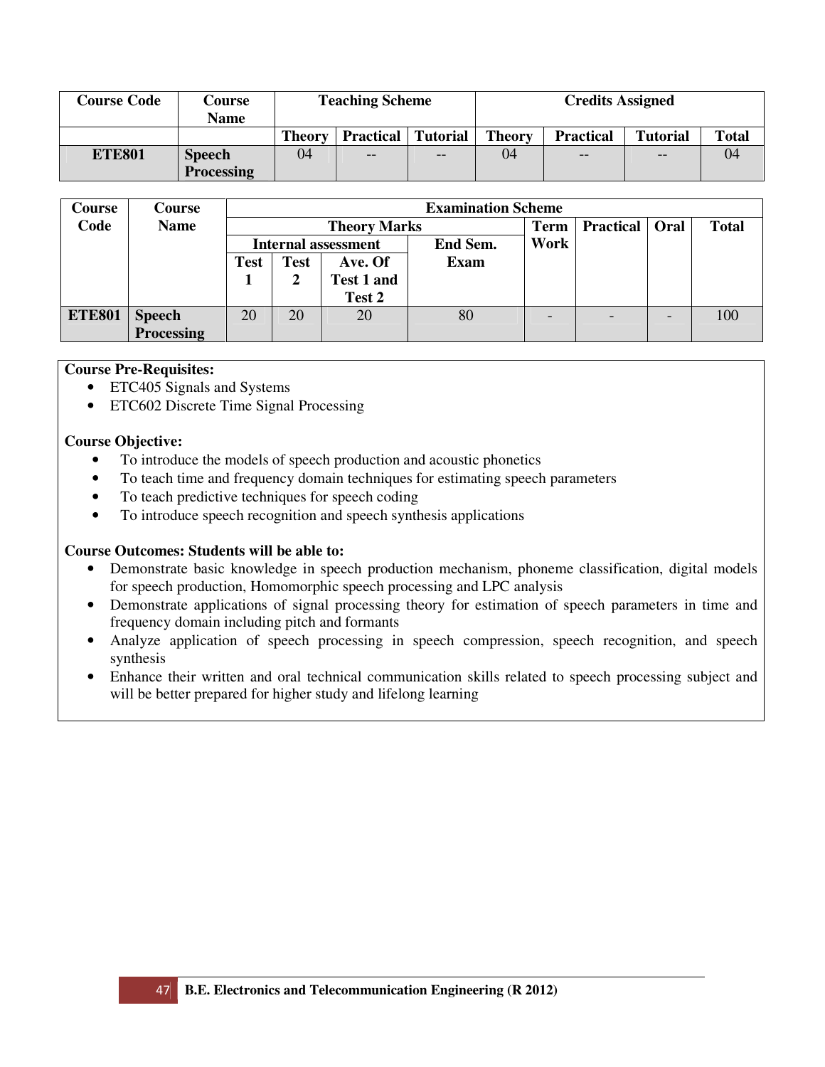| Course Code | Course Name | Teaching Scheme | | | Credits Assigned | | | |
|---|---|---|---|---|---|---|---|---|
| | | Theory | Practical | Tutorial | Theory | Practical | Tutorial | Total |
| **ETE801** | **Speech Processing** | 04 | -- | -- | 04 | -- | -- | 04 |

| Course Code | Course Name | Examination Scheme | | | | | | | |
|---|---|---|---|---|---|---|---|---|---|
| | | Theory Marks | | | | Term Work | Practical | Oral | Total |
| | | Internal assessment | | | End Sem. Exam | | | | |
| | | Test 1 | Test 2 | Ave. Of Test 1 and Test 2 | | | | | |
| **ETE801** | **Speech Processing** | 20 | 20 | 20 | 80 | - | - | - | 100 |

**Course Pre-Requisites:**

- ETC405 Signals and Systems
- ETC602 Discrete Time Signal Processing

**Course Objective:**

- To introduce the models of speech production and acoustic phonetics
- To teach time and frequency domain techniques for estimating speech parameters
- To teach predictive techniques for speech coding
- To introduce speech recognition and speech synthesis applications

**Course Outcomes: Students will be able to:**

- Demonstrate basic knowledge in speech production mechanism, phoneme classification, digital models for speech production, Homomorphic speech processing and LPC analysis
- Demonstrate applications of signal processing theory for estimation of speech parameters in time and frequency domain including pitch and formants
- Analyze application of speech processing in speech compression, speech recognition, and speech synthesis
- Enhance their written and oral technical communication skills related to speech processing subject and will be better prepared for higher study and lifelong learning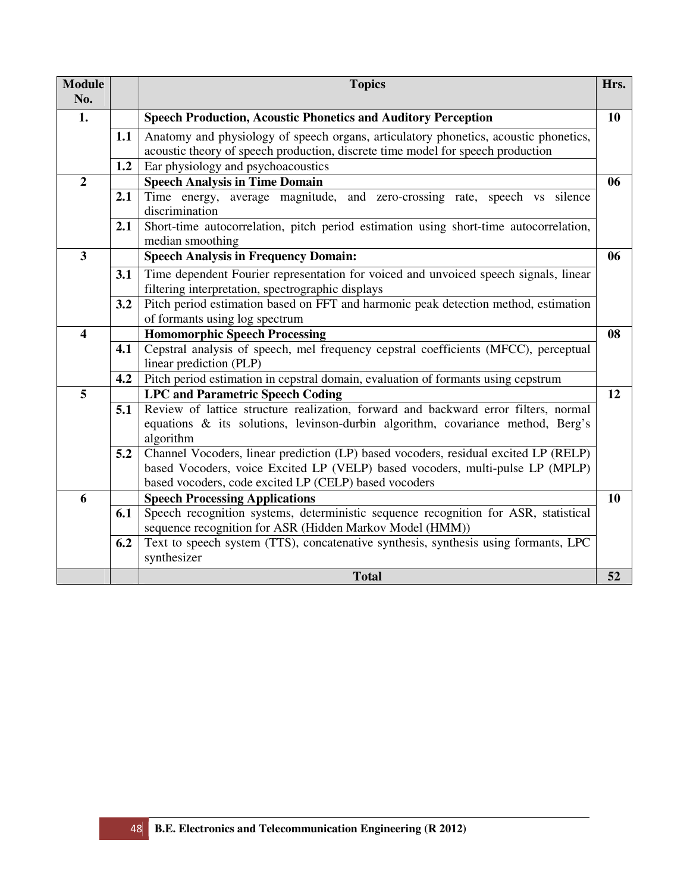| Module No. | | Topics | Hrs. |
|---|---|---|---|
| 1. | | **Speech Production, Acoustic Phonetics and Auditory Perception** | 10 |
| | 1.1 | Anatomy and physiology of speech organs, articulatory phonetics, acoustic phonetics, acoustic theory of speech production, discrete time model for speech production | |
| | 1.2 | Ear physiology and psychoacoustics | |
| 2 | | **Speech Analysis in Time Domain** | 06 |
| | 2.1 | Time energy, average magnitude, and zero-crossing rate, speech vs silence discrimination | |
| | 2.1 | Short-time autocorrelation, pitch period estimation using short-time autocorrelation, median smoothing | |
| 3 | | **Speech Analysis in Frequency Domain:** | 06 |
| | 3.1 | Time dependent Fourier representation for voiced and unvoiced speech signals, linear filtering interpretation, spectrographic displays | |
| | 3.2 | Pitch period estimation based on FFT and harmonic peak detection method, estimation of formants using log spectrum | |
| 4 | | **Homomorphic Speech Processing** | 08 |
| | 4.1 | Cepstral analysis of speech, mel frequency cepstral coefficients (MFCC), perceptual linear prediction (PLP) | |
| | 4.2 | Pitch period estimation in cepstral domain, evaluation of formants using cepstrum | |
| 5 | | **LPC and Parametric Speech Coding** | 12 |
| | 5.1 | Review of lattice structure realization, forward and backward error filters, normal equations & its solutions, levinson-durbin algorithm, covariance method, Berg's algorithm | |
| | 5.2 | Channel Vocoders, linear prediction (LP) based vocoders, residual excited LP (RELP) based Vocoders, voice Excited LP (VELP) based vocoders, multi-pulse LP (MPLP) based vocoders, code excited LP (CELP) based vocoders | |
| 6 | | **Speech Processing Applications** | 10 |
| | 6.1 | Speech recognition systems, deterministic sequence recognition for ASR, statistical sequence recognition for ASR (Hidden Markov Model (HMM)) | |
| | 6.2 | Text to speech system (TTS), concatenative synthesis, synthesis using formants, LPC synthesizer | |
| | | **Total** | **52** |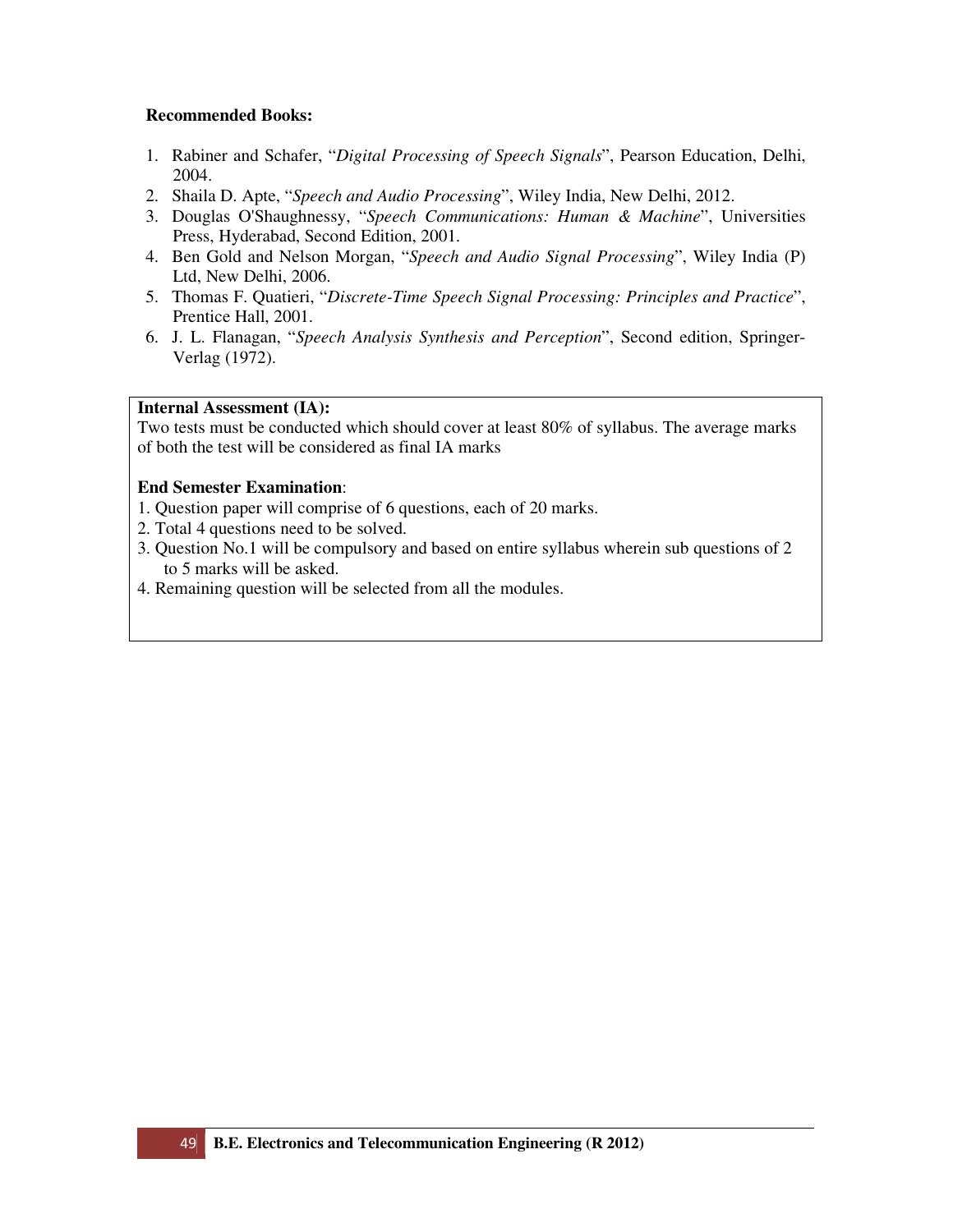**Recommended Books:**

1. Rabiner and Schafer, "*Digital Processing of Speech Signals*", Pearson Education, Delhi, 2004.
2. Shaila D. Apte, "*Speech and Audio Processing*", Wiley India, New Delhi, 2012.
3. Douglas O'Shaughnessy, "*Speech Communications: Human & Machine*", Universities Press, Hyderabad, Second Edition, 2001.
4. Ben Gold and Nelson Morgan, "*Speech and Audio Signal Processing*", Wiley India (P) Ltd, New Delhi, 2006.
5. Thomas F. Quatieri, "*Discrete-Time Speech Signal Processing: Principles and Practice*", Prentice Hall, 2001.
6. J. L. Flanagan, "*Speech Analysis Synthesis and Perception*", Second edition, Springer-Verlag (1972).

**Internal Assessment (IA):**

Two tests must be conducted which should cover at least 80% of syllabus. The average marks of both the test will be considered as final IA marks

**End Semester Examination**:

1. Question paper will comprise of 6 questions, each of 20 marks.
2. Total 4 questions need to be solved.
3. Question No.1 will be compulsory and based on entire syllabus wherein sub questions of 2 to 5 marks will be asked.
4. Remaining question will be selected from all the modules.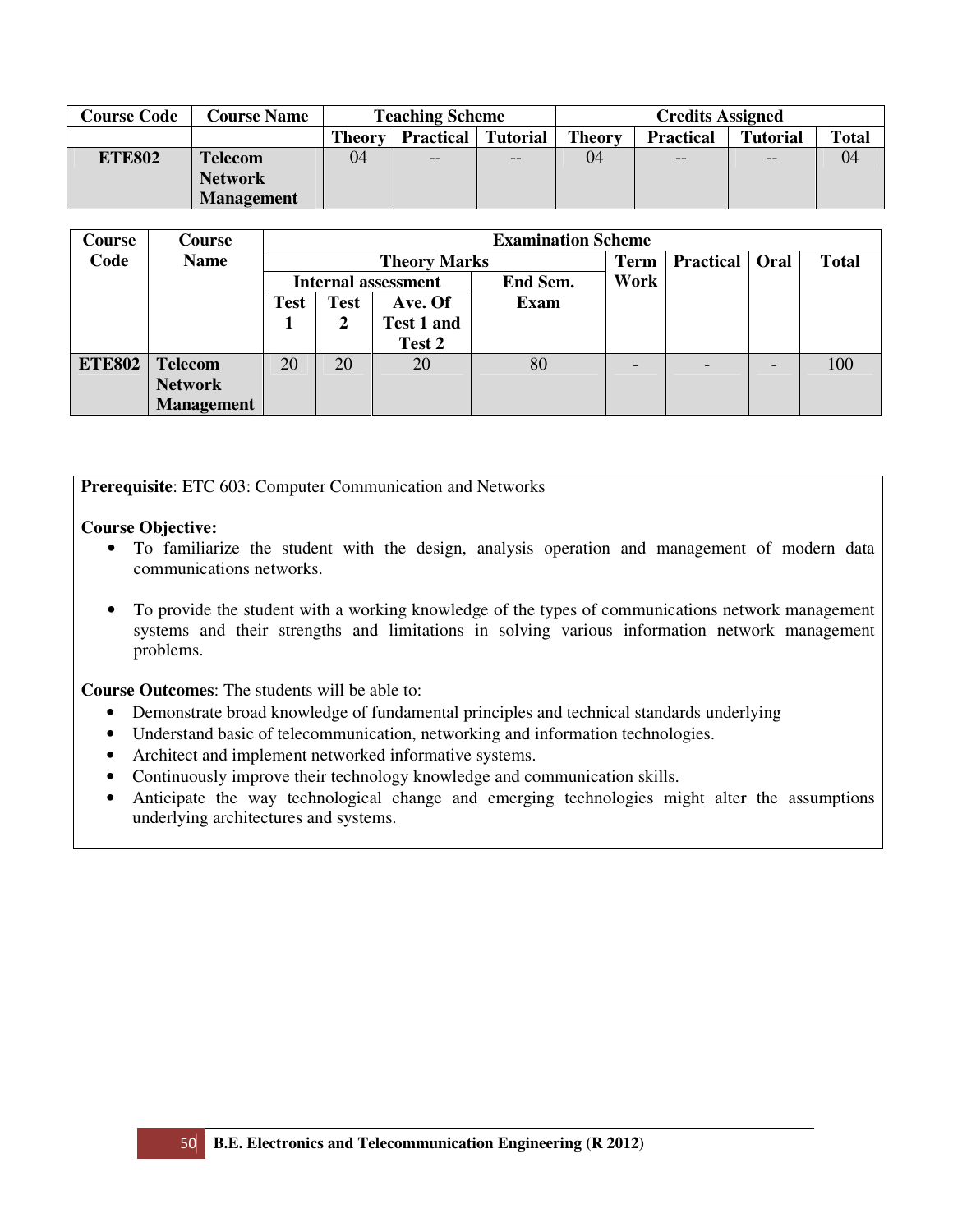| Course Code | Course Name | Teaching Scheme | | | Credits Assigned | | | |
|---|---|---|---|---|---|---|---|---|
| | | Theory | Practical | Tutorial | Theory | Practical | Tutorial | Total |
| ETE802 | Telecom Network Management | 04 | -- | -- | 04 | -- | -- | 04 |

| Course Code | Course Name | Examination Scheme | | | | | | | |
|---|---|---|---|---|---|---|---|---|---|
| | | Theory Marks | | | | Term Work | Practical | Oral | Total |
| | | Internal assessment | | | End Sem. Exam | | | | |
| | | Test 1 | Test 2 | Ave. Of Test 1 and Test 2 | | | | | |
| ETE802 | Telecom Network Management | 20 | 20 | 20 | 80 | - | - | - | 100 |

**Prerequisite**: ETC 603: Computer Communication and Networks

**Course Objective:**

- To familiarize the student with the design, analysis operation and management of modern data communications networks.
- To provide the student with a working knowledge of the types of communications network management systems and their strengths and limitations in solving various information network management problems.

**Course Outcomes**: The students will be able to:

- Demonstrate broad knowledge of fundamental principles and technical standards underlying
- Understand basic of telecommunication, networking and information technologies.
- Architect and implement networked informative systems.
- Continuously improve their technology knowledge and communication skills.
- Anticipate the way technological change and emerging technologies might alter the assumptions underlying architectures and systems.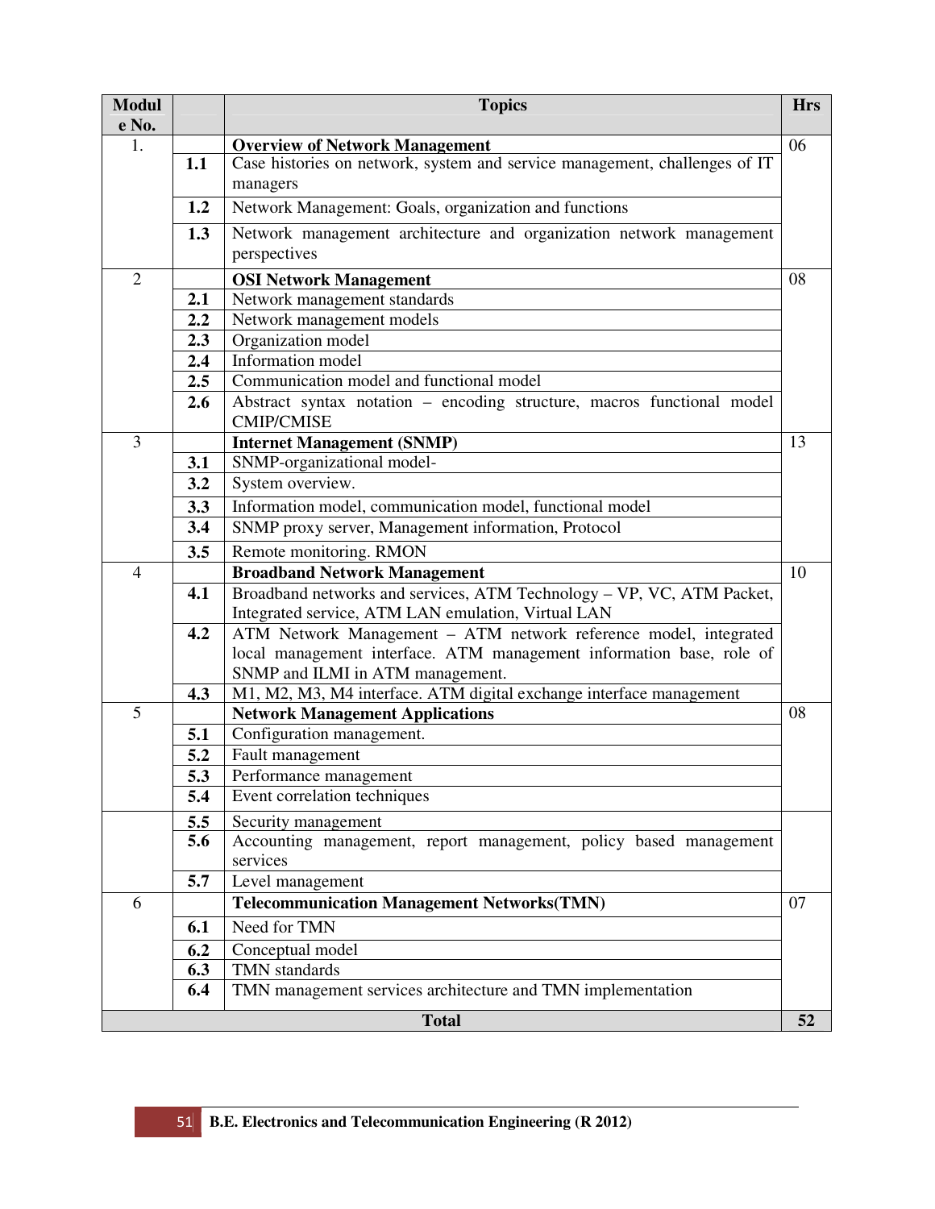| Module No. | | Topics | Hrs |
|---|---|---|---|
| 1. | | **Overview of Network Management** | 06 |
| | **1.1** | Case histories on network, system and service management, challenges of IT managers | |
| | **1.2** | Network Management: Goals, organization and functions | |
| | **1.3** | Network management architecture and organization network management perspectives | |
| 2 | | **OSI Network Management** | 08 |
| | **2.1** | Network management standards | |
| | **2.2** | Network management models | |
| | **2.3** | Organization model | |
| | **2.4** | Information model | |
| | **2.5** | Communication model and functional model | |
| | **2.6** | Abstract syntax notation – encoding structure, macros functional model CMIP/CMISE | |
| 3 | | **Internet Management (SNMP)** | 13 |
| | **3.1** | SNMP-organizational model- | |
| | **3.2** | System overview. | |
| | **3.3** | Information model, communication model, functional model | |
| | **3.4** | SNMP proxy server, Management information, Protocol | |
| | **3.5** | Remote monitoring. RMON | |
| 4 | | **Broadband Network Management** | 10 |
| | **4.1** | Broadband networks and services, ATM Technology – VP, VC, ATM Packet, Integrated service, ATM LAN emulation, Virtual LAN | |
| | **4.2** | ATM Network Management – ATM network reference model, integrated local management interface. ATM management information base, role of SNMP and ILMI in ATM management. | |
| | **4.3** | M1, M2, M3, M4 interface. ATM digital exchange interface management | |
| 5 | | **Network Management Applications** | 08 |
| | **5.1** | Configuration management. | |
| | **5.2** | Fault management | |
| | **5.3** | Performance management | |
| | **5.4** | Event correlation techniques | |
| | **5.5** | Security management | |
| | **5.6** | Accounting management, report management, policy based management services | |
| | **5.7** | Level management | |
| 6 | | **Telecommunication Management Networks(TMN)** | 07 |
| | **6.1** | Need for TMN | |
| | **6.2** | Conceptual model | |
| | **6.3** | TMN standards | |
| | **6.4** | TMN management services architecture and TMN implementation | |
| | | **Total** | **52** |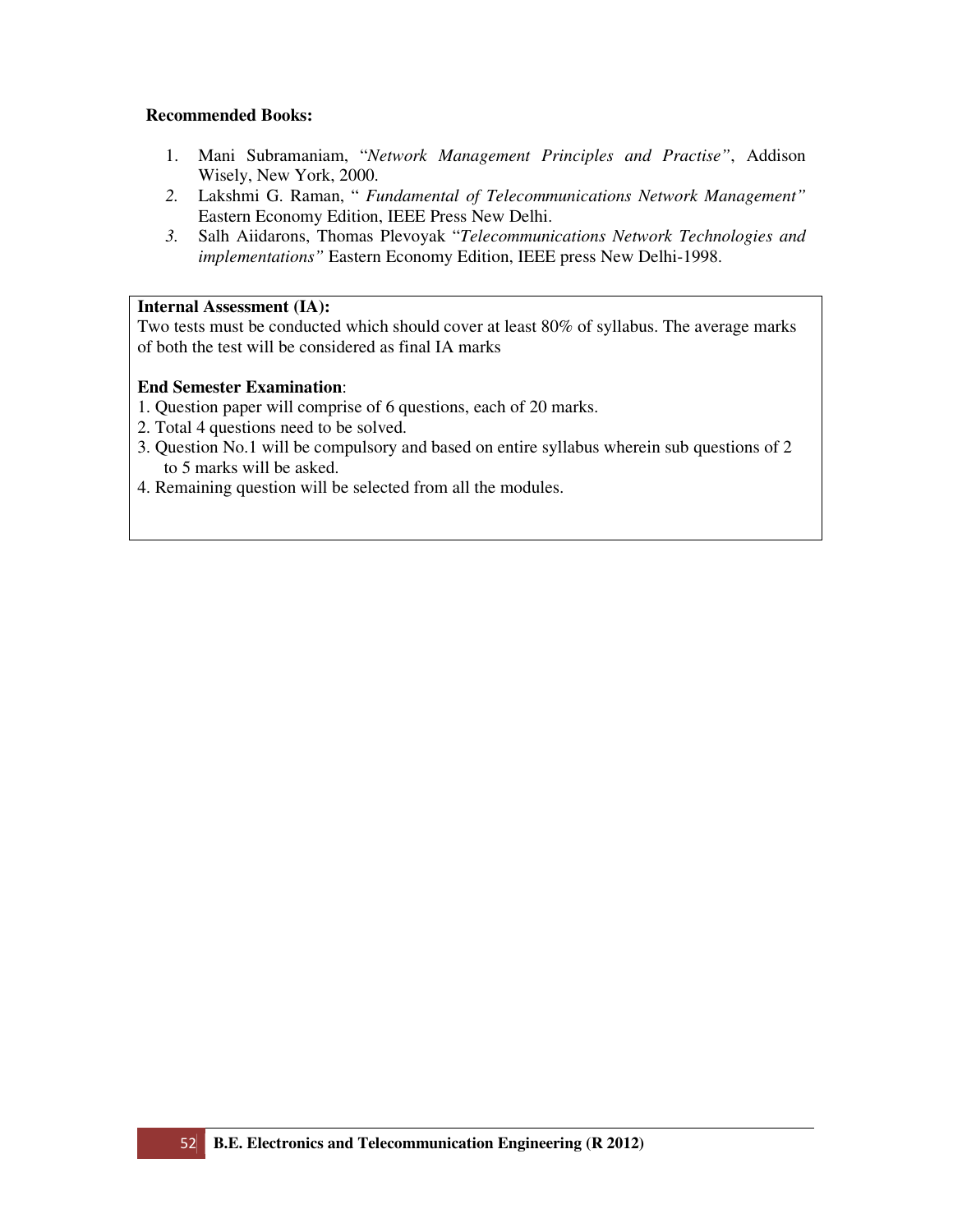**Recommended Books:**

1. Mani Subramaniam, "*Network Management Principles and Practise*", Addison Wisely, New York, 2000.
2. Lakshmi G. Raman, " *Fundamental of Telecommunications Network Management"* Eastern Economy Edition, IEEE Press New Delhi.
3. Salh Aiidarons, Thomas Plevoyak "*Telecommunications Network Technologies and implementations"* Eastern Economy Edition, IEEE press New Delhi-1998.

**Internal Assessment (IA):**

Two tests must be conducted which should cover at least 80% of syllabus. The average marks of both the test will be considered as final IA marks

**End Semester Examination**:

1. Question paper will comprise of 6 questions, each of 20 marks.
2. Total 4 questions need to be solved.
3. Question No.1 will be compulsory and based on entire syllabus wherein sub questions of 2 to 5 marks will be asked.
4. Remaining question will be selected from all the modules.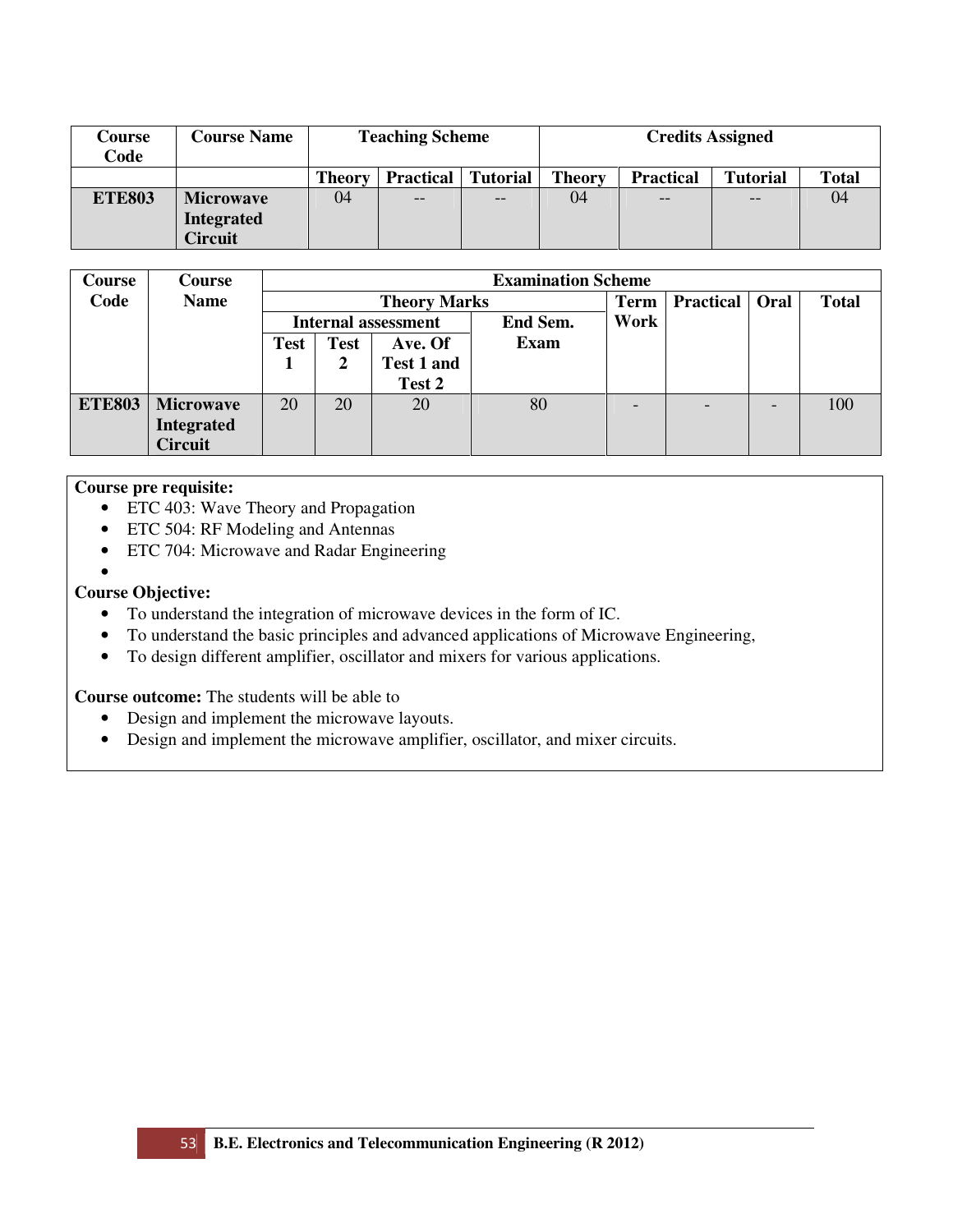| Course Code | Course Name | Teaching Scheme | | | Credits Assigned | | | |
|---|---|---|---|---|---|---|---|---|
| | | Theory | Practical | Tutorial | Theory | Practical | Tutorial | Total |
| ETE803 | Microwave Integrated Circuit | 04 | -- | -- | 04 | -- | -- | 04 |

| Course Code | Course Name | Examination Scheme | | | | | | | |
|---|---|---|---|---|---|---|---|---|---|
| | | Theory Marks | | | | Term Work | Practical | Oral | Total |
| | | Internal assessment | | | End Sem. Exam | | | | |
| | | Test 1 | Test 2 | Ave. Of Test 1 and Test 2 | | | | | |
| ETE803 | Microwave Integrated Circuit | 20 | 20 | 20 | 80 | - | - | - | 100 |

**Course pre requisite:**

- ETC 403: Wave Theory and Propagation
- ETC 504: RF Modeling and Antennas
- ETC 704: Microwave and Radar Engineering
-

**Course Objective:**

- To understand the integration of microwave devices in the form of IC.
- To understand the basic principles and advanced applications of Microwave Engineering,
- To design different amplifier, oscillator and mixers for various applications.

**Course outcome:** The students will be able to

- Design and implement the microwave layouts.
- Design and implement the microwave amplifier, oscillator, and mixer circuits.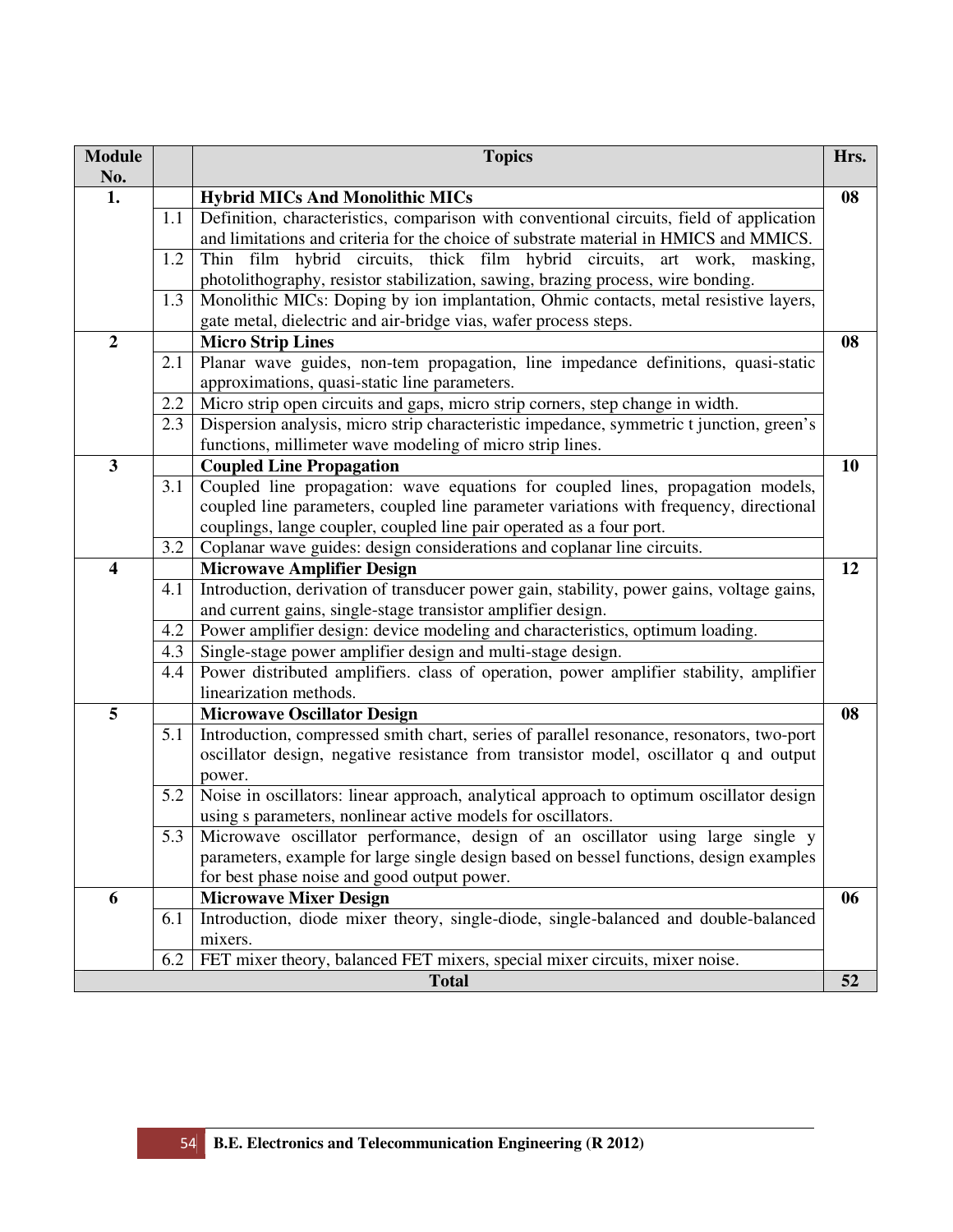| Module No. | | Topics | Hrs. |
|---|---|---|---|
| 1. | | **Hybrid MICs And Monolithic MICs** | 08 |
| | 1.1 | Definition, characteristics, comparison with conventional circuits, field of application and limitations and criteria for the choice of substrate material in HMICS and MMICS. | |
| | 1.2 | Thin film hybrid circuits, thick film hybrid circuits, art work, masking, photolithography, resistor stabilization, sawing, brazing process, wire bonding. | |
| | 1.3 | Monolithic MICs: Doping by ion implantation, Ohmic contacts, metal resistive layers, gate metal, dielectric and air-bridge vias, wafer process steps. | |
| 2 | | **Micro Strip Lines** | 08 |
| | 2.1 | Planar wave guides, non-tem propagation, line impedance definitions, quasi-static approximations, quasi-static line parameters. | |
| | 2.2 | Micro strip open circuits and gaps, micro strip corners, step change in width. | |
| | 2.3 | Dispersion analysis, micro strip characteristic impedance, symmetric t junction, green's functions, millimeter wave modeling of micro strip lines. | |
| 3 | | **Coupled Line Propagation** | 10 |
| | 3.1 | Coupled line propagation: wave equations for coupled lines, propagation models, coupled line parameters, coupled line parameter variations with frequency, directional couplings, lange coupler, coupled line pair operated as a four port. | |
| | 3.2 | Coplanar wave guides: design considerations and coplanar line circuits. | |
| 4 | | **Microwave Amplifier Design** | 12 |
| | 4.1 | Introduction, derivation of transducer power gain, stability, power gains, voltage gains, and current gains, single-stage transistor amplifier design. | |
| | 4.2 | Power amplifier design: device modeling and characteristics, optimum loading. | |
| | 4.3 | Single-stage power amplifier design and multi-stage design. | |
| | 4.4 | Power distributed amplifiers. class of operation, power amplifier stability, amplifier linearization methods. | |
| 5 | | **Microwave Oscillator Design** | 08 |
| | 5.1 | Introduction, compressed smith chart, series of parallel resonance, resonators, two-port oscillator design, negative resistance from transistor model, oscillator q and output power. | |
| | 5.2 | Noise in oscillators: linear approach, analytical approach to optimum oscillator design using s parameters, nonlinear active models for oscillators. | |
| | 5.3 | Microwave oscillator performance, design of an oscillator using large single y parameters, example for large single design based on bessel functions, design examples for best phase noise and good output power. | |
| 6 | | **Microwave Mixer Design** | 06 |
| | 6.1 | Introduction, diode mixer theory, single-diode, single-balanced and double-balanced mixers. | |
| | 6.2 | FET mixer theory, balanced FET mixers, special mixer circuits, mixer noise. | |
| **Total** | | | **52** |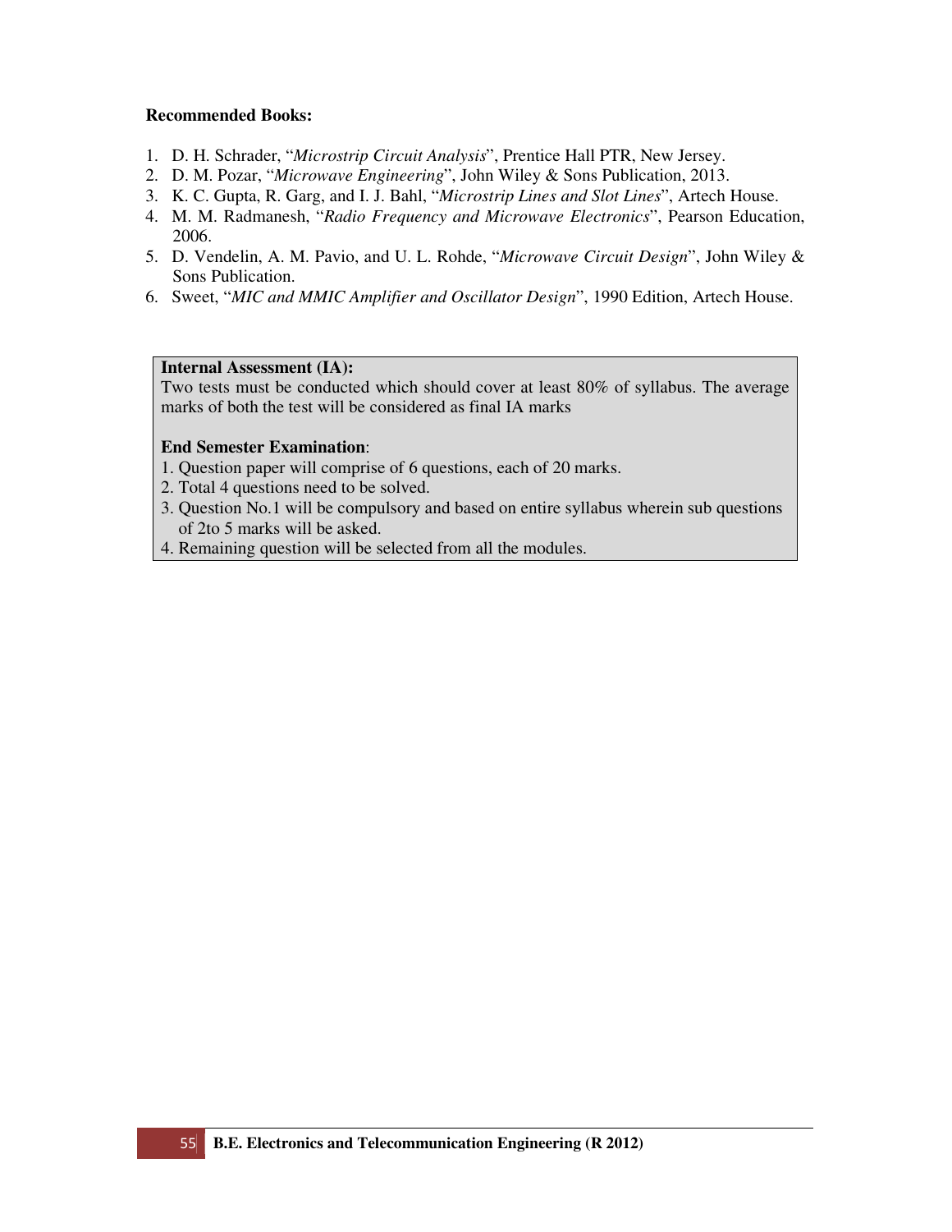**Recommended Books:**

1. D. H. Schrader, "*Microstrip Circuit Analysis*", Prentice Hall PTR, New Jersey.
2. D. M. Pozar, "*Microwave Engineering*", John Wiley & Sons Publication, 2013.
3. K. C. Gupta, R. Garg, and I. J. Bahl, "*Microstrip Lines and Slot Lines*", Artech House.
4. M. M. Radmanesh, "*Radio Frequency and Microwave Electronics*", Pearson Education, 2006.
5. D. Vendelin, A. M. Pavio, and U. L. Rohde, "*Microwave Circuit Design*", John Wiley & Sons Publication.
6. Sweet, "*MIC and MMIC Amplifier and Oscillator Design*", 1990 Edition, Artech House.

**Internal Assessment (IA):**
Two tests must be conducted which should cover at least 80% of syllabus. The average marks of both the test will be considered as final IA marks

**End Semester Examination**:
1. Question paper will comprise of 6 questions, each of 20 marks.
2. Total 4 questions need to be solved.
3. Question No.1 will be compulsory and based on entire syllabus wherein sub questions of 2to 5 marks will be asked.
4. Remaining question will be selected from all the modules.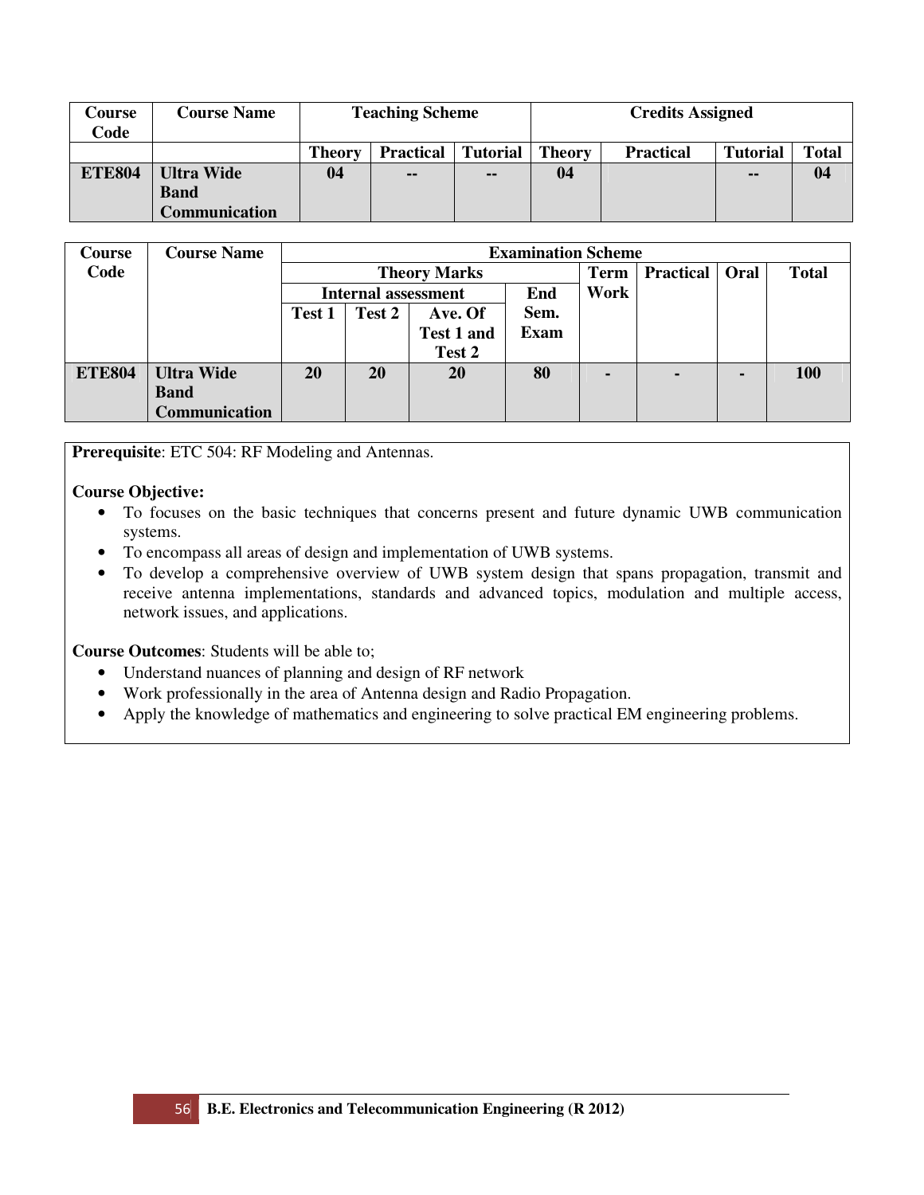| Course Code | Course Name | Teaching Scheme | | | Credits Assigned | | | |
|---|---|---|---|---|---|---|---|---|
| | | Theory | Practical | Tutorial | Theory | Practical | Tutorial | Total |
| ETE804 | Ultra Wide Band Communication | 04 | -- | -- | 04 | | -- | 04 |

| Course Code | Course Name | Examination Scheme | | | | | | | |
|---|---|---|---|---|---|---|---|---|---|
| | | Theory Marks | | | | Term Work | Practical | Oral | Total |
| | | Internal assessment | | | End Sem. Exam | | | | |
| | | Test 1 | Test 2 | Ave. Of Test 1 and Test 2 | | | | | |
| ETE804 | Ultra Wide Band Communication | 20 | 20 | 20 | 80 | - | - | - | 100 |

**Prerequisite**: ETC 504: RF Modeling and Antennas.

**Course Objective:**

- To focuses on the basic techniques that concerns present and future dynamic UWB communication systems.
- To encompass all areas of design and implementation of UWB systems.
- To develop a comprehensive overview of UWB system design that spans propagation, transmit and receive antenna implementations, standards and advanced topics, modulation and multiple access, network issues, and applications.

**Course Outcomes**: Students will be able to;

- Understand nuances of planning and design of RF network
- Work professionally in the area of Antenna design and Radio Propagation.
- Apply the knowledge of mathematics and engineering to solve practical EM engineering problems.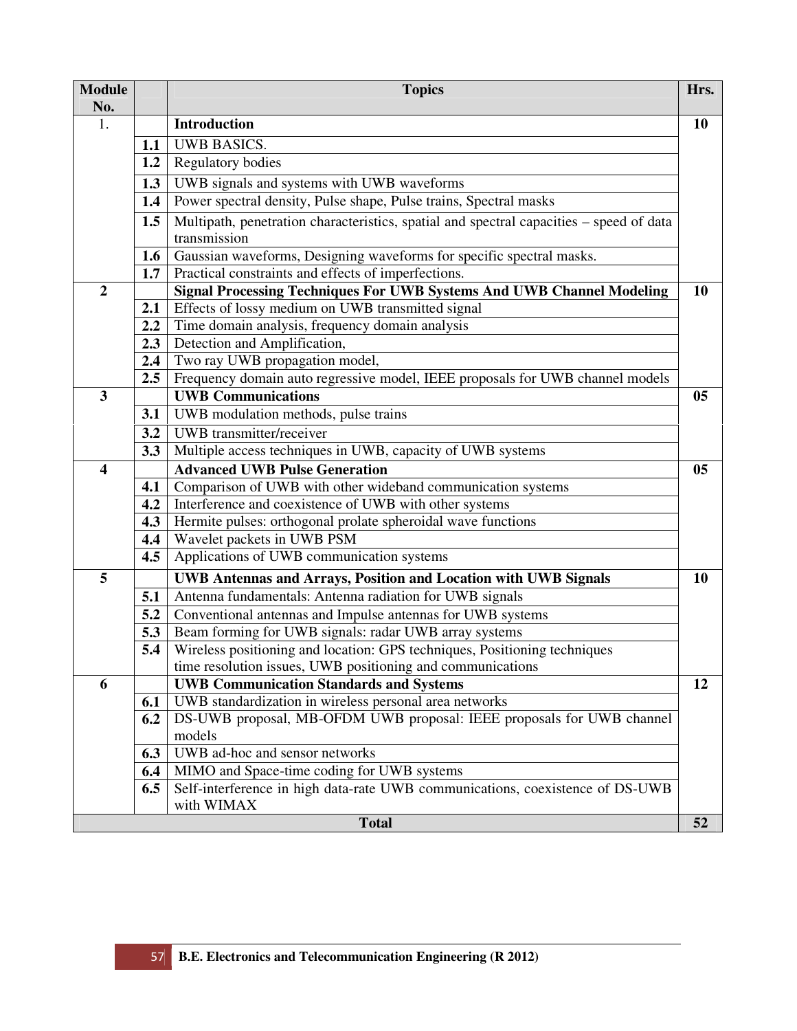| Module No. | | Topics | Hrs. |
|---|---|---|---|
| 1. | | **Introduction** | **10** |
| | **1.1** | UWB BASICS. | |
| | **1.2** | Regulatory bodies | |
| | **1.3** | UWB signals and systems with UWB waveforms | |
| | **1.4** | Power spectral density, Pulse shape, Pulse trains, Spectral masks | |
| | **1.5** | Multipath, penetration characteristics, spatial and spectral capacities – speed of data transmission | |
| | **1.6** | Gaussian waveforms, Designing waveforms for specific spectral masks. | |
| | **1.7** | Practical constraints and effects of imperfections. | |
| **2** | | **Signal Processing Techniques For UWB Systems And UWB Channel Modeling** | **10** |
| | **2.1** | Effects of lossy medium on UWB transmitted signal | |
| | **2.2** | Time domain analysis, frequency domain analysis | |
| | **2.3** | Detection and Amplification, | |
| | **2.4** | Two ray UWB propagation model, | |
| | **2.5** | Frequency domain auto regressive model, IEEE proposals for UWB channel models | |
| **3** | | **UWB Communications** | **05** |
| | **3.1** | UWB modulation methods, pulse trains | |
| | **3.2** | UWB transmitter/receiver | |
| | **3.3** | Multiple access techniques in UWB, capacity of UWB systems | |
| **4** | | **Advanced UWB Pulse Generation** | **05** |
| | **4.1** | Comparison of UWB with other wideband communication systems | |
| | **4.2** | Interference and coexistence of UWB with other systems | |
| | **4.3** | Hermite pulses: orthogonal prolate spheroidal wave functions | |
| | **4.4** | Wavelet packets in UWB PSM | |
| | **4.5** | Applications of UWB communication systems | |
| **5** | | **UWB Antennas and Arrays, Position and Location with UWB Signals** | **10** |
| | **5.1** | Antenna fundamentals: Antenna radiation for UWB signals | |
| | **5.2** | Conventional antennas and Impulse antennas for UWB systems | |
| | **5.3** | Beam forming for UWB signals: radar UWB array systems | |
| | **5.4** | Wireless positioning and location: GPS techniques, Positioning techniques time resolution issues, UWB positioning and communications | |
| **6** | | **UWB Communication Standards and Systems** | **12** |
| | **6.1** | UWB standardization in wireless personal area networks | |
| | **6.2** | DS-UWB proposal, MB-OFDM UWB proposal: IEEE proposals for UWB channel models | |
| | **6.3** | UWB ad-hoc and sensor networks | |
| | **6.4** | MIMO and Space-time coding for UWB systems | |
| | **6.5** | Self-interference in high data-rate UWB communications, coexistence of DS-UWB with WIMAX | |
| | | **Total** | **52** |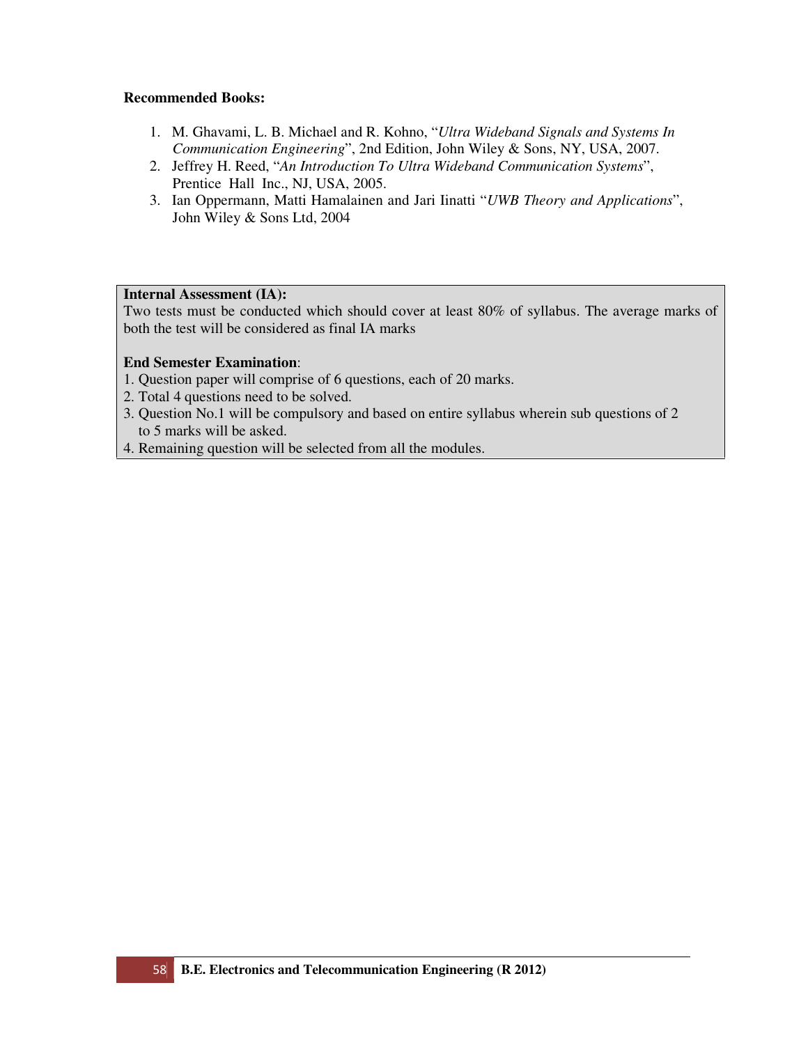**Recommended Books:**

1. M. Ghavami, L. B. Michael and R. Kohno, "*Ultra Wideband Signals and Systems In Communication Engineering*", 2nd Edition, John Wiley & Sons, NY, USA, 2007.
2. Jeffrey H. Reed, "*An Introduction To Ultra Wideband Communication Systems*", Prentice Hall Inc., NJ, USA, 2005.
3. Ian Oppermann, Matti Hamalainen and Jari Iinatti "*UWB Theory and Applications*", John Wiley & Sons Ltd, 2004

**Internal Assessment (IA):**
Two tests must be conducted which should cover at least 80% of syllabus. The average marks of both the test will be considered as final IA marks

**End Semester Examination**:
1. Question paper will comprise of 6 questions, each of 20 marks.
2. Total 4 questions need to be solved.
3. Question No.1 will be compulsory and based on entire syllabus wherein sub questions of 2 to 5 marks will be asked.
4. Remaining question will be selected from all the modules.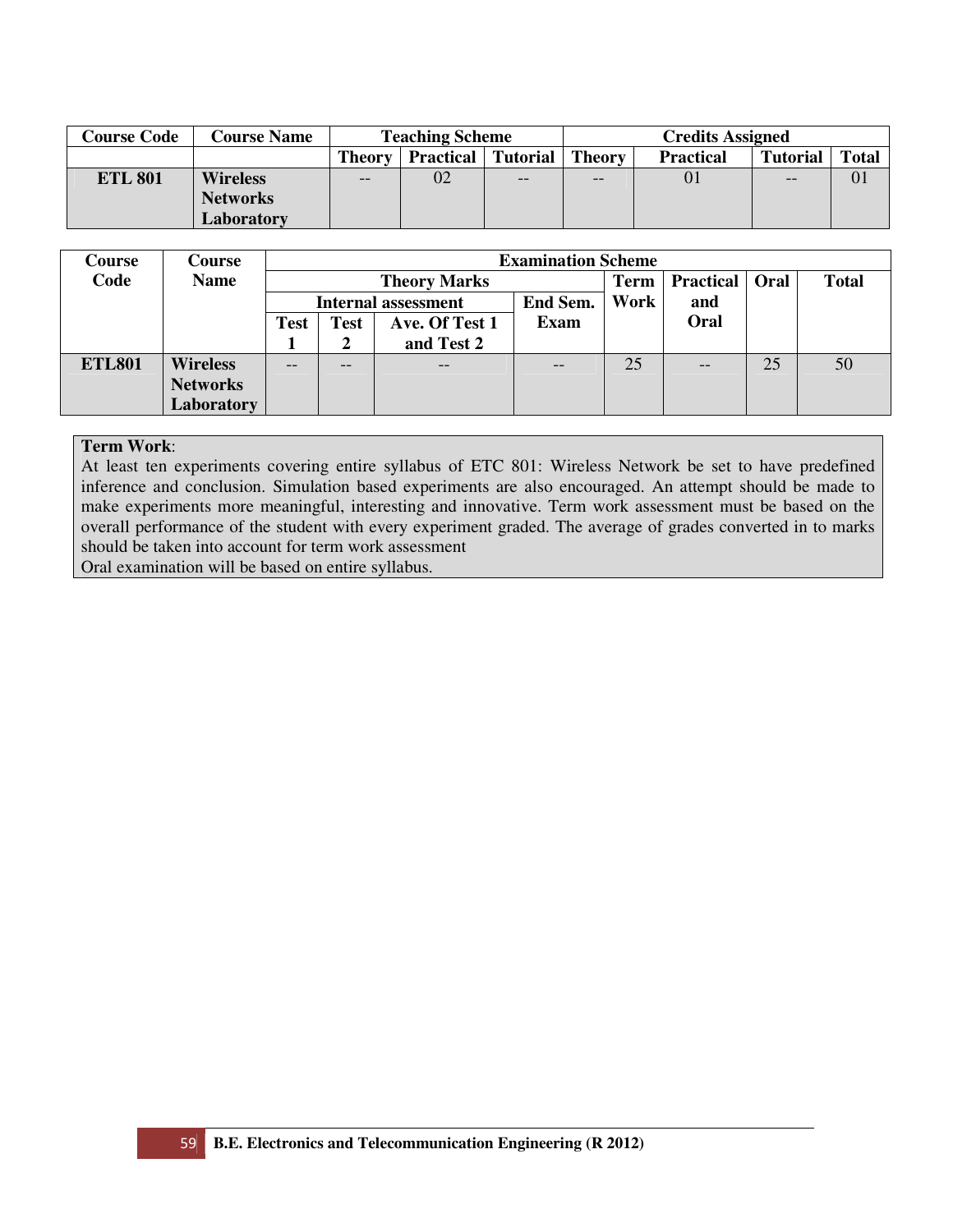| Course Code | Course Name | Teaching Scheme | | | Credits Assigned | | | |
|---|---|---|---|---|---|---|---|---|
| | | Theory | Practical | Tutorial | Theory | Practical | Tutorial | Total |
| ETL 801 | Wireless Networks Laboratory | -- | 02 | -- | -- | 01 | -- | 01 |

| Course Code | Course Name | Examination Scheme | | | | | | | |
|---|---|---|---|---|---|---|---|---|---|
| | | Theory Marks | | | | Term Work | Practical and Oral | Oral | Total |
| | | Internal assessment | | | End Sem. Exam | | | | |
| | | Test 1 | Test 2 | Ave. Of Test 1 and Test 2 | | | | | |
| ETL801 | Wireless Networks Laboratory | -- | -- | -- | -- | 25 | -- | 25 | 50 |

**Term Work**:
At least ten experiments covering entire syllabus of ETC 801: Wireless Network be set to have predefined inference and conclusion. Simulation based experiments are also encouraged. An attempt should be made to make experiments more meaningful, interesting and innovative. Term work assessment must be based on the overall performance of the student with every experiment graded. The average of grades converted in to marks should be taken into account for term work assessment
Oral examination will be based on entire syllabus.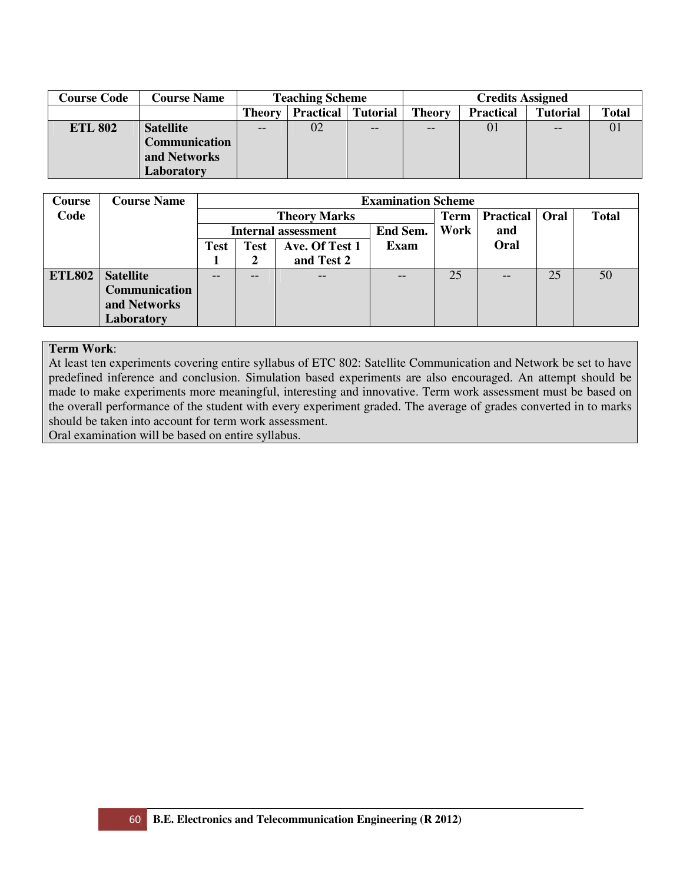| Course Code | Course Name | Teaching Scheme | | | Credits Assigned | | | |
|---|---|---|---|---|---|---|---|---|
| | | Theory | Practical | Tutorial | Theory | Practical | Tutorial | Total |
| **ETL 802** | **Satellite Communication and Networks Laboratory** | -- | 02 | -- | -- | 01 | -- | 01 |

| Course Code | Course Name | Examination Scheme | | | | | | | |
|---|---|---|---|---|---|---|---|---|---|
| | | Theory Marks | | | | Term Work | Practical and Oral | Oral | Total |
| | | Internal assessment | | | End Sem. Exam | | | | |
| | | Test 1 | Test 2 | Ave. Of Test 1 and Test 2 | | | | | |
| **ETL802** | **Satellite Communication and Networks Laboratory** | -- | -- | -- | -- | 25 | -- | 25 | 50 |

**Term Work**:
At least ten experiments covering entire syllabus of ETC 802: Satellite Communication and Network be set to have predefined inference and conclusion. Simulation based experiments are also encouraged. An attempt should be made to make experiments more meaningful, interesting and innovative. Term work assessment must be based on the overall performance of the student with every experiment graded. The average of grades converted in to marks should be taken into account for term work assessment.
Oral examination will be based on entire syllabus.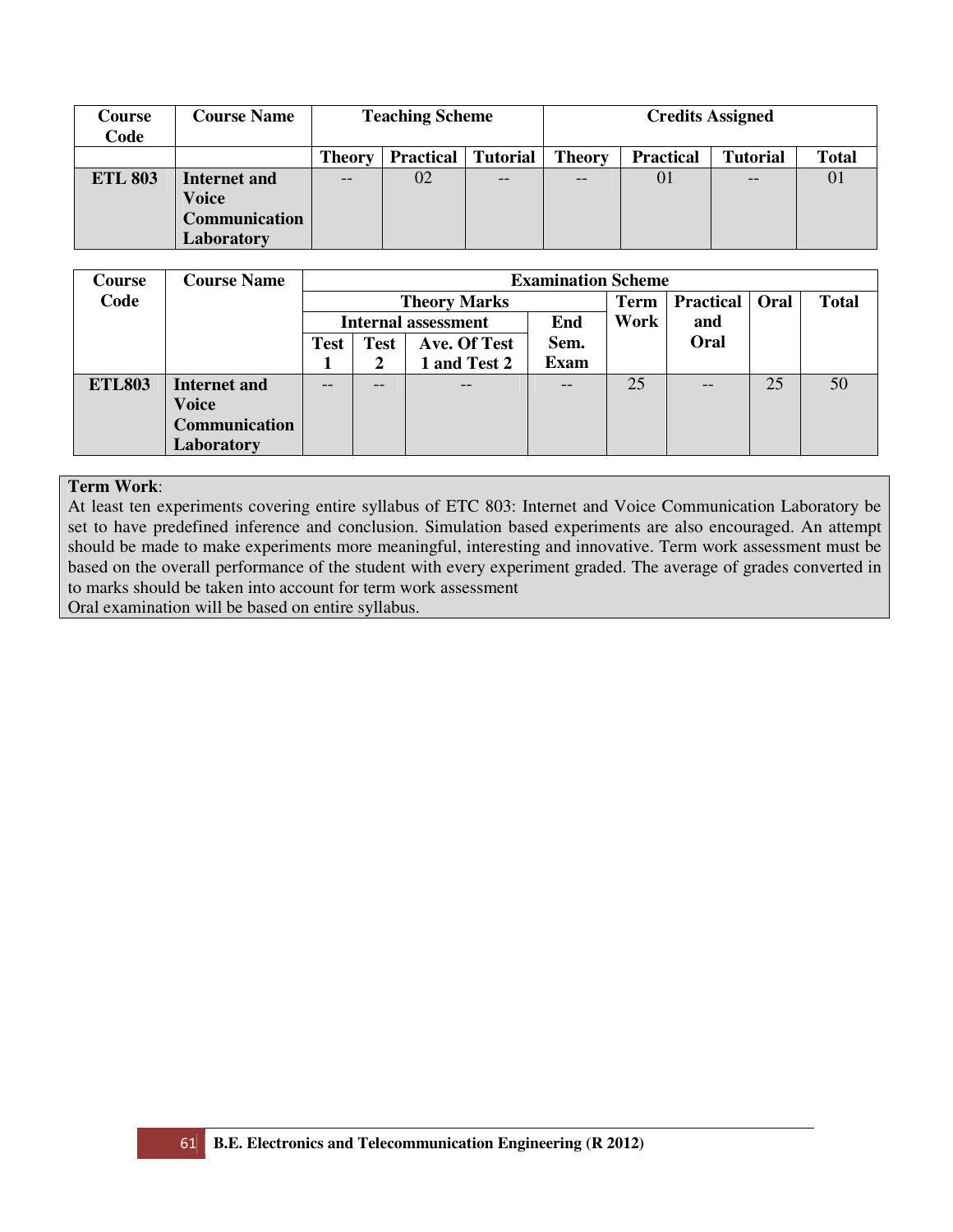| Course Code | Course Name | Teaching Scheme | | | Credits Assigned | | | |
|---|---|---|---|---|---|---|---|---|
| | | Theory | Practical | Tutorial | Theory | Practical | Tutorial | Total |
| ETL 803 | Internet and Voice Communication Laboratory | -- | 02 | -- | -- | 01 | -- | 01 |

| Course Code | Course Name | Examination Scheme | | | | | | | |
|---|---|---|---|---|---|---|---|---|---|
| | | Theory Marks | | | | Term Work | Practical and Oral | Oral | Total |
| | | Internal assessment | | | End Sem. Exam | | | | |
| | | Test 1 | Test 2 | Ave. Of Test 1 and Test 2 | | | | | |
| ETL803 | Internet and Voice Communication Laboratory | -- | -- | -- | -- | 25 | -- | 25 | 50 |

**Term Work**:
At least ten experiments covering entire syllabus of ETC 803: Internet and Voice Communication Laboratory be set to have predefined inference and conclusion. Simulation based experiments are also encouraged. An attempt should be made to make experiments more meaningful, interesting and innovative. Term work assessment must be based on the overall performance of the student with every experiment graded. The average of grades converted in to marks should be taken into account for term work assessment
Oral examination will be based on entire syllabus.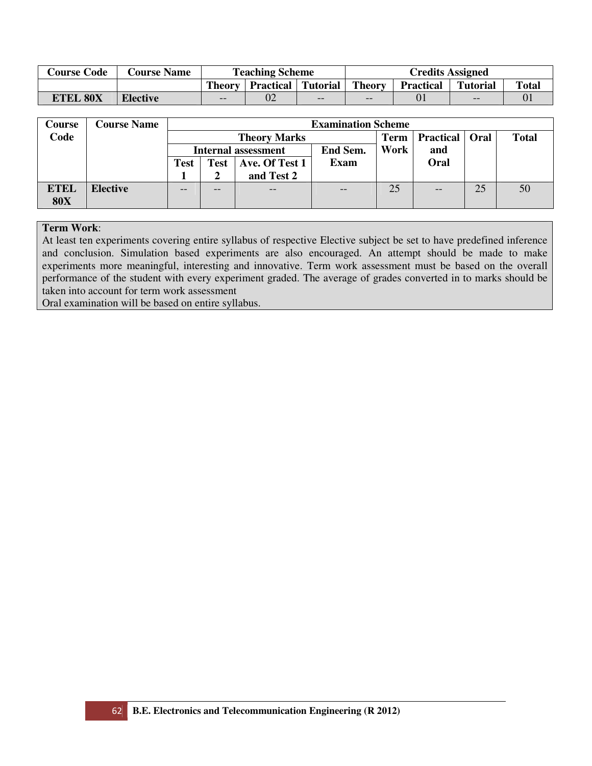| Course Code | Course Name | Teaching Scheme | | | Credits Assigned | | | |
|---|---|---|---|---|---|---|---|---|
| | | Theory | Practical | Tutorial | Theory | Practical | Tutorial | Total |
| ETEL 80X | Elective | -- | 02 | -- | -- | 01 | -- | 01 |

| Course Code | Course Name | Examination Scheme | | | | | | | |
|---|---|---|---|---|---|---|---|---|---|
| | | Theory Marks | | | | Term Work | Practical and Oral | Oral | Total |
| | | Internal assessment | | | End Sem. Exam | | | | |
| | | Test 1 | Test 2 | Ave. Of Test 1 and Test 2 | | | | | |
| ETEL 80X | Elective | -- | -- | -- | -- | 25 | -- | 25 | 50 |

**Term Work**:
At least ten experiments covering entire syllabus of respective Elective subject be set to have predefined inference and conclusion. Simulation based experiments are also encouraged. An attempt should be made to make experiments more meaningful, interesting and innovative. Term work assessment must be based on the overall performance of the student with every experiment graded. The average of grades converted in to marks should be taken into account for term work assessment
Oral examination will be based on entire syllabus.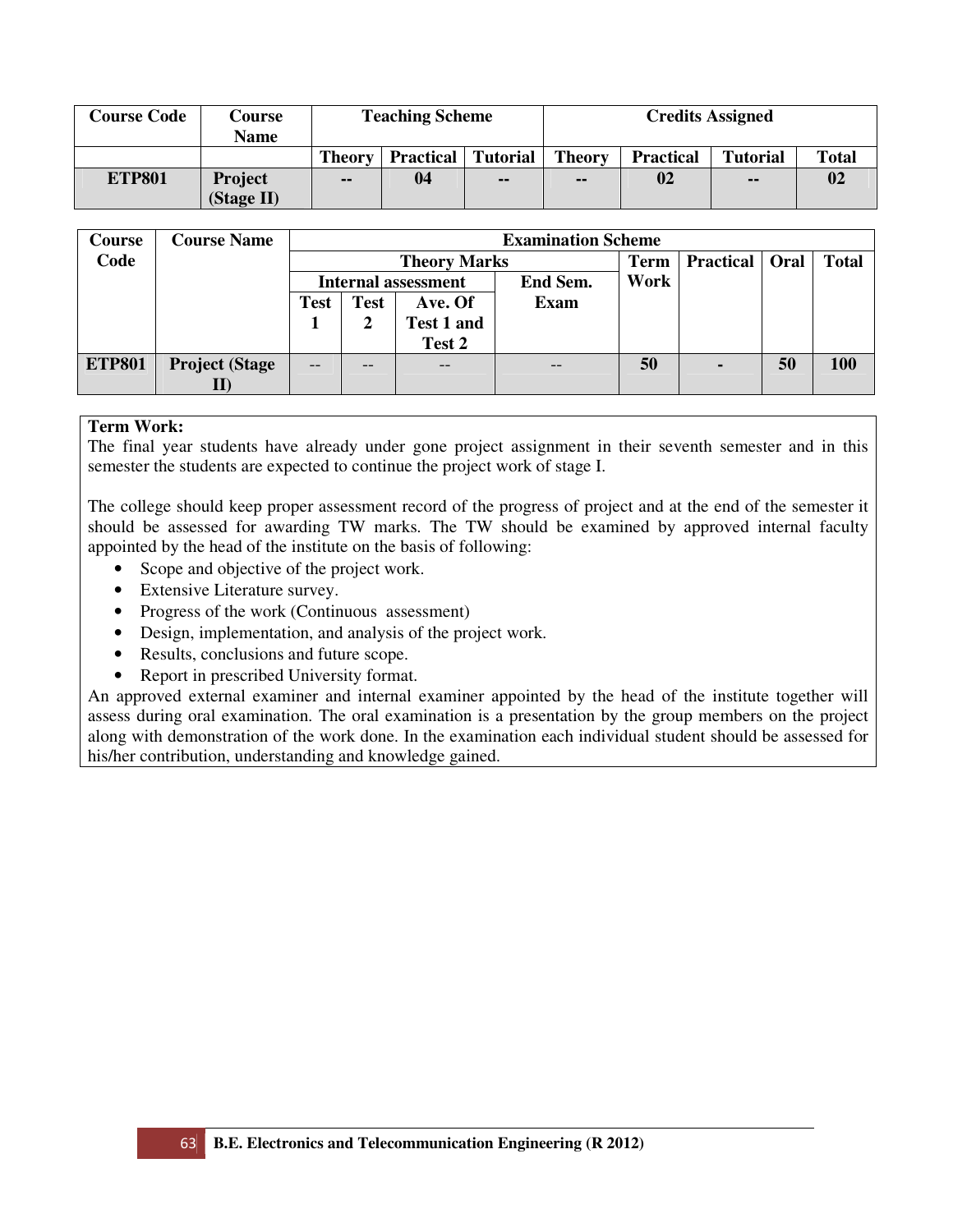| Course Code | Course Name | Teaching Scheme | | | Credits Assigned | | | |
|---|---|---|---|---|---|---|---|---|
| | | Theory | Practical | Tutorial | Theory | Practical | Tutorial | Total |
| **ETP801** | **Project (Stage II)** | -- | 04 | -- | -- | 02 | -- | 02 |

| Course Code | Course Name | Examination Scheme | | | | | | | |
|---|---|---|---|---|---|---|---|---|---|
| | | Theory Marks | | | | Term Work | Practical | Oral | Total |
| | | Internal assessment | | | End Sem. Exam | | | | |
| | | Test 1 | Test 2 | Ave. Of Test 1 and Test 2 | | | | | |
| **ETP801** | **Project (Stage II)** | -- | -- | -- | -- | 50 | - | 50 | 100 |

**Term Work:**

The final year students have already under gone project assignment in their seventh semester and in this semester the students are expected to continue the project work of stage I.

The college should keep proper assessment record of the progress of project and at the end of the semester it should be assessed for awarding TW marks. The TW should be examined by approved internal faculty appointed by the head of the institute on the basis of following:

- Scope and objective of the project work.
- Extensive Literature survey.
- Progress of the work (Continuous assessment)
- Design, implementation, and analysis of the project work.
- Results, conclusions and future scope.
- Report in prescribed University format.

An approved external examiner and internal examiner appointed by the head of the institute together will assess during oral examination. The oral examination is a presentation by the group members on the project along with demonstration of the work done. In the examination each individual student should be assessed for his/her contribution, understanding and knowledge gained.